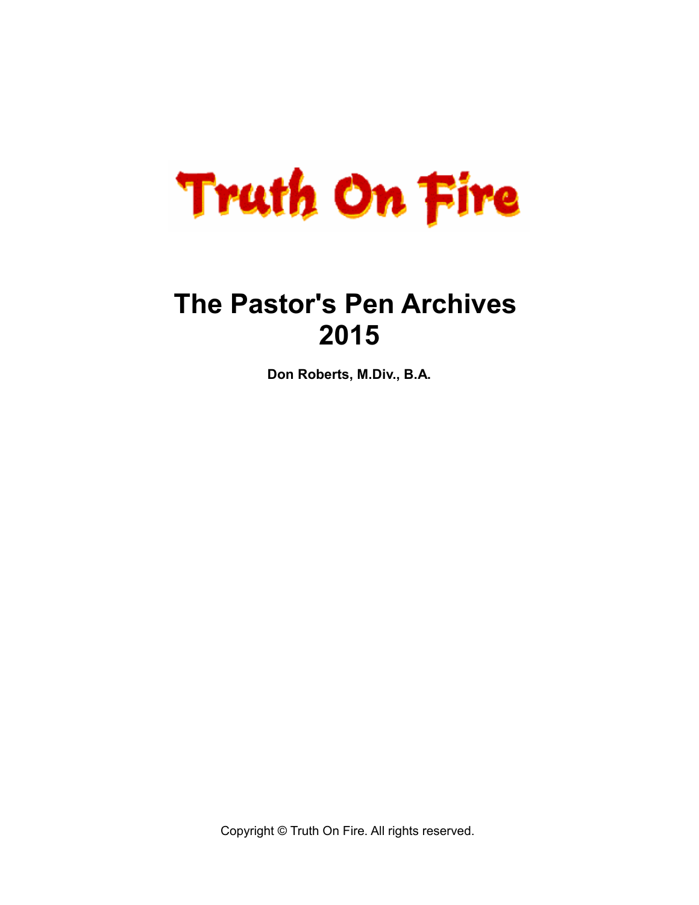Truth On Fire

# The Pastor's Pen Archives 2015

**Don Roberts, M.Div., B.A.**

Copyright © Truth On Fire. All rights reserved.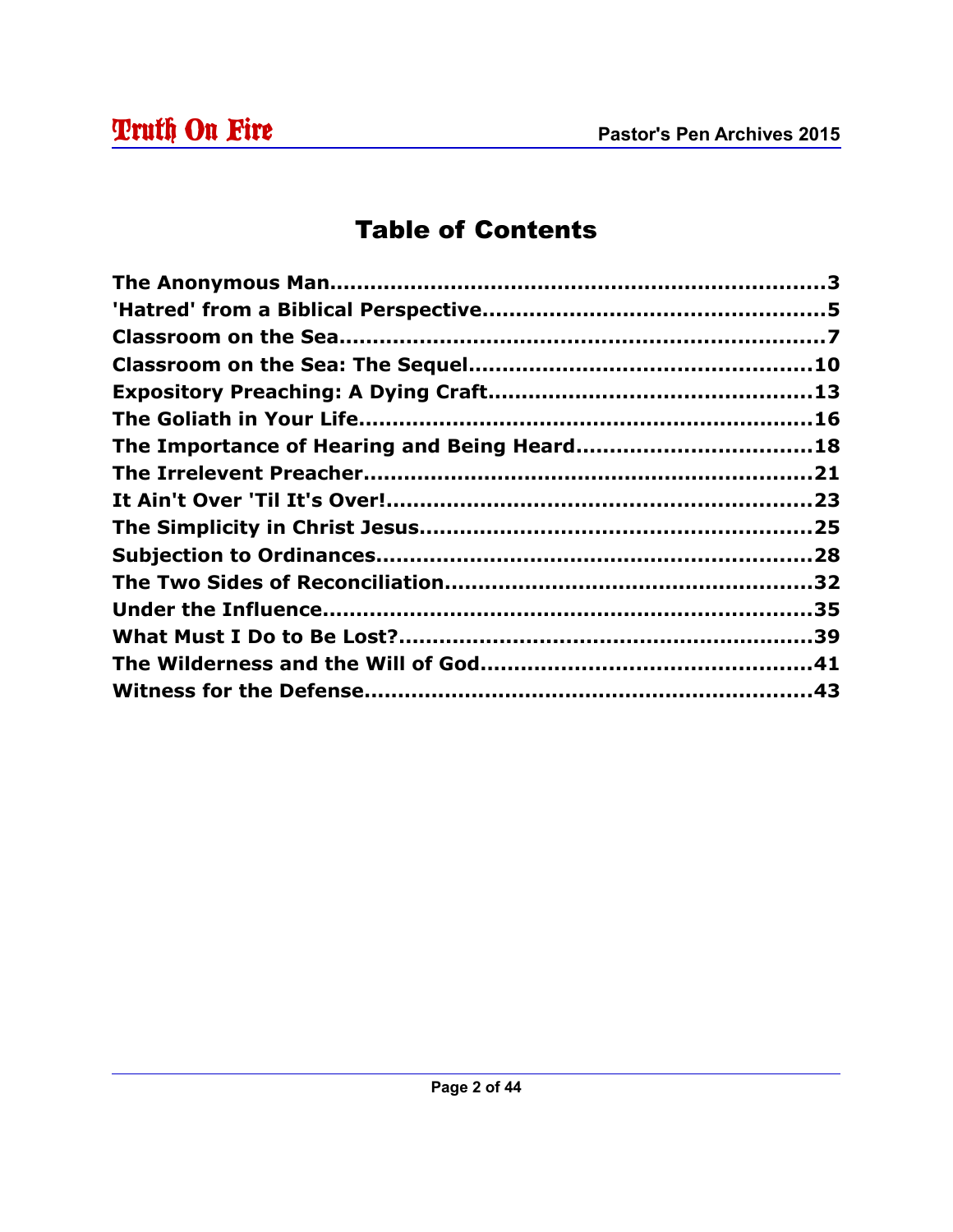# Table of Contents

- The Anonymous Man......................................................................3
- 'Hatred' from a Biblical Perspective..............................................5
- Classroom on the Sea....................................................................7
- Classroom on the Sea: The Sequel...............................................10
- Expository Preaching: A Dying Craft............................................13
- The Goliath in Your Life...............................................................16
- The Importance of Hearing and Being Heard...............................18
- The Irrelevent Preacher...............................................................21
- It Ain't Over 'Til It's Over!...........................................................23
- The Simplicity in Christ Jesus......................................................25
- Subjection to Ordinances.............................................................28
- The Two Sides of Reconciliation...................................................32
- Under the Influence.....................................................................35
- What Must I Do to Be Lost?.........................................................39
- The Wilderness and the Will of God.............................................41
- Witness for the Defense...............................................................43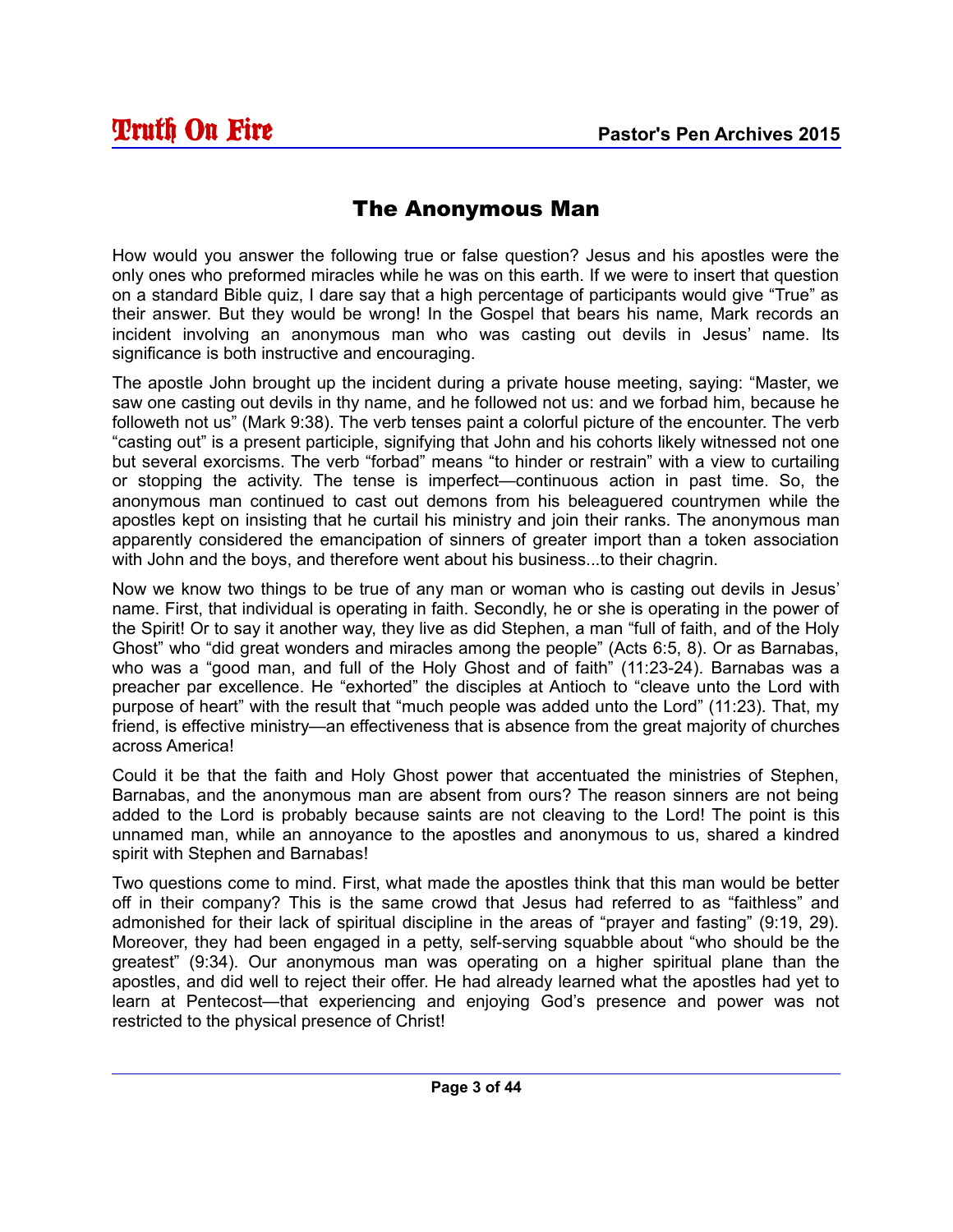# The Anonymous Man

How would you answer the following true or false question? Jesus and his apostles were the only ones who preformed miracles while he was on this earth. If we were to insert that question on a standard Bible quiz, I dare say that a high percentage of participants would give "True" as their answer. But they would be wrong! In the Gospel that bears his name, Mark records an incident involving an anonymous man who was casting out devils in Jesus' name. Its significance is both instructive and encouraging.

The apostle John brought up the incident during a private house meeting, saying: "Master, we saw one casting out devils in thy name, and he followed not us: and we forbad him, because he followeth not us" (Mark 9:38). The verb tenses paint a colorful picture of the encounter. The verb "casting out" is a present participle, signifying that John and his cohorts likely witnessed not one but several exorcisms. The verb "forbad" means "to hinder or restrain" with a view to curtailing or stopping the activity. The tense is imperfect—continuous action in past time. So, the anonymous man continued to cast out demons from his beleaguered countrymen while the apostles kept on insisting that he curtail his ministry and join their ranks. The anonymous man apparently considered the emancipation of sinners of greater import than a token association with John and the boys, and therefore went about his business...to their chagrin.

Now we know two things to be true of any man or woman who is casting out devils in Jesus' name. First, that individual is operating in faith. Secondly, he or she is operating in the power of the Spirit! Or to say it another way, they live as did Stephen, a man "full of faith, and of the Holy Ghost" who "did great wonders and miracles among the people" (Acts 6:5, 8). Or as Barnabas, who was a "good man, and full of the Holy Ghost and of faith" (11:23-24). Barnabas was a preacher par excellence. He "exhorted" the disciples at Antioch to "cleave unto the Lord with purpose of heart" with the result that "much people was added unto the Lord" (11:23). That, my friend, is effective ministry—an effectiveness that is absence from the great majority of churches across America!

Could it be that the faith and Holy Ghost power that accentuated the ministries of Stephen, Barnabas, and the anonymous man are absent from ours? The reason sinners are not being added to the Lord is probably because saints are not cleaving to the Lord! The point is this unnamed man, while an annoyance to the apostles and anonymous to us, shared a kindred spirit with Stephen and Barnabas!

Two questions come to mind. First, what made the apostles think that this man would be better off in their company? This is the same crowd that Jesus had referred to as "faithless" and admonished for their lack of spiritual discipline in the areas of "prayer and fasting" (9:19, 29). Moreover, they had been engaged in a petty, self-serving squabble about "who should be the greatest" (9:34). Our anonymous man was operating on a higher spiritual plane than the apostles, and did well to reject their offer. He had already learned what the apostles had yet to learn at Pentecost—that experiencing and enjoying God's presence and power was not restricted to the physical presence of Christ!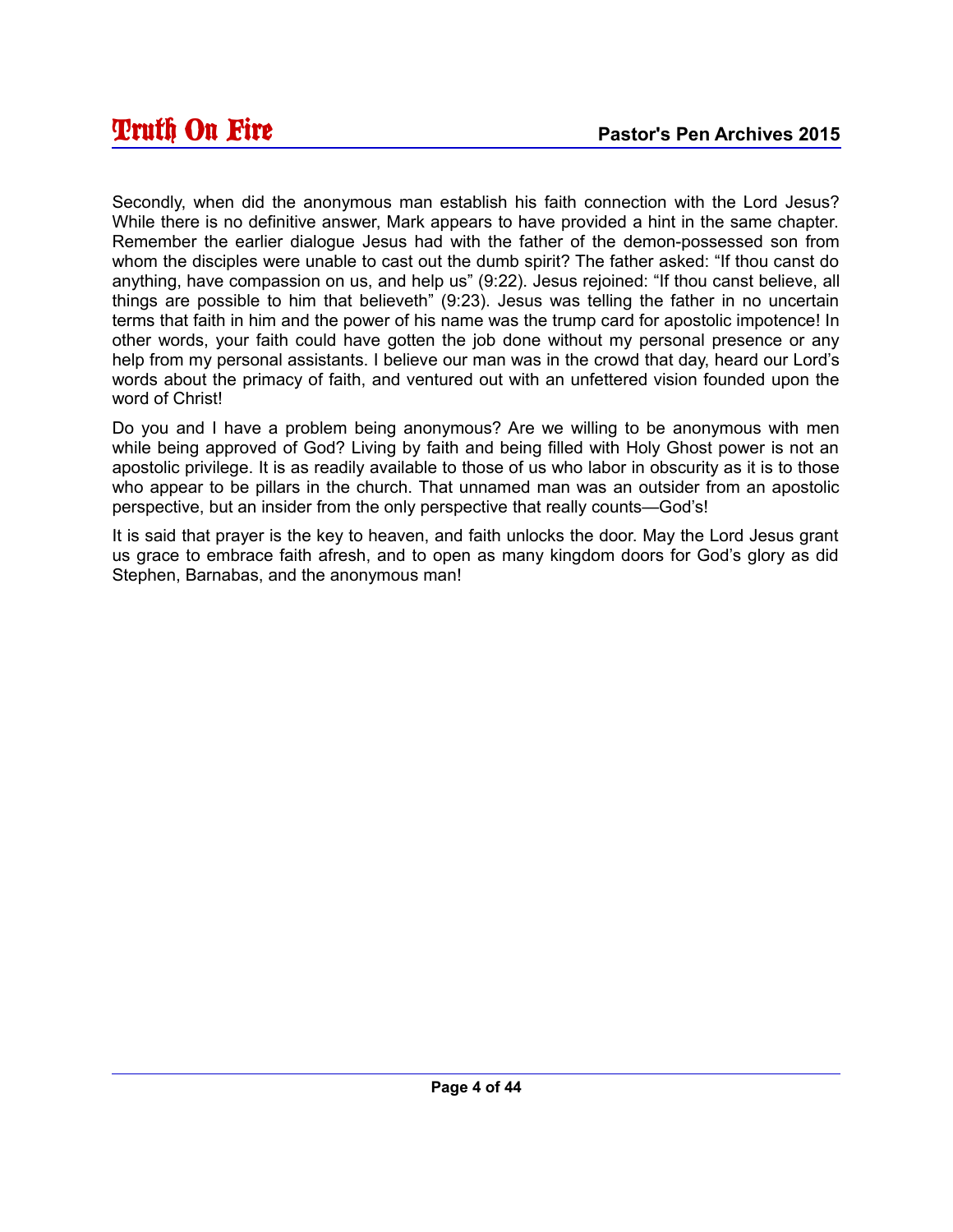Secondly, when did the anonymous man establish his faith connection with the Lord Jesus? While there is no definitive answer, Mark appears to have provided a hint in the same chapter. Remember the earlier dialogue Jesus had with the father of the demon-possessed son from whom the disciples were unable to cast out the dumb spirit? The father asked: “If thou canst do anything, have compassion on us, and help us” (9:22). Jesus rejoined: “If thou canst believe, all things are possible to him that believeth” (9:23). Jesus was telling the father in no uncertain terms that faith in him and the power of his name was the trump card for apostolic impotence! In other words, your faith could have gotten the job done without my personal presence or any help from my personal assistants. I believe our man was in the crowd that day, heard our Lord’s words about the primacy of faith, and ventured out with an unfettered vision founded upon the word of Christ!

Do you and I have a problem being anonymous? Are we willing to be anonymous with men while being approved of God? Living by faith and being filled with Holy Ghost power is not an apostolic privilege. It is as readily available to those of us who labor in obscurity as it is to those who appear to be pillars in the church. That unnamed man was an outsider from an apostolic perspective, but an insider from the only perspective that really counts—God’s!

It is said that prayer is the key to heaven, and faith unlocks the door. May the Lord Jesus grant us grace to embrace faith afresh, and to open as many kingdom doors for God’s glory as did Stephen, Barnabas, and the anonymous man!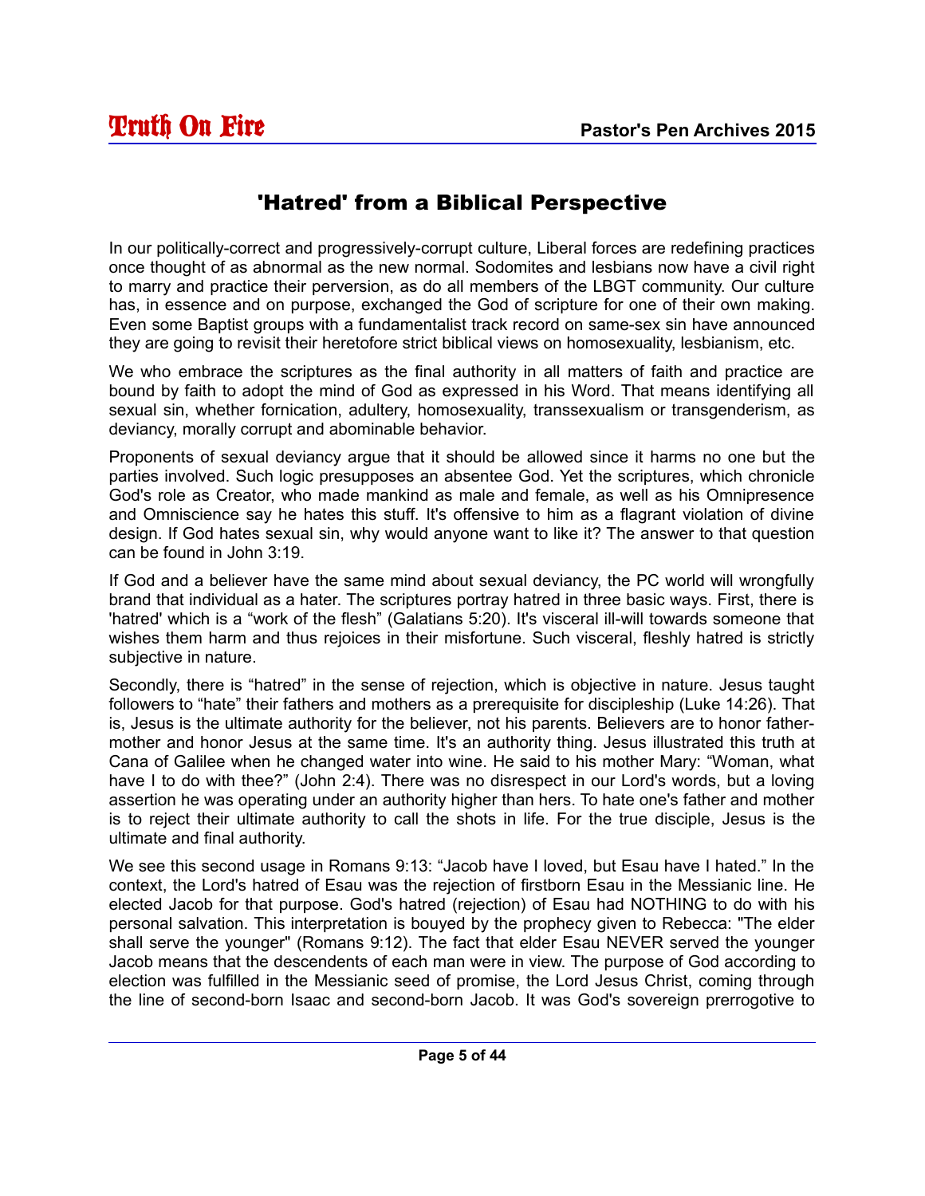## 'Hatred' from a Biblical Perspective

In our politically-correct and progressively-corrupt culture, Liberal forces are redefining practices once thought of as abnormal as the new normal. Sodomites and lesbians now have a civil right to marry and practice their perversion, as do all members of the LBGT community. Our culture has, in essence and on purpose, exchanged the God of scripture for one of their own making. Even some Baptist groups with a fundamentalist track record on same-sex sin have announced they are going to revisit their heretofore strict biblical views on homosexuality, lesbianism, etc.

We who embrace the scriptures as the final authority in all matters of faith and practice are bound by faith to adopt the mind of God as expressed in his Word. That means identifying all sexual sin, whether fornication, adultery, homosexuality, transsexualism or transgenderism, as deviancy, morally corrupt and abominable behavior.

Proponents of sexual deviancy argue that it should be allowed since it harms no one but the parties involved. Such logic presupposes an absentee God. Yet the scriptures, which chronicle God's role as Creator, who made mankind as male and female, as well as his Omnipresence and Omniscience say he hates this stuff. It's offensive to him as a flagrant violation of divine design. If God hates sexual sin, why would anyone want to like it? The answer to that question can be found in John 3:19.

If God and a believer have the same mind about sexual deviancy, the PC world will wrongfully brand that individual as a hater. The scriptures portray hatred in three basic ways. First, there is 'hatred' which is a "work of the flesh" (Galatians 5:20). It's visceral ill-will towards someone that wishes them harm and thus rejoices in their misfortune. Such visceral, fleshly hatred is strictly subjective in nature.

Secondly, there is "hatred" in the sense of rejection, which is objective in nature. Jesus taught followers to "hate" their fathers and mothers as a prerequisite for discipleship (Luke 14:26). That is, Jesus is the ultimate authority for the believer, not his parents. Believers are to honor father-mother and honor Jesus at the same time. It's an authority thing. Jesus illustrated this truth at Cana of Galilee when he changed water into wine. He said to his mother Mary: "Woman, what have I to do with thee?" (John 2:4). There was no disrespect in our Lord's words, but a loving assertion he was operating under an authority higher than hers. To hate one's father and mother is to reject their ultimate authority to call the shots in life. For the true disciple, Jesus is the ultimate and final authority.

We see this second usage in Romans 9:13: "Jacob have I loved, but Esau have I hated." In the context, the Lord's hatred of Esau was the rejection of firstborn Esau in the Messianic line. He elected Jacob for that purpose. God's hatred (rejection) of Esau had NOTHING to do with his personal salvation. This interpretation is bouyed by the prophecy given to Rebecca: "The elder shall serve the younger" (Romans 9:12). The fact that elder Esau NEVER served the younger Jacob means that the descendents of each man were in view. The purpose of God according to election was fulfilled in the Messianic seed of promise, the Lord Jesus Christ, coming through the line of second-born Isaac and second-born Jacob. It was God's sovereign prerrogotive to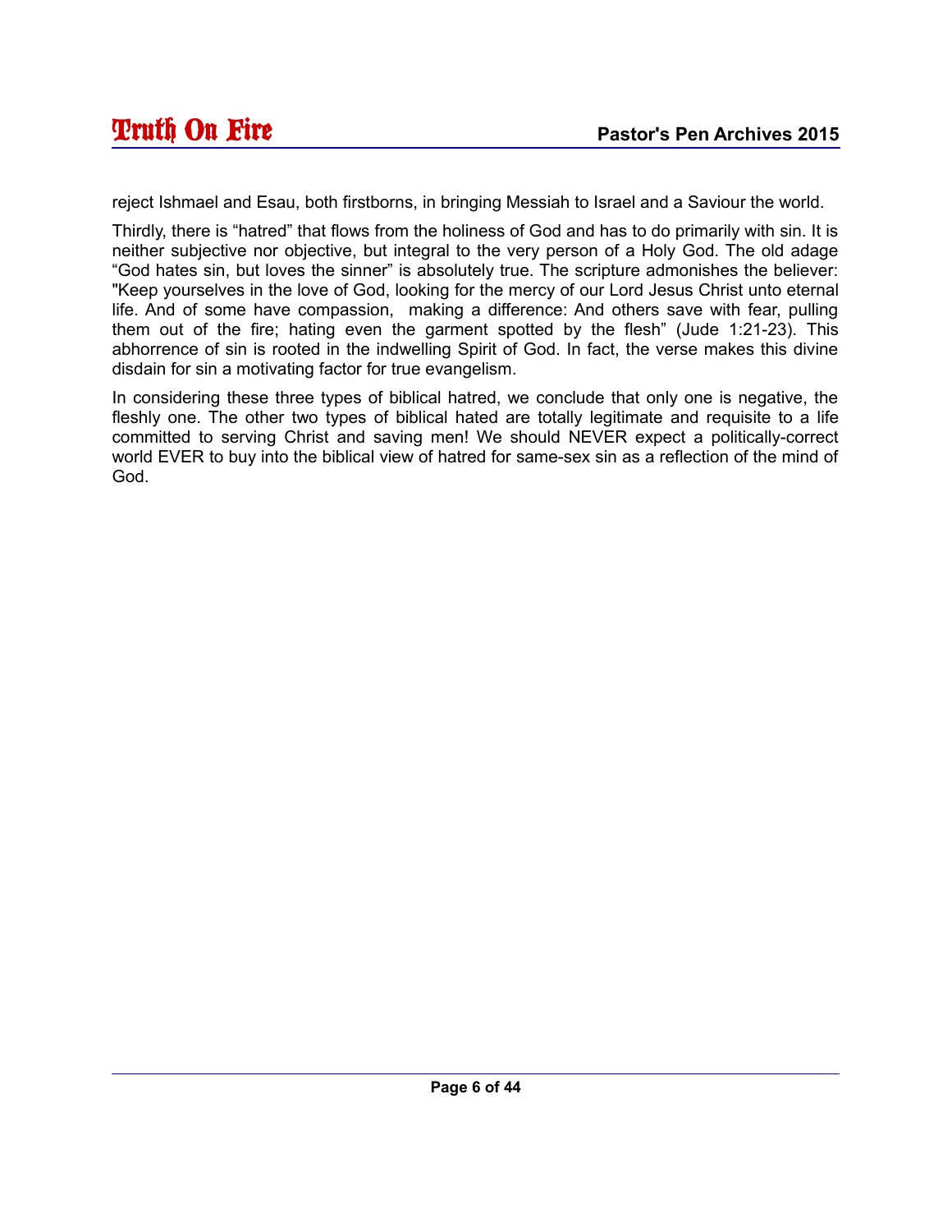reject Ishmael and Esau, both firstborns, in bringing Messiah to Israel and a Saviour the world.

Thirdly, there is “hatred” that flows from the holiness of God and has to do primarily with sin. It is neither subjective nor objective, but integral to the very person of a Holy God. The old adage “God hates sin, but loves the sinner” is absolutely true. The scripture admonishes the believer: "Keep yourselves in the love of God, looking for the mercy of our Lord Jesus Christ unto eternal life. And of some have compassion, making a difference: And others save with fear, pulling them out of the fire; hating even the garment spotted by the flesh” (Jude 1:21-23). This abhorrence of sin is rooted in the indwelling Spirit of God. In fact, the verse makes this divine disdain for sin a motivating factor for true evangelism.

In considering these three types of biblical hatred, we conclude that only one is negative, the fleshly one. The other two types of biblical hated are totally legitimate and requisite to a life committed to serving Christ and saving men! We should NEVER expect a politically-correct world EVER to buy into the biblical view of hatred for same-sex sin as a reflection of the mind of God.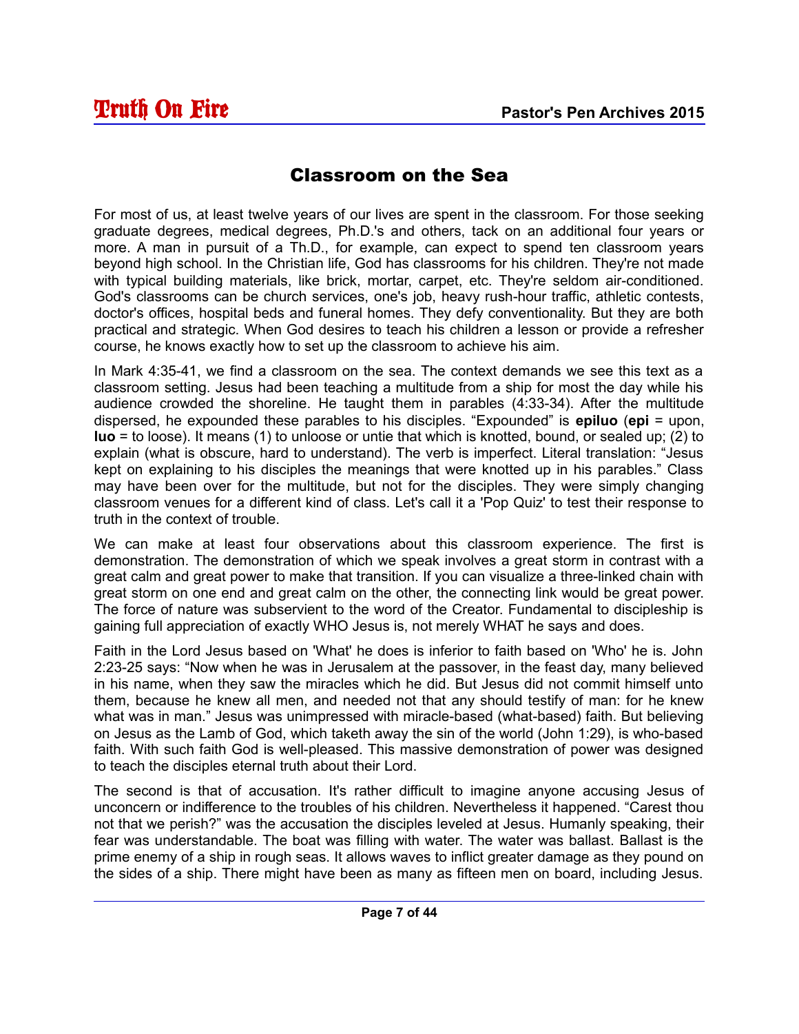# Classroom on the Sea

For most of us, at least twelve years of our lives are spent in the classroom. For those seeking graduate degrees, medical degrees, Ph.D.'s and others, tack on an additional four years or more. A man in pursuit of a Th.D., for example, can expect to spend ten classroom years beyond high school. In the Christian life, God has classrooms for his children. They're not made with typical building materials, like brick, mortar, carpet, etc. They're seldom air-conditioned. God's classrooms can be church services, one's job, heavy rush-hour traffic, athletic contests, doctor's offices, hospital beds and funeral homes. They defy conventionality. But they are both practical and strategic. When God desires to teach his children a lesson or provide a refresher course, he knows exactly how to set up the classroom to achieve his aim.

In Mark 4:35-41, we find a classroom on the sea. The context demands we see this text as a classroom setting. Jesus had been teaching a multitude from a ship for most the day while his audience crowded the shoreline. He taught them in parables (4:33-34). After the multitude dispersed, he expounded these parables to his disciples. "Expounded" is **epiluo** (**epi** = upon, **luo** = to loose). It means (1) to unloose or untie that which is knotted, bound, or sealed up; (2) to explain (what is obscure, hard to understand). The verb is imperfect. Literal translation: "Jesus kept on explaining to his disciples the meanings that were knotted up in his parables." Class may have been over for the multitude, but not for the disciples. They were simply changing classroom venues for a different kind of class. Let's call it a 'Pop Quiz' to test their response to truth in the context of trouble.

We can make at least four observations about this classroom experience. The first is demonstration. The demonstration of which we speak involves a great storm in contrast with a great calm and great power to make that transition. If you can visualize a three-linked chain with great storm on one end and great calm on the other, the connecting link would be great power. The force of nature was subservient to the word of the Creator. Fundamental to discipleship is gaining full appreciation of exactly WHO Jesus is, not merely WHAT he says and does.

Faith in the Lord Jesus based on 'What' he does is inferior to faith based on 'Who' he is. John 2:23-25 says: "Now when he was in Jerusalem at the passover, in the feast day, many believed in his name, when they saw the miracles which he did. But Jesus did not commit himself unto them, because he knew all men, and needed not that any should testify of man: for he knew what was in man." Jesus was unimpressed with miracle-based (what-based) faith. But believing on Jesus as the Lamb of God, which taketh away the sin of the world (John 1:29), is who-based faith. With such faith God is well-pleased. This massive demonstration of power was designed to teach the disciples eternal truth about their Lord.

The second is that of accusation. It's rather difficult to imagine anyone accusing Jesus of unconcern or indifference to the troubles of his children. Nevertheless it happened. "Carest thou not that we perish?" was the accusation the disciples leveled at Jesus. Humanly speaking, their fear was understandable. The boat was filling with water. The water was ballast. Ballast is the prime enemy of a ship in rough seas. It allows waves to inflict greater damage as they pound on the sides of a ship. There might have been as many as fifteen men on board, including Jesus.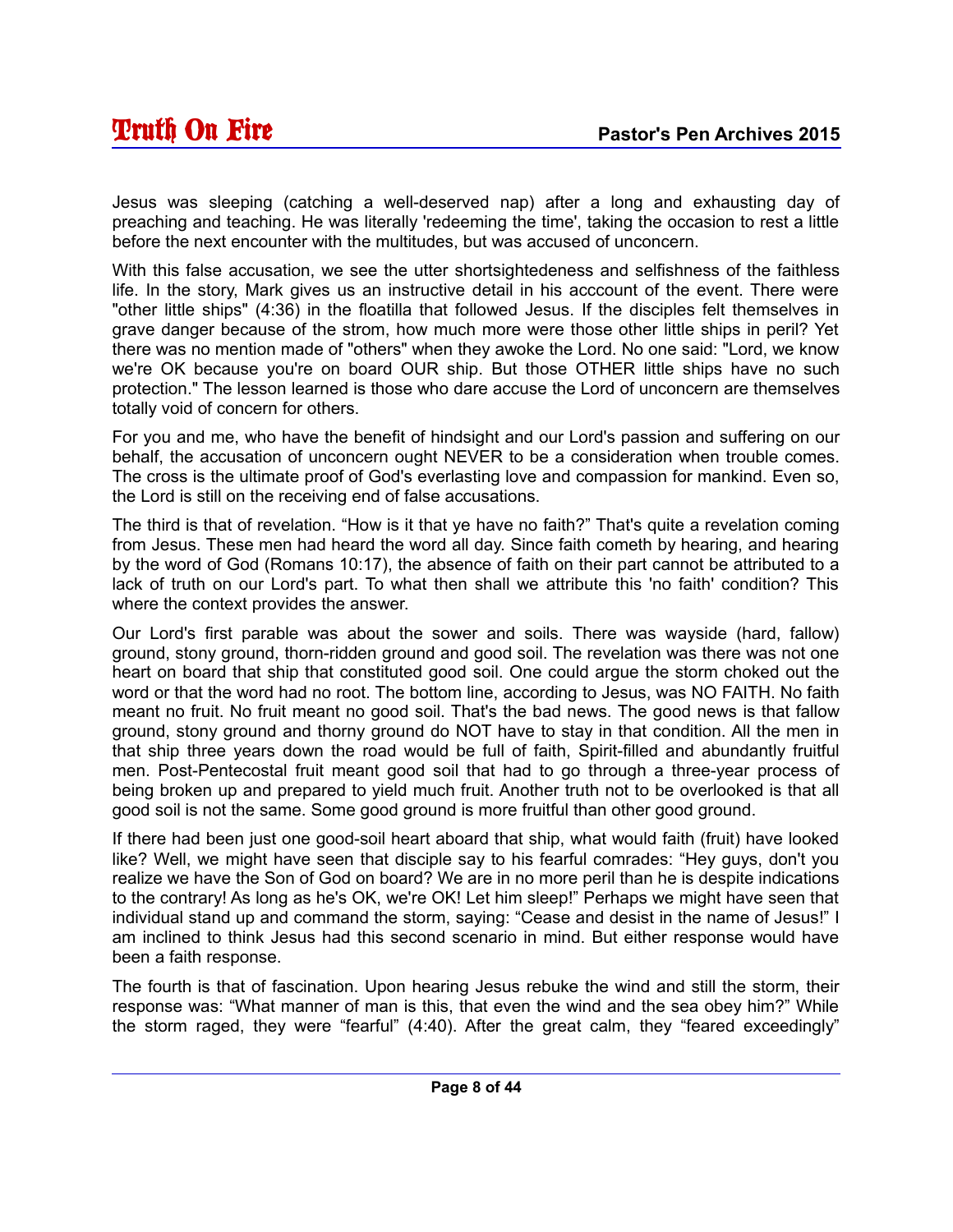Jesus was sleeping (catching a well-deserved nap) after a long and exhausting day of preaching and teaching. He was literally 'redeeming the time', taking the occasion to rest a little before the next encounter with the multitudes, but was accused of unconcern.

With this false accusation, we see the utter shortsightedeness and selfishness of the faithless life. In the story, Mark gives us an instructive detail in his acccount of the event. There were "other little ships" (4:36) in the floatilla that followed Jesus. If the disciples felt themselves in grave danger because of the strom, how much more were those other little ships in peril? Yet there was no mention made of "others" when they awoke the Lord. No one said: "Lord, we know we're OK because you're on board OUR ship. But those OTHER little ships have no such protection." The lesson learned is those who dare accuse the Lord of unconcern are themselves totally void of concern for others.

For you and me, who have the benefit of hindsight and our Lord's passion and suffering on our behalf, the accusation of unconcern ought NEVER to be a consideration when trouble comes. The cross is the ultimate proof of God's everlasting love and compassion for mankind. Even so, the Lord is still on the receiving end of false accusations.

The third is that of revelation. “How is it that ye have no faith?” That's quite a revelation coming from Jesus. These men had heard the word all day. Since faith cometh by hearing, and hearing by the word of God (Romans 10:17), the absence of faith on their part cannot be attributed to a lack of truth on our Lord's part. To what then shall we attribute this 'no faith' condition? This where the context provides the answer.

Our Lord's first parable was about the sower and soils. There was wayside (hard, fallow) ground, stony ground, thorn-ridden ground and good soil. The revelation was there was not one heart on board that ship that constituted good soil. One could argue the storm choked out the word or that the word had no root. The bottom line, according to Jesus, was NO FAITH. No faith meant no fruit. No fruit meant no good soil. That's the bad news. The good news is that fallow ground, stony ground and thorny ground do NOT have to stay in that condition. All the men in that ship three years down the road would be full of faith, Spirit-filled and abundantly fruitful men. Post-Pentecostal fruit meant good soil that had to go through a three-year process of being broken up and prepared to yield much fruit. Another truth not to be overlooked is that all good soil is not the same. Some good ground is more fruitful than other good ground.

If there had been just one good-soil heart aboard that ship, what would faith (fruit) have looked like? Well, we might have seen that disciple say to his fearful comrades: “Hey guys, don't you realize we have the Son of God on board? We are in no more peril than he is despite indications to the contrary! As long as he's OK, we're OK! Let him sleep!” Perhaps we might have seen that individual stand up and command the storm, saying: “Cease and desist in the name of Jesus!” I am inclined to think Jesus had this second scenario in mind. But either response would have been a faith response.

The fourth is that of fascination. Upon hearing Jesus rebuke the wind and still the storm, their response was: “What manner of man is this, that even the wind and the sea obey him?” While the storm raged, they were “fearful” (4:40). After the great calm, they “feared exceedingly”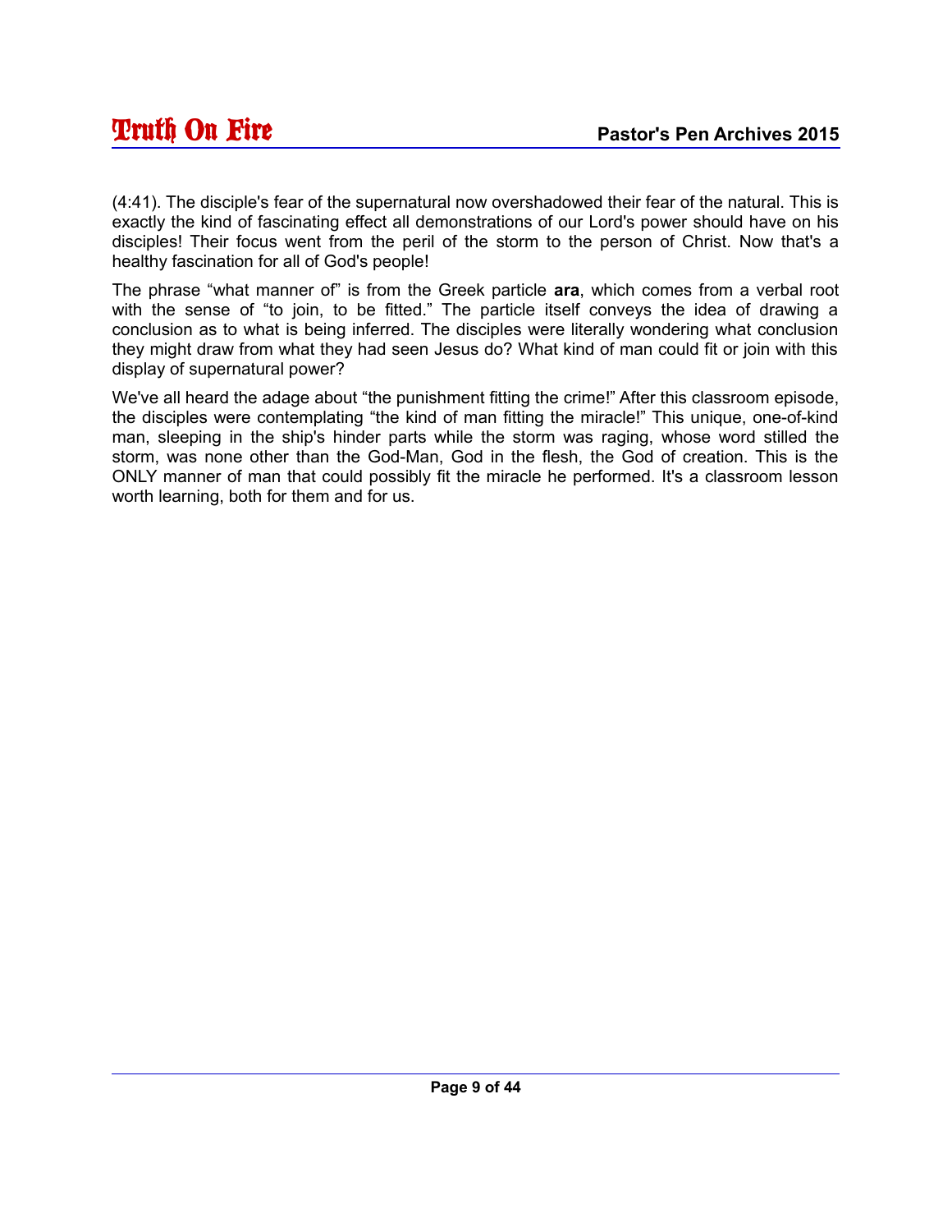(4:41). The disciple's fear of the supernatural now overshadowed their fear of the natural. This is exactly the kind of fascinating effect all demonstrations of our Lord's power should have on his disciples! Their focus went from the peril of the storm to the person of Christ. Now that's a healthy fascination for all of God's people!

The phrase "what manner of" is from the Greek particle **ara**, which comes from a verbal root with the sense of "to join, to be fitted." The particle itself conveys the idea of drawing a conclusion as to what is being inferred. The disciples were literally wondering what conclusion they might draw from what they had seen Jesus do? What kind of man could fit or join with this display of supernatural power?

We've all heard the adage about "the punishment fitting the crime!" After this classroom episode, the disciples were contemplating "the kind of man fitting the miracle!" This unique, one-of-kind man, sleeping in the ship's hinder parts while the storm was raging, whose word stilled the storm, was none other than the God-Man, God in the flesh, the God of creation. This is the ONLY manner of man that could possibly fit the miracle he performed. It's a classroom lesson worth learning, both for them and for us.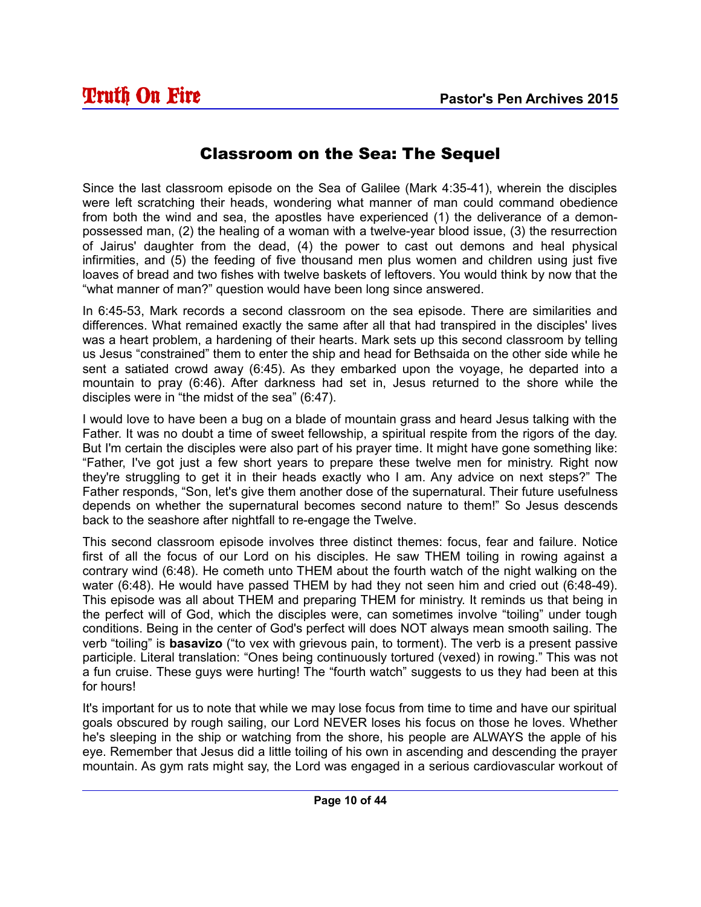# Classroom on the Sea: The Sequel

Since the last classroom episode on the Sea of Galilee (Mark 4:35-41), wherein the disciples were left scratching their heads, wondering what manner of man could command obedience from both the wind and sea, the apostles have experienced (1) the deliverance of a demon-possessed man, (2) the healing of a woman with a twelve-year blood issue, (3) the resurrection of Jairus' daughter from the dead, (4) the power to cast out demons and heal physical infirmities, and (5) the feeding of five thousand men plus women and children using just five loaves of bread and two fishes with twelve baskets of leftovers. You would think by now that the "what manner of man?" question would have been long since answered.

In 6:45-53, Mark records a second classroom on the sea episode. There are similarities and differences. What remained exactly the same after all that had transpired in the disciples' lives was a heart problem, a hardening of their hearts. Mark sets up this second classroom by telling us Jesus "constrained" them to enter the ship and head for Bethsaida on the other side while he sent a satiated crowd away (6:45). As they embarked upon the voyage, he departed into a mountain to pray (6:46). After darkness had set in, Jesus returned to the shore while the disciples were in "the midst of the sea" (6:47).

I would love to have been a bug on a blade of mountain grass and heard Jesus talking with the Father. It was no doubt a time of sweet fellowship, a spiritual respite from the rigors of the day. But I'm certain the disciples were also part of his prayer time. It might have gone something like: "Father, I've got just a few short years to prepare these twelve men for ministry. Right now they're struggling to get it in their heads exactly who I am. Any advice on next steps?" The Father responds, "Son, let's give them another dose of the supernatural. Their future usefulness depends on whether the supernatural becomes second nature to them!" So Jesus descends back to the seashore after nightfall to re-engage the Twelve.

This second classroom episode involves three distinct themes: focus, fear and failure. Notice first of all the focus of our Lord on his disciples. He saw THEM toiling in rowing against a contrary wind (6:48). He cometh unto THEM about the fourth watch of the night walking on the water (6:48). He would have passed THEM by had they not seen him and cried out (6:48-49). This episode was all about THEM and preparing THEM for ministry. It reminds us that being in the perfect will of God, which the disciples were, can sometimes involve "toiling" under tough conditions. Being in the center of God's perfect will does NOT always mean smooth sailing. The verb "toiling" is **basavizo** ("to vex with grievous pain, to torment). The verb is a present passive participle. Literal translation: "Ones being continuously tortured (vexed) in rowing." This was not a fun cruise. These guys were hurting! The "fourth watch" suggests to us they had been at this for hours!

It's important for us to note that while we may lose focus from time to time and have our spiritual goals obscured by rough sailing, our Lord NEVER loses his focus on those he loves. Whether he's sleeping in the ship or watching from the shore, his people are ALWAYS the apple of his eye. Remember that Jesus did a little toiling of his own in ascending and descending the prayer mountain. As gym rats might say, the Lord was engaged in a serious cardiovascular workout of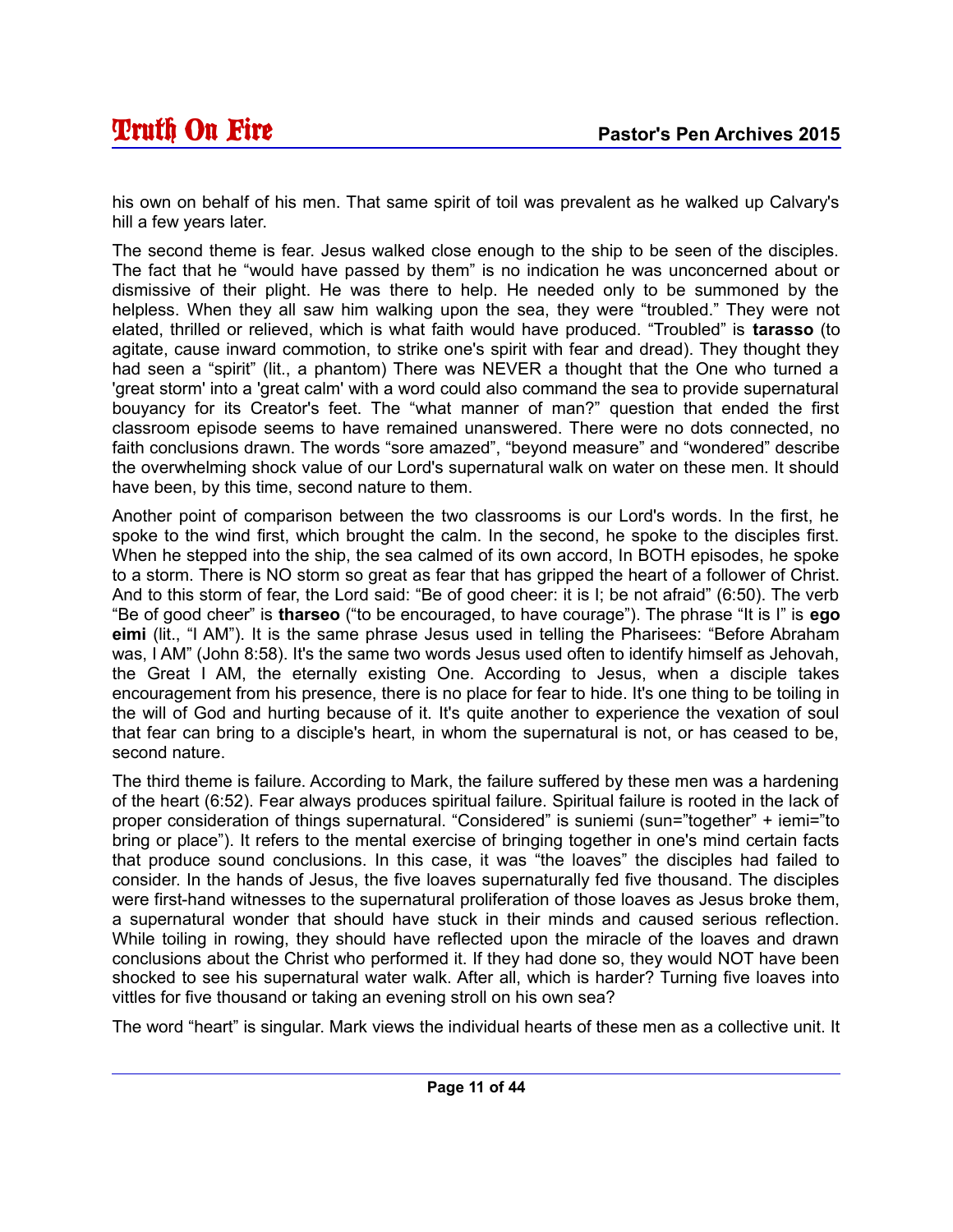his own on behalf of his men. That same spirit of toil was prevalent as he walked up Calvary's hill a few years later.

The second theme is fear. Jesus walked close enough to the ship to be seen of the disciples. The fact that he "would have passed by them" is no indication he was unconcerned about or dismissive of their plight. He was there to help. He needed only to be summoned by the helpless. When they all saw him walking upon the sea, they were "troubled." They were not elated, thrilled or relieved, which is what faith would have produced. "Troubled" is **tarasso** (to agitate, cause inward commotion, to strike one's spirit with fear and dread). They thought they had seen a "spirit" (lit., a phantom) There was NEVER a thought that the One who turned a 'great storm' into a 'great calm' with a word could also command the sea to provide supernatural bouyancy for its Creator's feet. The "what manner of man?" question that ended the first classroom episode seems to have remained unanswered. There were no dots connected, no faith conclusions drawn. The words "sore amazed", "beyond measure" and "wondered" describe the overwhelming shock value of our Lord's supernatural walk on water on these men. It should have been, by this time, second nature to them.

Another point of comparison between the two classrooms is our Lord's words. In the first, he spoke to the wind first, which brought the calm. In the second, he spoke to the disciples first. When he stepped into the ship, the sea calmed of its own accord, In BOTH episodes, he spoke to a storm. There is NO storm so great as fear that has gripped the heart of a follower of Christ. And to this storm of fear, the Lord said: "Be of good cheer: it is I; be not afraid" (6:50). The verb "Be of good cheer" is **tharseo** ("to be encouraged, to have courage"). The phrase "It is I" is **ego eimi** (lit., "I AM"). It is the same phrase Jesus used in telling the Pharisees: "Before Abraham was, I AM" (John 8:58). It's the same two words Jesus used often to identify himself as Jehovah, the Great I AM, the eternally existing One. According to Jesus, when a disciple takes encouragement from his presence, there is no place for fear to hide. It's one thing to be toiling in the will of God and hurting because of it. It's quite another to experience the vexation of soul that fear can bring to a disciple's heart, in whom the supernatural is not, or has ceased to be, second nature.

The third theme is failure. According to Mark, the failure suffered by these men was a hardening of the heart (6:52). Fear always produces spiritual failure. Spiritual failure is rooted in the lack of proper consideration of things supernatural. "Considered" is suniemi (sun="together" + iemi="to bring or place"). It refers to the mental exercise of bringing together in one's mind certain facts that produce sound conclusions. In this case, it was "the loaves" the disciples had failed to consider. In the hands of Jesus, the five loaves supernaturally fed five thousand. The disciples were first-hand witnesses to the supernatural proliferation of those loaves as Jesus broke them, a supernatural wonder that should have stuck in their minds and caused serious reflection. While toiling in rowing, they should have reflected upon the miracle of the loaves and drawn conclusions about the Christ who performed it. If they had done so, they would NOT have been shocked to see his supernatural water walk. After all, which is harder? Turning five loaves into vittles for five thousand or taking an evening stroll on his own sea?

The word "heart" is singular. Mark views the individual hearts of these men as a collective unit. It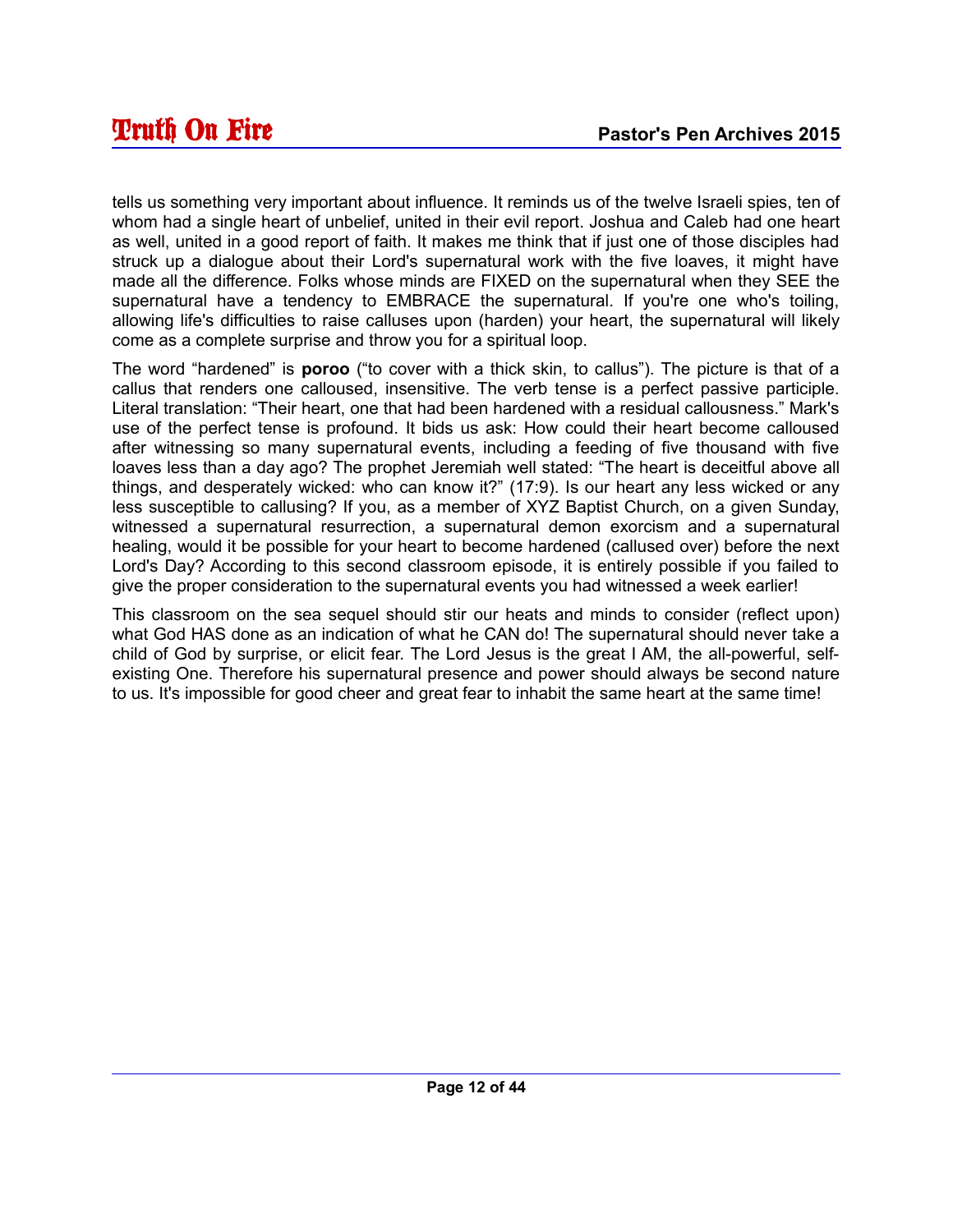tells us something very important about influence. It reminds us of the twelve Israeli spies, ten of whom had a single heart of unbelief, united in their evil report. Joshua and Caleb had one heart as well, united in a good report of faith. It makes me think that if just one of those disciples had struck up a dialogue about their Lord's supernatural work with the five loaves, it might have made all the difference. Folks whose minds are FIXED on the supernatural when they SEE the supernatural have a tendency to EMBRACE the supernatural. If you're one who's toiling, allowing life's difficulties to raise calluses upon (harden) your heart, the supernatural will likely come as a complete surprise and throw you for a spiritual loop.

The word "hardened" is **poroo** ("to cover with a thick skin, to callus"). The picture is that of a callus that renders one calloused, insensitive. The verb tense is a perfect passive participle. Literal translation: "Their heart, one that had been hardened with a residual callousness." Mark's use of the perfect tense is profound. It bids us ask: How could their heart become calloused after witnessing so many supernatural events, including a feeding of five thousand with five loaves less than a day ago? The prophet Jeremiah well stated: "The heart is deceitful above all things, and desperately wicked: who can know it?" (17:9). Is our heart any less wicked or any less susceptible to callusing? If you, as a member of XYZ Baptist Church, on a given Sunday, witnessed a supernatural resurrection, a supernatural demon exorcism and a supernatural healing, would it be possible for your heart to become hardened (callused over) before the next Lord's Day? According to this second classroom episode, it is entirely possible if you failed to give the proper consideration to the supernatural events you had witnessed a week earlier!

This classroom on the sea sequel should stir our heats and minds to consider (reflect upon) what God HAS done as an indication of what he CAN do! The supernatural should never take a child of God by surprise, or elicit fear. The Lord Jesus is the great I AM, the all-powerful, self-existing One. Therefore his supernatural presence and power should always be second nature to us. It's impossible for good cheer and great fear to inhabit the same heart at the same time!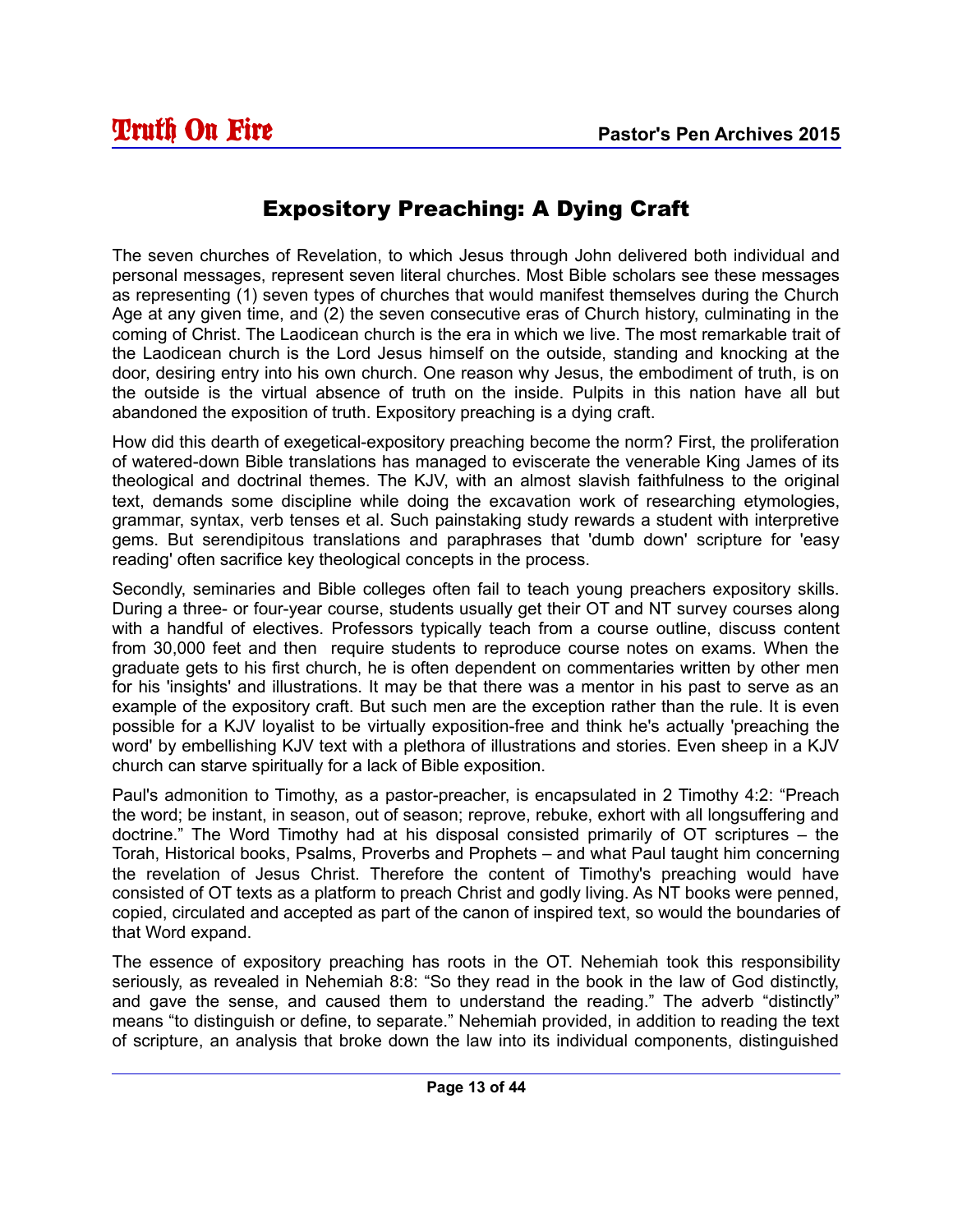# Expository Preaching: A Dying Craft

The seven churches of Revelation, to which Jesus through John delivered both individual and personal messages, represent seven literal churches. Most Bible scholars see these messages as representing (1) seven types of churches that would manifest themselves during the Church Age at any given time, and (2) the seven consecutive eras of Church history, culminating in the coming of Christ. The Laodicean church is the era in which we live. The most remarkable trait of the Laodicean church is the Lord Jesus himself on the outside, standing and knocking at the door, desiring entry into his own church. One reason why Jesus, the embodiment of truth, is on the outside is the virtual absence of truth on the inside. Pulpits in this nation have all but abandoned the exposition of truth. Expository preaching is a dying craft.

How did this dearth of exegetical-expository preaching become the norm? First, the proliferation of watered-down Bible translations has managed to eviscerate the venerable King James of its theological and doctrinal themes. The KJV, with an almost slavish faithfulness to the original text, demands some discipline while doing the excavation work of researching etymologies, grammar, syntax, verb tenses et al. Such painstaking study rewards a student with interpretive gems. But serendipitous translations and paraphrases that 'dumb down' scripture for 'easy reading' often sacrifice key theological concepts in the process.

Secondly, seminaries and Bible colleges often fail to teach young preachers expository skills. During a three- or four-year course, students usually get their OT and NT survey courses along with a handful of electives. Professors typically teach from a course outline, discuss content from 30,000 feet and then require students to reproduce course notes on exams. When the graduate gets to his first church, he is often dependent on commentaries written by other men for his 'insights' and illustrations. It may be that there was a mentor in his past to serve as an example of the expository craft. But such men are the exception rather than the rule. It is even possible for a KJV loyalist to be virtually exposition-free and think he's actually 'preaching the word' by embellishing KJV text with a plethora of illustrations and stories. Even sheep in a KJV church can starve spiritually for a lack of Bible exposition.

Paul's admonition to Timothy, as a pastor-preacher, is encapsulated in 2 Timothy 4:2: "Preach the word; be instant, in season, out of season; reprove, rebuke, exhort with all longsuffering and doctrine." The Word Timothy had at his disposal consisted primarily of OT scriptures – the Torah, Historical books, Psalms, Proverbs and Prophets – and what Paul taught him concerning the revelation of Jesus Christ. Therefore the content of Timothy's preaching would have consisted of OT texts as a platform to preach Christ and godly living. As NT books were penned, copied, circulated and accepted as part of the canon of inspired text, so would the boundaries of that Word expand.

The essence of expository preaching has roots in the OT. Nehemiah took this responsibility seriously, as revealed in Nehemiah 8:8: "So they read in the book in the law of God distinctly, and gave the sense, and caused them to understand the reading." The adverb "distinctly" means "to distinguish or define, to separate." Nehemiah provided, in addition to reading the text of scripture, an analysis that broke down the law into its individual components, distinguished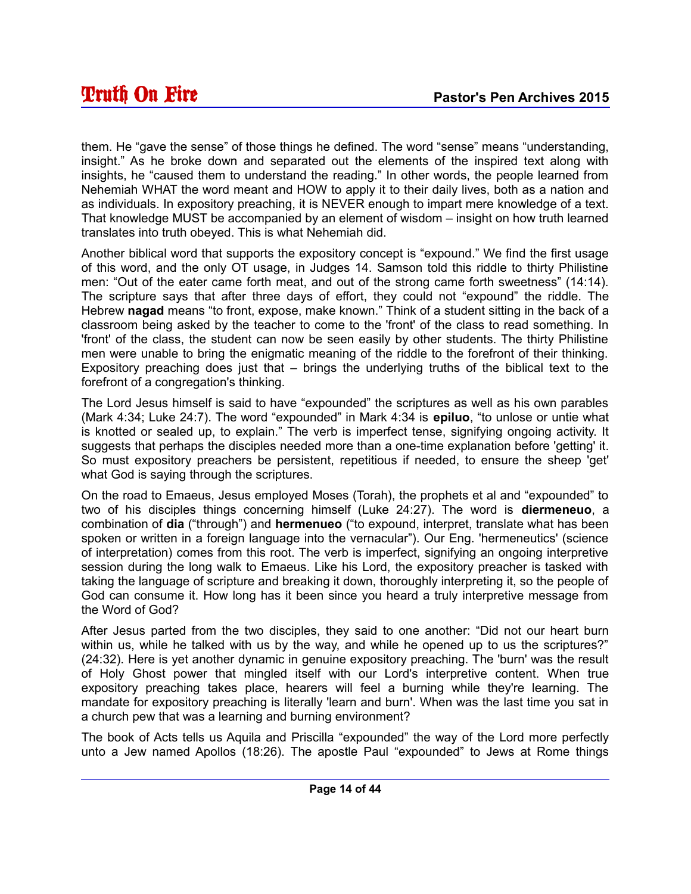them. He “gave the sense” of those things he defined. The word “sense” means “understanding, insight.” As he broke down and separated out the elements of the inspired text along with insights, he “caused them to understand the reading.” In other words, the people learned from Nehemiah WHAT the word meant and HOW to apply it to their daily lives, both as a nation and as individuals. In expository preaching, it is NEVER enough to impart mere knowledge of a text. That knowledge MUST be accompanied by an element of wisdom – insight on how truth learned translates into truth obeyed. This is what Nehemiah did.

Another biblical word that supports the expository concept is “expound.” We find the first usage of this word, and the only OT usage, in Judges 14. Samson told this riddle to thirty Philistine men: “Out of the eater came forth meat, and out of the strong came forth sweetness” (14:14). The scripture says that after three days of effort, they could not “expound” the riddle. The Hebrew **nagad** means “to front, expose, make known.” Think of a student sitting in the back of a classroom being asked by the teacher to come to the 'front' of the class to read something. In 'front' of the class, the student can now be seen easily by other students. The thirty Philistine men were unable to bring the enigmatic meaning of the riddle to the forefront of their thinking. Expository preaching does just that – brings the underlying truths of the biblical text to the forefront of a congregation's thinking.

The Lord Jesus himself is said to have “expounded” the scriptures as well as his own parables (Mark 4:34; Luke 24:7). The word “expounded” in Mark 4:34 is **epiluo**, “to unlose or untie what is knotted or sealed up, to explain.” The verb is imperfect tense, signifying ongoing activity. It suggests that perhaps the disciples needed more than a one-time explanation before 'getting' it. So must expository preachers be persistent, repetitious if needed, to ensure the sheep 'get' what God is saying through the scriptures.

On the road to Emaeus, Jesus employed Moses (Torah), the prophets et al and “expounded” to two of his disciples things concerning himself (Luke 24:27). The word is **diermeneuo**, a combination of **dia** (“through”) and **hermenueo** (“to expound, interpret, translate what has been spoken or written in a foreign language into the vernacular”). Our Eng. 'hermeneutics' (science of interpretation) comes from this root. The verb is imperfect, signifying an ongoing interpretive session during the long walk to Emaeus. Like his Lord, the expository preacher is tasked with taking the language of scripture and breaking it down, thoroughly interpreting it, so the people of God can consume it. How long has it been since you heard a truly interpretive message from the Word of God?

After Jesus parted from the two disciples, they said to one another: “Did not our heart burn within us, while he talked with us by the way, and while he opened up to us the scriptures?” (24:32). Here is yet another dynamic in genuine expository preaching. The 'burn' was the result of Holy Ghost power that mingled itself with our Lord's interpretive content. When true expository preaching takes place, hearers will feel a burning while they're learning. The mandate for expository preaching is literally 'learn and burn'. When was the last time you sat in a church pew that was a learning and burning environment?

The book of Acts tells us Aquila and Priscilla “expounded” the way of the Lord more perfectly unto a Jew named Apollos (18:26). The apostle Paul “expounded” to Jews at Rome things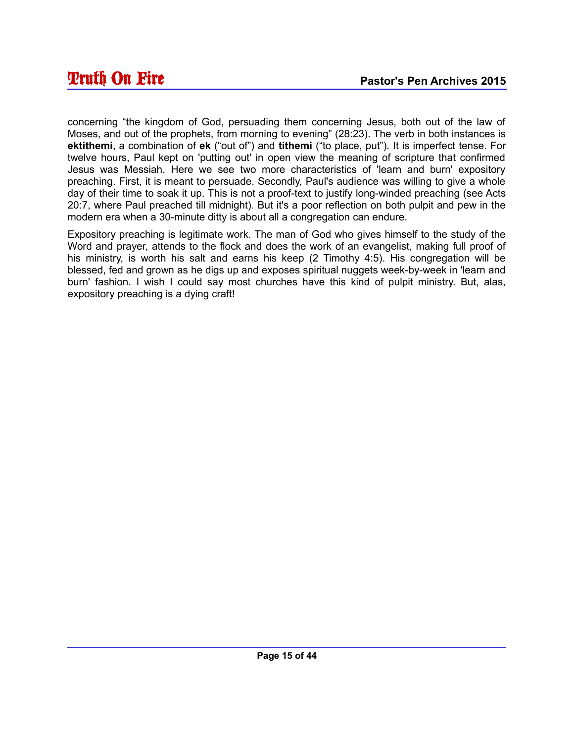concerning “the kingdom of God, persuading them concerning Jesus, both out of the law of Moses, and out of the prophets, from morning to evening” (28:23). The verb in both instances is **ektithemi**, a combination of **ek** (“out of”) and **tithemi** (“to place, put”). It is imperfect tense. For twelve hours, Paul kept on 'putting out' in open view the meaning of scripture that confirmed Jesus was Messiah. Here we see two more characteristics of 'learn and burn' expository preaching. First, it is meant to persuade. Secondly, Paul's audience was willing to give a whole day of their time to soak it up. This is not a proof-text to justify long-winded preaching (see Acts 20:7, where Paul preached till midnight). But it's a poor reflection on both pulpit and pew in the modern era when a 30-minute ditty is about all a congregation can endure.

Expository preaching is legitimate work. The man of God who gives himself to the study of the Word and prayer, attends to the flock and does the work of an evangelist, making full proof of his ministry, is worth his salt and earns his keep (2 Timothy 4:5). His congregation will be blessed, fed and grown as he digs up and exposes spiritual nuggets week-by-week in 'learn and burn' fashion. I wish I could say most churches have this kind of pulpit ministry. But, alas, expository preaching is a dying craft!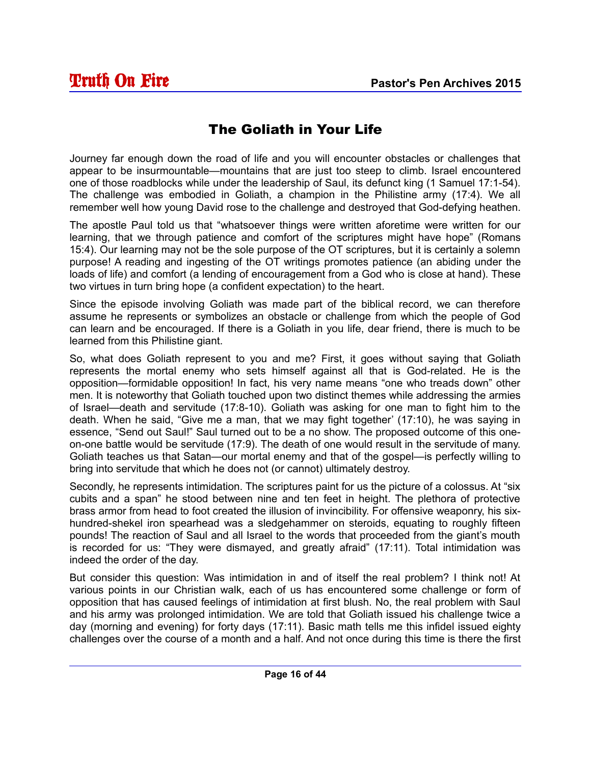# The Goliath in Your Life

Journey far enough down the road of life and you will encounter obstacles or challenges that appear to be insurmountable—mountains that are just too steep to climb. Israel encountered one of those roadblocks while under the leadership of Saul, its defunct king (1 Samuel 17:1-54). The challenge was embodied in Goliath, a champion in the Philistine army (17:4). We all remember well how young David rose to the challenge and destroyed that God-defying heathen.

The apostle Paul told us that "whatsoever things were written aforetime were written for our learning, that we through patience and comfort of the scriptures might have hope" (Romans 15:4). Our learning may not be the sole purpose of the OT scriptures, but it is certainly a solemn purpose! A reading and ingesting of the OT writings promotes patience (an abiding under the loads of life) and comfort (a lending of encouragement from a God who is close at hand). These two virtues in turn bring hope (a confident expectation) to the heart.

Since the episode involving Goliath was made part of the biblical record, we can therefore assume he represents or symbolizes an obstacle or challenge from which the people of God can learn and be encouraged. If there is a Goliath in you life, dear friend, there is much to be learned from this Philistine giant.

So, what does Goliath represent to you and me? First, it goes without saying that Goliath represents the mortal enemy who sets himself against all that is God-related. He is the opposition—formidable opposition! In fact, his very name means "one who treads down" other men. It is noteworthy that Goliath touched upon two distinct themes while addressing the armies of Israel—death and servitude (17:8-10). Goliath was asking for one man to fight him to the death. When he said, "Give me a man, that we may fight together' (17:10), he was saying in essence, "Send out Saul!" Saul turned out to be a no show. The proposed outcome of this one-on-one battle would be servitude (17:9). The death of one would result in the servitude of many. Goliath teaches us that Satan—our mortal enemy and that of the gospel—is perfectly willing to bring into servitude that which he does not (or cannot) ultimately destroy.

Secondly, he represents intimidation. The scriptures paint for us the picture of a colossus. At "six cubits and a span" he stood between nine and ten feet in height. The plethora of protective brass armor from head to foot created the illusion of invincibility. For offensive weaponry, his six-hundred-shekel iron spearhead was a sledgehammer on steroids, equating to roughly fifteen pounds! The reaction of Saul and all Israel to the words that proceeded from the giant's mouth is recorded for us: "They were dismayed, and greatly afraid" (17:11). Total intimidation was indeed the order of the day.

But consider this question: Was intimidation in and of itself the real problem? I think not! At various points in our Christian walk, each of us has encountered some challenge or form of opposition that has caused feelings of intimidation at first blush. No, the real problem with Saul and his army was prolonged intimidation. We are told that Goliath issued his challenge twice a day (morning and evening) for forty days (17:11). Basic math tells me this infidel issued eighty challenges over the course of a month and a half. And not once during this time is there the first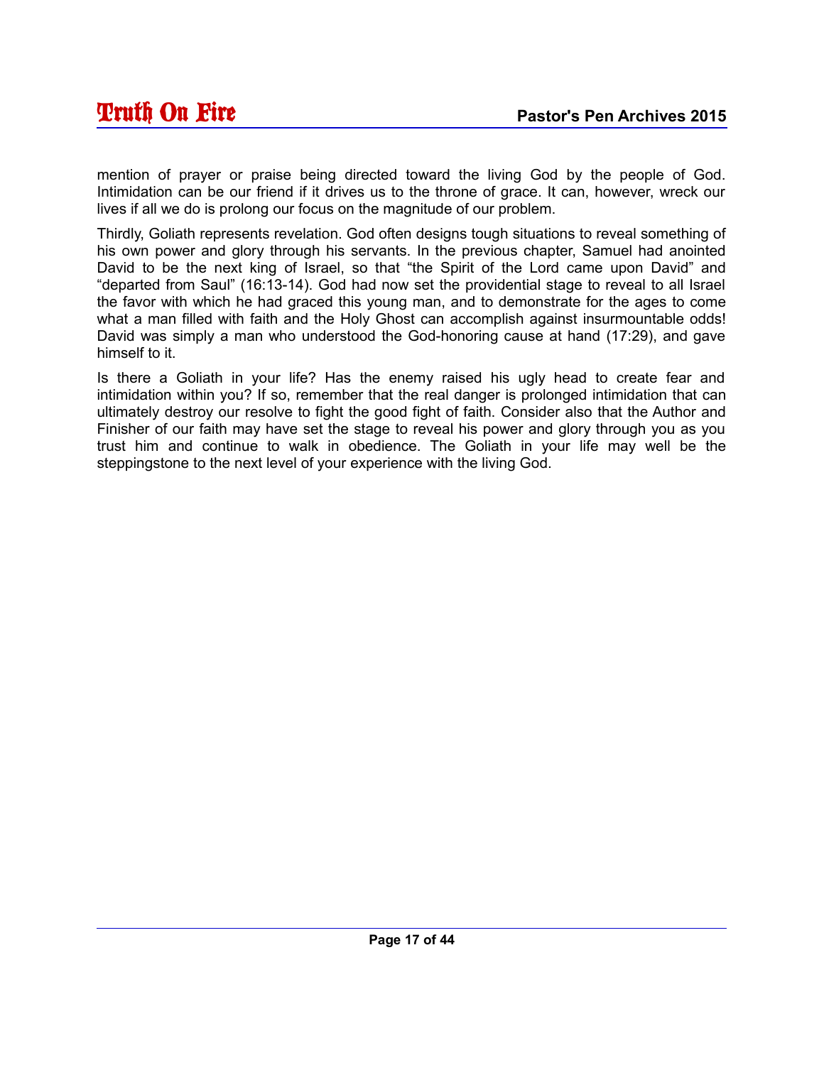mention of prayer or praise being directed toward the living God by the people of God. Intimidation can be our friend if it drives us to the throne of grace. It can, however, wreck our lives if all we do is prolong our focus on the magnitude of our problem.

Thirdly, Goliath represents revelation. God often designs tough situations to reveal something of his own power and glory through his servants. In the previous chapter, Samuel had anointed David to be the next king of Israel, so that “the Spirit of the Lord came upon David” and “departed from Saul” (16:13-14). God had now set the providential stage to reveal to all Israel the favor with which he had graced this young man, and to demonstrate for the ages to come what a man filled with faith and the Holy Ghost can accomplish against insurmountable odds! David was simply a man who understood the God-honoring cause at hand (17:29), and gave himself to it.

Is there a Goliath in your life? Has the enemy raised his ugly head to create fear and intimidation within you? If so, remember that the real danger is prolonged intimidation that can ultimately destroy our resolve to fight the good fight of faith. Consider also that the Author and Finisher of our faith may have set the stage to reveal his power and glory through you as you trust him and continue to walk in obedience. The Goliath in your life may well be the steppingstone to the next level of your experience with the living God.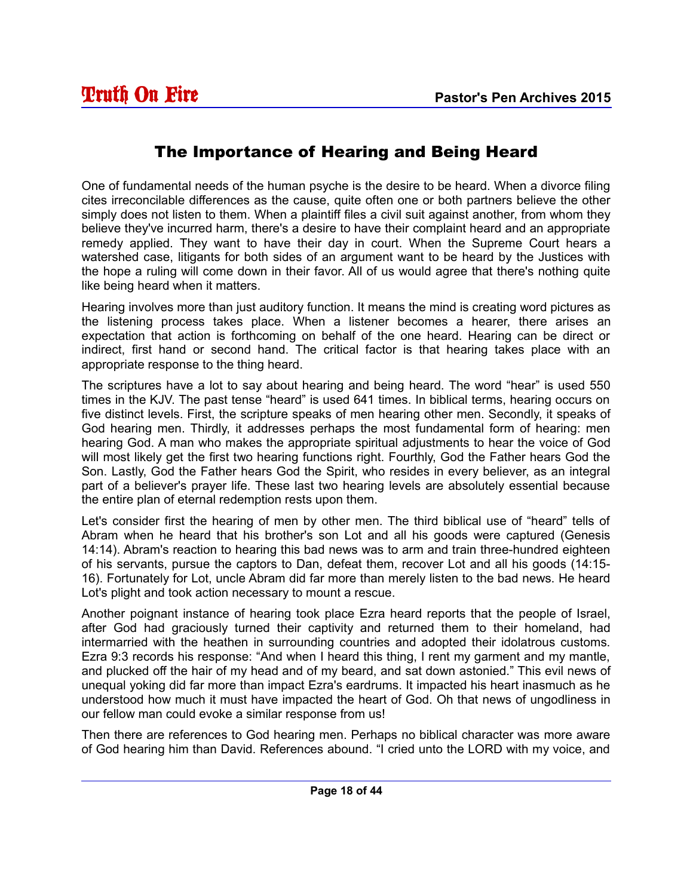## The Importance of Hearing and Being Heard

One of fundamental needs of the human psyche is the desire to be heard. When a divorce filing cites irreconcilable differences as the cause, quite often one or both partners believe the other simply does not listen to them. When a plaintiff files a civil suit against another, from whom they believe they've incurred harm, there's a desire to have their complaint heard and an appropriate remedy applied. They want to have their day in court. When the Supreme Court hears a watershed case, litigants for both sides of an argument want to be heard by the Justices with the hope a ruling will come down in their favor. All of us would agree that there's nothing quite like being heard when it matters.

Hearing involves more than just auditory function. It means the mind is creating word pictures as the listening process takes place. When a listener becomes a hearer, there arises an expectation that action is forthcoming on behalf of the one heard. Hearing can be direct or indirect, first hand or second hand. The critical factor is that hearing takes place with an appropriate response to the thing heard.

The scriptures have a lot to say about hearing and being heard. The word "hear" is used 550 times in the KJV. The past tense "heard" is used 641 times. In biblical terms, hearing occurs on five distinct levels. First, the scripture speaks of men hearing other men. Secondly, it speaks of God hearing men. Thirdly, it addresses perhaps the most fundamental form of hearing: men hearing God. A man who makes the appropriate spiritual adjustments to hear the voice of God will most likely get the first two hearing functions right. Fourthly, God the Father hears God the Son. Lastly, God the Father hears God the Spirit, who resides in every believer, as an integral part of a believer's prayer life. These last two hearing levels are absolutely essential because the entire plan of eternal redemption rests upon them.

Let's consider first the hearing of men by other men. The third biblical use of "heard" tells of Abram when he heard that his brother's son Lot and all his goods were captured (Genesis 14:14). Abram's reaction to hearing this bad news was to arm and train three-hundred eighteen of his servants, pursue the captors to Dan, defeat them, recover Lot and all his goods (14:15-16). Fortunately for Lot, uncle Abram did far more than merely listen to the bad news. He heard Lot's plight and took action necessary to mount a rescue.

Another poignant instance of hearing took place Ezra heard reports that the people of Israel, after God had graciously turned their captivity and returned them to their homeland, had intermarried with the heathen in surrounding countries and adopted their idolatrous customs. Ezra 9:3 records his response: "And when I heard this thing, I rent my garment and my mantle, and plucked off the hair of my head and of my beard, and sat down astonied." This evil news of unequal yoking did far more than impact Ezra's eardrums. It impacted his heart inasmuch as he understood how much it must have impacted the heart of God. Oh that news of ungodliness in our fellow man could evoke a similar response from us!

Then there are references to God hearing men. Perhaps no biblical character was more aware of God hearing him than David. References abound. "I cried unto the LORD with my voice, and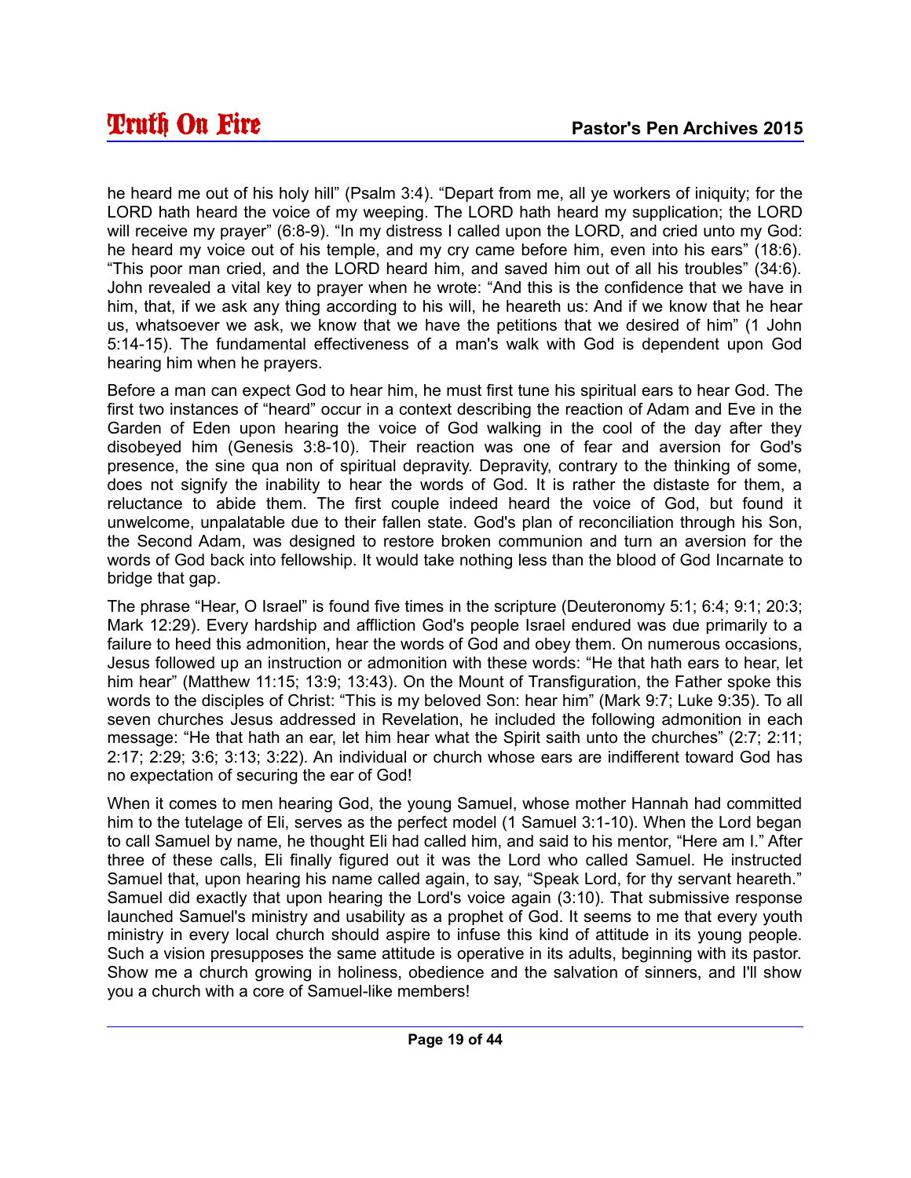he heard me out of his holy hill" (Psalm 3:4). "Depart from me, all ye workers of iniquity; for the LORD hath heard the voice of my weeping. The LORD hath heard my supplication; the LORD will receive my prayer" (6:8-9). "In my distress I called upon the LORD, and cried unto my God: he heard my voice out of his temple, and my cry came before him, even into his ears" (18:6). "This poor man cried, and the LORD heard him, and saved him out of all his troubles" (34:6). John revealed a vital key to prayer when he wrote: "And this is the confidence that we have in him, that, if we ask any thing according to his will, he heareth us: And if we know that he hear us, whatsoever we ask, we know that we have the petitions that we desired of him" (1 John 5:14-15). The fundamental effectiveness of a man's walk with God is dependent upon God hearing him when he prayers.

Before a man can expect God to hear him, he must first tune his spiritual ears to hear God. The first two instances of "heard" occur in a context describing the reaction of Adam and Eve in the Garden of Eden upon hearing the voice of God walking in the cool of the day after they disobeyed him (Genesis 3:8-10). Their reaction was one of fear and aversion for God's presence, the sine qua non of spiritual depravity. Depravity, contrary to the thinking of some, does not signify the inability to hear the words of God. It is rather the distaste for them, a reluctance to abide them. The first couple indeed heard the voice of God, but found it unwelcome, unpalatable due to their fallen state. God's plan of reconciliation through his Son, the Second Adam, was designed to restore broken communion and turn an aversion for the words of God back into fellowship. It would take nothing less than the blood of God Incarnate to bridge that gap.

The phrase "Hear, O Israel" is found five times in the scripture (Deuteronomy 5:1; 6:4; 9:1; 20:3; Mark 12:29). Every hardship and affliction God's people Israel endured was due primarily to a failure to heed this admonition, hear the words of God and obey them. On numerous occasions, Jesus followed up an instruction or admonition with these words: "He that hath ears to hear, let him hear" (Matthew 11:15; 13:9; 13:43). On the Mount of Transfiguration, the Father spoke this words to the disciples of Christ: "This is my beloved Son: hear him" (Mark 9:7; Luke 9:35). To all seven churches Jesus addressed in Revelation, he included the following admonition in each message: "He that hath an ear, let him hear what the Spirit saith unto the churches" (2:7; 2:11; 2:17; 2:29; 3:6; 3:13; 3:22). An individual or church whose ears are indifferent toward God has no expectation of securing the ear of God!

When it comes to men hearing God, the young Samuel, whose mother Hannah had committed him to the tutelage of Eli, serves as the perfect model (1 Samuel 3:1-10). When the Lord began to call Samuel by name, he thought Eli had called him, and said to his mentor, "Here am I." After three of these calls, Eli finally figured out it was the Lord who called Samuel. He instructed Samuel that, upon hearing his name called again, to say, "Speak Lord, for thy servant heareth." Samuel did exactly that upon hearing the Lord's voice again (3:10). That submissive response launched Samuel's ministry and usability as a prophet of God. It seems to me that every youth ministry in every local church should aspire to infuse this kind of attitude in its young people. Such a vision presupposes the same attitude is operative in its adults, beginning with its pastor. Show me a church growing in holiness, obedience and the salvation of sinners, and I'll show you a church with a core of Samuel-like members!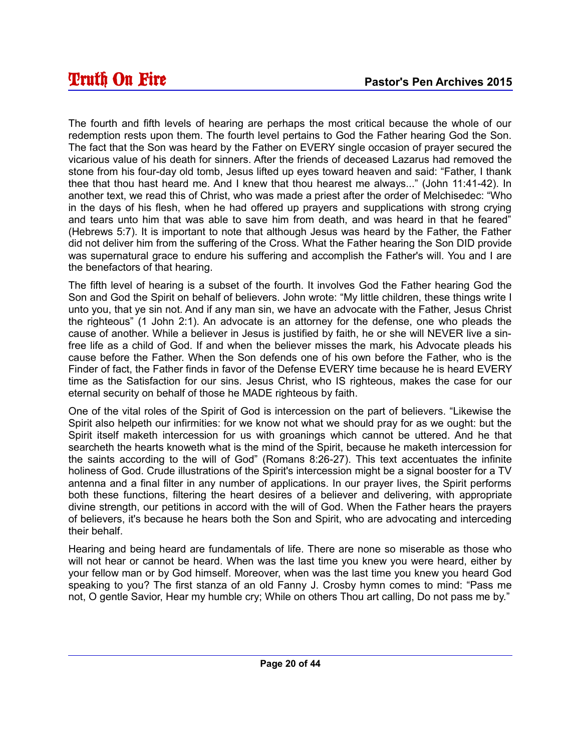The fourth and fifth levels of hearing are perhaps the most critical because the whole of our redemption rests upon them. The fourth level pertains to God the Father hearing God the Son. The fact that the Son was heard by the Father on EVERY single occasion of prayer secured the vicarious value of his death for sinners. After the friends of deceased Lazarus had removed the stone from his four-day old tomb, Jesus lifted up eyes toward heaven and said: "Father, I thank thee that thou hast heard me. And I knew that thou hearest me always..." (John 11:41-42). In another text, we read this of Christ, who was made a priest after the order of Melchisedec: "Who in the days of his flesh, when he had offered up prayers and supplications with strong crying and tears unto him that was able to save him from death, and was heard in that he feared" (Hebrews 5:7). It is important to note that although Jesus was heard by the Father, the Father did not deliver him from the suffering of the Cross. What the Father hearing the Son DID provide was supernatural grace to endure his suffering and accomplish the Father's will. You and I are the benefactors of that hearing.

The fifth level of hearing is a subset of the fourth. It involves God the Father hearing God the Son and God the Spirit on behalf of believers. John wrote: "My little children, these things write I unto you, that ye sin not. And if any man sin, we have an advocate with the Father, Jesus Christ the righteous" (1 John 2:1). An advocate is an attorney for the defense, one who pleads the cause of another. While a believer in Jesus is justified by faith, he or she will NEVER live a sin-free life as a child of God. If and when the believer misses the mark, his Advocate pleads his cause before the Father. When the Son defends one of his own before the Father, who is the Finder of fact, the Father finds in favor of the Defense EVERY time because he is heard EVERY time as the Satisfaction for our sins. Jesus Christ, who IS righteous, makes the case for our eternal security on behalf of those he MADE righteous by faith.

One of the vital roles of the Spirit of God is intercession on the part of believers. "Likewise the Spirit also helpeth our infirmities: for we know not what we should pray for as we ought: but the Spirit itself maketh intercession for us with groanings which cannot be uttered. And he that searcheth the hearts knoweth what is the mind of the Spirit, because he maketh intercession for the saints according to the will of God" (Romans 8:26-27). This text accentuates the infinite holiness of God. Crude illustrations of the Spirit's intercession might be a signal booster for a TV antenna and a final filter in any number of applications. In our prayer lives, the Spirit performs both these functions, filtering the heart desires of a believer and delivering, with appropriate divine strength, our petitions in accord with the will of God. When the Father hears the prayers of believers, it's because he hears both the Son and Spirit, who are advocating and interceding their behalf.

Hearing and being heard are fundamentals of life. There are none so miserable as those who will not hear or cannot be heard. When was the last time you knew you were heard, either by your fellow man or by God himself. Moreover, when was the last time you knew you heard God speaking to you? The first stanza of an old Fanny J. Crosby hymn comes to mind: "Pass me not, O gentle Savior, Hear my humble cry; While on others Thou art calling, Do not pass me by."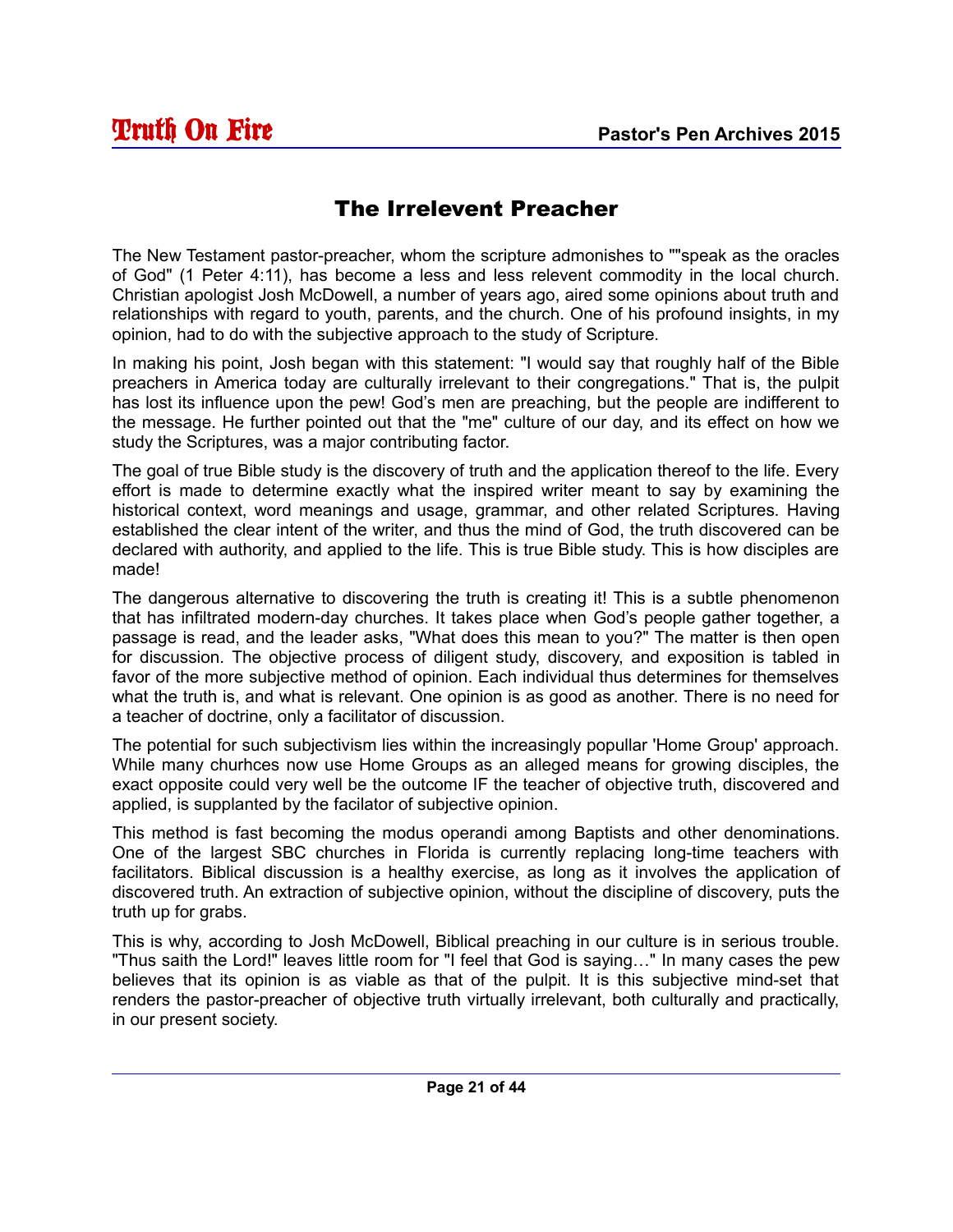# The Irrelevent Preacher

The New Testament pastor-preacher, whom the scripture admonishes to ""speak as the oracles of God" (1 Peter 4:11), has become a less and less relevent commodity in the local church. Christian apologist Josh McDowell, a number of years ago, aired some opinions about truth and relationships with regard to youth, parents, and the church. One of his profound insights, in my opinion, had to do with the subjective approach to the study of Scripture.

In making his point, Josh began with this statement: "I would say that roughly half of the Bible preachers in America today are culturally irrelevant to their congregations." That is, the pulpit has lost its influence upon the pew! God's men are preaching, but the people are indifferent to the message. He further pointed out that the "me" culture of our day, and its effect on how we study the Scriptures, was a major contributing factor.

The goal of true Bible study is the discovery of truth and the application thereof to the life. Every effort is made to determine exactly what the inspired writer meant to say by examining the historical context, word meanings and usage, grammar, and other related Scriptures. Having established the clear intent of the writer, and thus the mind of God, the truth discovered can be declared with authority, and applied to the life. This is true Bible study. This is how disciples are made!

The dangerous alternative to discovering the truth is creating it! This is a subtle phenomenon that has infiltrated modern-day churches. It takes place when God's people gather together, a passage is read, and the leader asks, "What does this mean to you?" The matter is then open for discussion. The objective process of diligent study, discovery, and exposition is tabled in favor of the more subjective method of opinion. Each individual thus determines for themselves what the truth is, and what is relevant. One opinion is as good as another. There is no need for a teacher of doctrine, only a facilitator of discussion.

The potential for such subjectivism lies within the increasingly popullar 'Home Group' approach. While many churhces now use Home Groups as an alleged means for growing disciples, the exact opposite could very well be the outcome IF the teacher of objective truth, discovered and applied, is supplanted by the facilator of subjective opinion.

This method is fast becoming the modus operandi among Baptists and other denominations. One of the largest SBC churches in Florida is currently replacing long-time teachers with facilitators. Biblical discussion is a healthy exercise, as long as it involves the application of discovered truth. An extraction of subjective opinion, without the discipline of discovery, puts the truth up for grabs.

This is why, according to Josh McDowell, Biblical preaching in our culture is in serious trouble. "Thus saith the Lord!" leaves little room for "I feel that God is saying…" In many cases the pew believes that its opinion is as viable as that of the pulpit. It is this subjective mind-set that renders the pastor-preacher of objective truth virtually irrelevant, both culturally and practically, in our present society.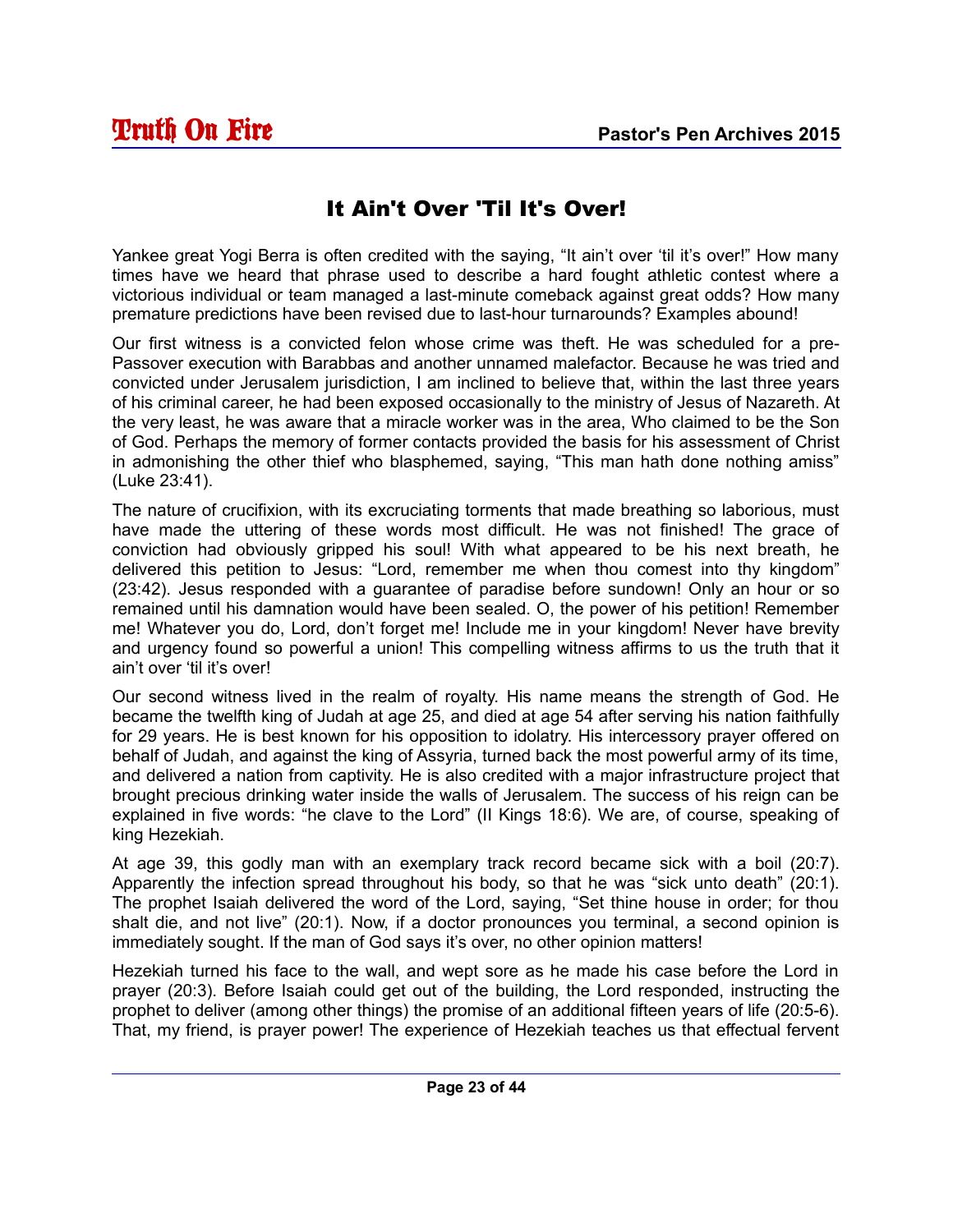# It Ain't Over 'Til It's Over!

Yankee great Yogi Berra is often credited with the saying, "It ain't over 'til it's over!" How many times have we heard that phrase used to describe a hard fought athletic contest where a victorious individual or team managed a last-minute comeback against great odds? How many premature predictions have been revised due to last-hour turnarounds? Examples abound!

Our first witness is a convicted felon whose crime was theft. He was scheduled for a pre-Passover execution with Barabbas and another unnamed malefactor. Because he was tried and convicted under Jerusalem jurisdiction, I am inclined to believe that, within the last three years of his criminal career, he had been exposed occasionally to the ministry of Jesus of Nazareth. At the very least, he was aware that a miracle worker was in the area, Who claimed to be the Son of God. Perhaps the memory of former contacts provided the basis for his assessment of Christ in admonishing the other thief who blasphemed, saying, "This man hath done nothing amiss" (Luke 23:41).

The nature of crucifixion, with its excruciating torments that made breathing so laborious, must have made the uttering of these words most difficult. He was not finished! The grace of conviction had obviously gripped his soul! With what appeared to be his next breath, he delivered this petition to Jesus: "Lord, remember me when thou comest into thy kingdom" (23:42). Jesus responded with a guarantee of paradise before sundown! Only an hour or so remained until his damnation would have been sealed. O, the power of his petition! Remember me! Whatever you do, Lord, don't forget me! Include me in your kingdom! Never have brevity and urgency found so powerful a union! This compelling witness affirms to us the truth that it ain't over 'til it's over!

Our second witness lived in the realm of royalty. His name means the strength of God. He became the twelfth king of Judah at age 25, and died at age 54 after serving his nation faithfully for 29 years. He is best known for his opposition to idolatry. His intercessory prayer offered on behalf of Judah, and against the king of Assyria, turned back the most powerful army of its time, and delivered a nation from captivity. He is also credited with a major infrastructure project that brought precious drinking water inside the walls of Jerusalem. The success of his reign can be explained in five words: "he clave to the Lord" (II Kings 18:6). We are, of course, speaking of king Hezekiah.

At age 39, this godly man with an exemplary track record became sick with a boil (20:7). Apparently the infection spread throughout his body, so that he was "sick unto death" (20:1). The prophet Isaiah delivered the word of the Lord, saying, "Set thine house in order; for thou shalt die, and not live" (20:1). Now, if a doctor pronounces you terminal, a second opinion is immediately sought. If the man of God says it's over, no other opinion matters!

Hezekiah turned his face to the wall, and wept sore as he made his case before the Lord in prayer (20:3). Before Isaiah could get out of the building, the Lord responded, instructing the prophet to deliver (among other things) the promise of an additional fifteen years of life (20:5-6). That, my friend, is prayer power! The experience of Hezekiah teaches us that effectual fervent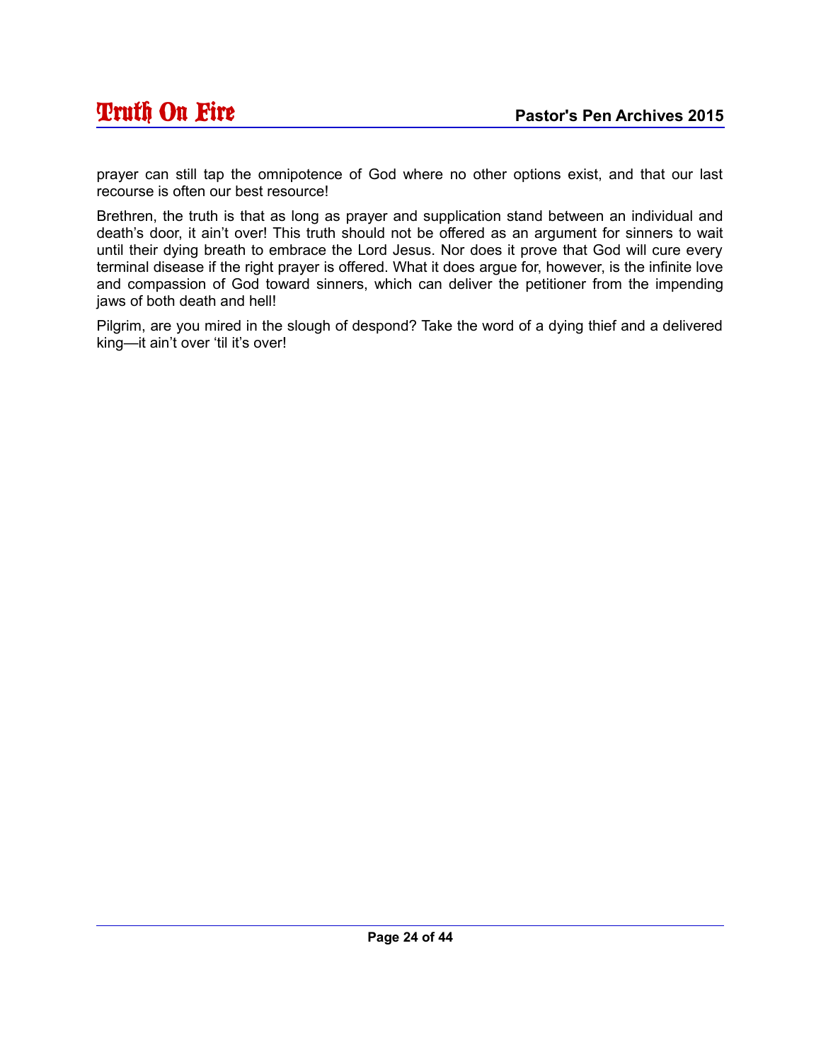prayer can still tap the omnipotence of God where no other options exist, and that our last recourse is often our best resource!

Brethren, the truth is that as long as prayer and supplication stand between an individual and death's door, it ain't over! This truth should not be offered as an argument for sinners to wait until their dying breath to embrace the Lord Jesus. Nor does it prove that God will cure every terminal disease if the right prayer is offered. What it does argue for, however, is the infinite love and compassion of God toward sinners, which can deliver the petitioner from the impending jaws of both death and hell!

Pilgrim, are you mired in the slough of despond? Take the word of a dying thief and a delivered king—it ain't over 'til it's over!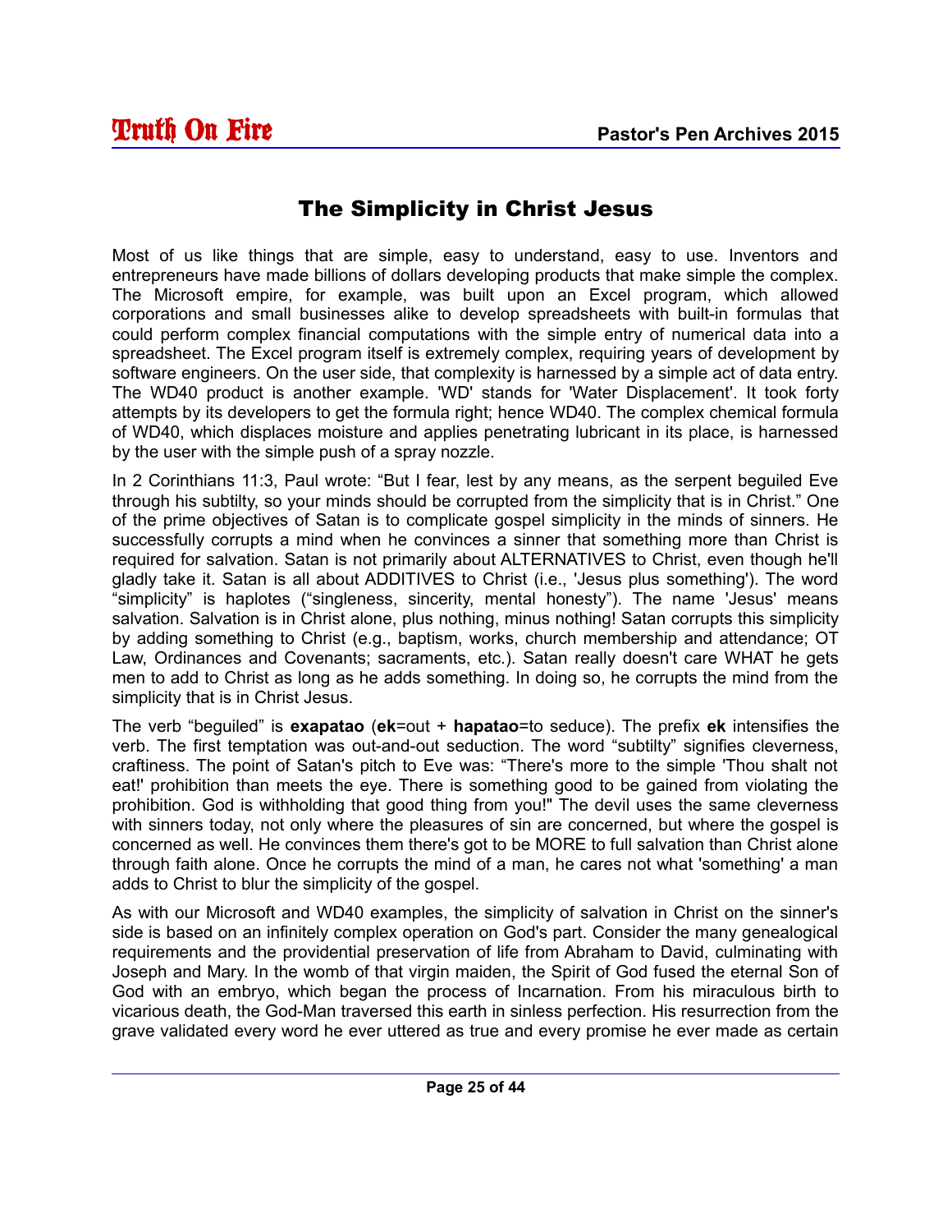## The Simplicity in Christ Jesus

Most of us like things that are simple, easy to understand, easy to use. Inventors and entrepreneurs have made billions of dollars developing products that make simple the complex. The Microsoft empire, for example, was built upon an Excel program, which allowed corporations and small businesses alike to develop spreadsheets with built-in formulas that could perform complex financial computations with the simple entry of numerical data into a spreadsheet. The Excel program itself is extremely complex, requiring years of development by software engineers. On the user side, that complexity is harnessed by a simple act of data entry. The WD40 product is another example. 'WD' stands for 'Water Displacement'. It took forty attempts by its developers to get the formula right; hence WD40. The complex chemical formula of WD40, which displaces moisture and applies penetrating lubricant in its place, is harnessed by the user with the simple push of a spray nozzle.

In 2 Corinthians 11:3, Paul wrote: "But I fear, lest by any means, as the serpent beguiled Eve through his subtilty, so your minds should be corrupted from the simplicity that is in Christ." One of the prime objectives of Satan is to complicate gospel simplicity in the minds of sinners. He successfully corrupts a mind when he convinces a sinner that something more than Christ is required for salvation. Satan is not primarily about ALTERNATIVES to Christ, even though he'll gladly take it. Satan is all about ADDITIVES to Christ (i.e., 'Jesus plus something'). The word "simplicity" is haplotes ("singleness, sincerity, mental honesty"). The name 'Jesus' means salvation. Salvation is in Christ alone, plus nothing, minus nothing! Satan corrupts this simplicity by adding something to Christ (e.g., baptism, works, church membership and attendance; OT Law, Ordinances and Covenants; sacraments, etc.). Satan really doesn't care WHAT he gets men to add to Christ as long as he adds something. In doing so, he corrupts the mind from the simplicity that is in Christ Jesus.

The verb "beguiled" is **exapatao** (**ek**=out + **hapatao**=to seduce). The prefix **ek** intensifies the verb. The first temptation was out-and-out seduction. The word "subtilty" signifies cleverness, craftiness. The point of Satan's pitch to Eve was: "There's more to the simple 'Thou shalt not eat!' prohibition than meets the eye. There is something good to be gained from violating the prohibition. God is withholding that good thing from you!" The devil uses the same cleverness with sinners today, not only where the pleasures of sin are concerned, but where the gospel is concerned as well. He convinces them there's got to be MORE to full salvation than Christ alone through faith alone. Once he corrupts the mind of a man, he cares not what 'something' a man adds to Christ to blur the simplicity of the gospel.

As with our Microsoft and WD40 examples, the simplicity of salvation in Christ on the sinner's side is based on an infinitely complex operation on God's part. Consider the many genealogical requirements and the providential preservation of life from Abraham to David, culminating with Joseph and Mary. In the womb of that virgin maiden, the Spirit of God fused the eternal Son of God with an embryo, which began the process of Incarnation. From his miraculous birth to vicarious death, the God-Man traversed this earth in sinless perfection. His resurrection from the grave validated every word he ever uttered as true and every promise he ever made as certain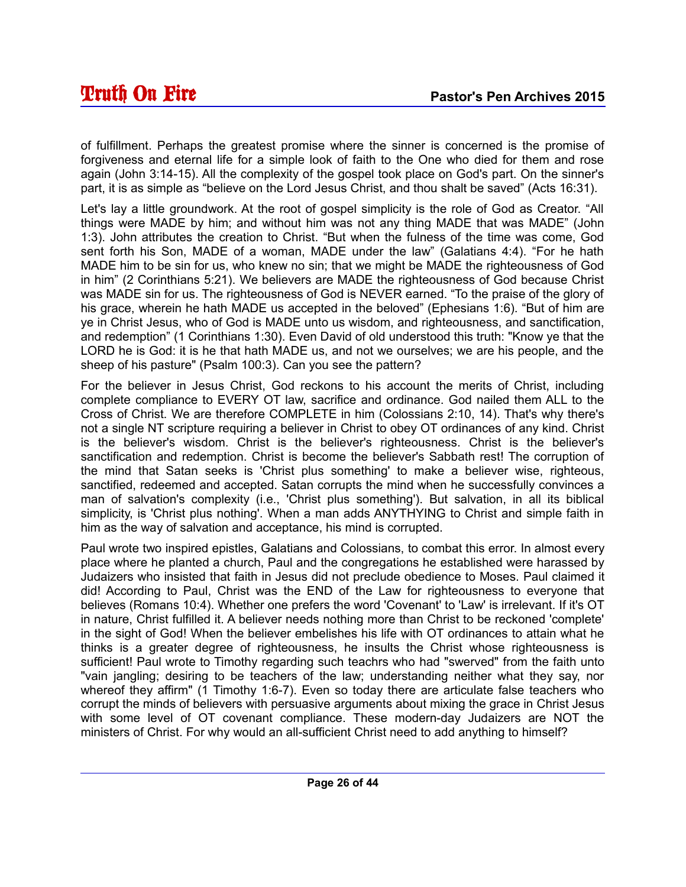of fulfillment. Perhaps the greatest promise where the sinner is concerned is the promise of forgiveness and eternal life for a simple look of faith to the One who died for them and rose again (John 3:14-15). All the complexity of the gospel took place on God's part. On the sinner's part, it is as simple as “believe on the Lord Jesus Christ, and thou shalt be saved” (Acts 16:31).

Let's lay a little groundwork. At the root of gospel simplicity is the role of God as Creator. “All things were MADE by him; and without him was not any thing MADE that was MADE” (John 1:3). John attributes the creation to Christ. “But when the fulness of the time was come, God sent forth his Son, MADE of a woman, MADE under the law” (Galatians 4:4). “For he hath MADE him to be sin for us, who knew no sin; that we might be MADE the righteousness of God in him” (2 Corinthians 5:21). We believers are MADE the righteousness of God because Christ was MADE sin for us. The righteousness of God is NEVER earned. “To the praise of the glory of his grace, wherein he hath MADE us accepted in the beloved” (Ephesians 1:6). “But of him are ye in Christ Jesus, who of God is MADE unto us wisdom, and righteousness, and sanctification, and redemption” (1 Corinthians 1:30). Even David of old understood this truth: "Know ye that the LORD he is God: it is he that hath MADE us, and not we ourselves; we are his people, and the sheep of his pasture" (Psalm 100:3). Can you see the pattern?

For the believer in Jesus Christ, God reckons to his account the merits of Christ, including complete compliance to EVERY OT law, sacrifice and ordinance. God nailed them ALL to the Cross of Christ. We are therefore COMPLETE in him (Colossians 2:10, 14). That's why there's not a single NT scripture requiring a believer in Christ to obey OT ordinances of any kind. Christ is the believer's wisdom. Christ is the believer's righteousness. Christ is the believer's sanctification and redemption. Christ is become the believer's Sabbath rest! The corruption of the mind that Satan seeks is 'Christ plus something' to make a believer wise, righteous, sanctified, redeemed and accepted. Satan corrupts the mind when he successfully convinces a man of salvation's complexity (i.e., 'Christ plus something'). But salvation, in all its biblical simplicity, is 'Christ plus nothing'. When a man adds ANYTHYING to Christ and simple faith in him as the way of salvation and acceptance, his mind is corrupted.

Paul wrote two inspired epistles, Galatians and Colossians, to combat this error. In almost every place where he planted a church, Paul and the congregations he established were harassed by Judaizers who insisted that faith in Jesus did not preclude obedience to Moses. Paul claimed it did! According to Paul, Christ was the END of the Law for righteousness to everyone that believes (Romans 10:4). Whether one prefers the word 'Covenant' to 'Law' is irrelevant. If it's OT in nature, Christ fulfilled it. A believer needs nothing more than Christ to be reckoned 'complete' in the sight of God! When the believer embelishes his life with OT ordinances to attain what he thinks is a greater degree of righteousness, he insults the Christ whose righteousness is sufficient! Paul wrote to Timothy regarding such teachrs who had "swerved" from the faith unto "vain jangling; desiring to be teachers of the law; understanding neither what they say, nor whereof they affirm" (1 Timothy 1:6-7). Even so today there are articulate false teachers who corrupt the minds of believers with persuasive arguments about mixing the grace in Christ Jesus with some level of OT covenant compliance. These modern-day Judaizers are NOT the ministers of Christ. For why would an all-sufficient Christ need to add anything to himself?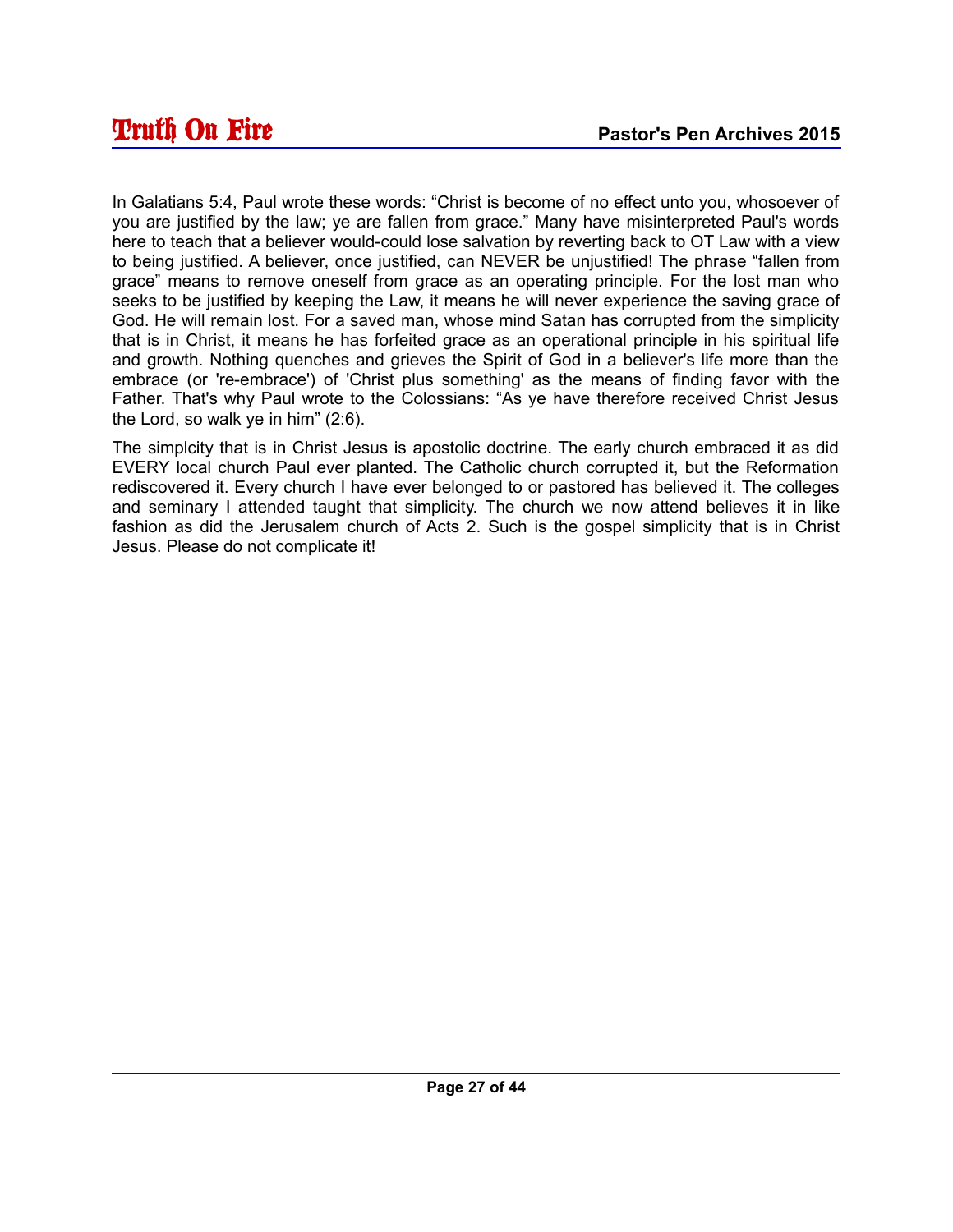In Galatians 5:4, Paul wrote these words: “Christ is become of no effect unto you, whosoever of you are justified by the law; ye are fallen from grace.” Many have misinterpreted Paul's words here to teach that a believer would-could lose salvation by reverting back to OT Law with a view to being justified. A believer, once justified, can NEVER be unjustified! The phrase “fallen from grace” means to remove oneself from grace as an operating principle. For the lost man who seeks to be justified by keeping the Law, it means he will never experience the saving grace of God. He will remain lost. For a saved man, whose mind Satan has corrupted from the simplicity that is in Christ, it means he has forfeited grace as an operational principle in his spiritual life and growth. Nothing quenches and grieves the Spirit of God in a believer's life more than the embrace (or 're-embrace') of 'Christ plus something' as the means of finding favor with the Father. That's why Paul wrote to the Colossians: “As ye have therefore received Christ Jesus the Lord, so walk ye in him” (2:6).

The simplcity that is in Christ Jesus is apostolic doctrine. The early church embraced it as did EVERY local church Paul ever planted. The Catholic church corrupted it, but the Reformation rediscovered it. Every church I have ever belonged to or pastored has believed it. The colleges and seminary I attended taught that simplicity. The church we now attend believes it in like fashion as did the Jerusalem church of Acts 2. Such is the gospel simplicity that is in Christ Jesus. Please do not complicate it!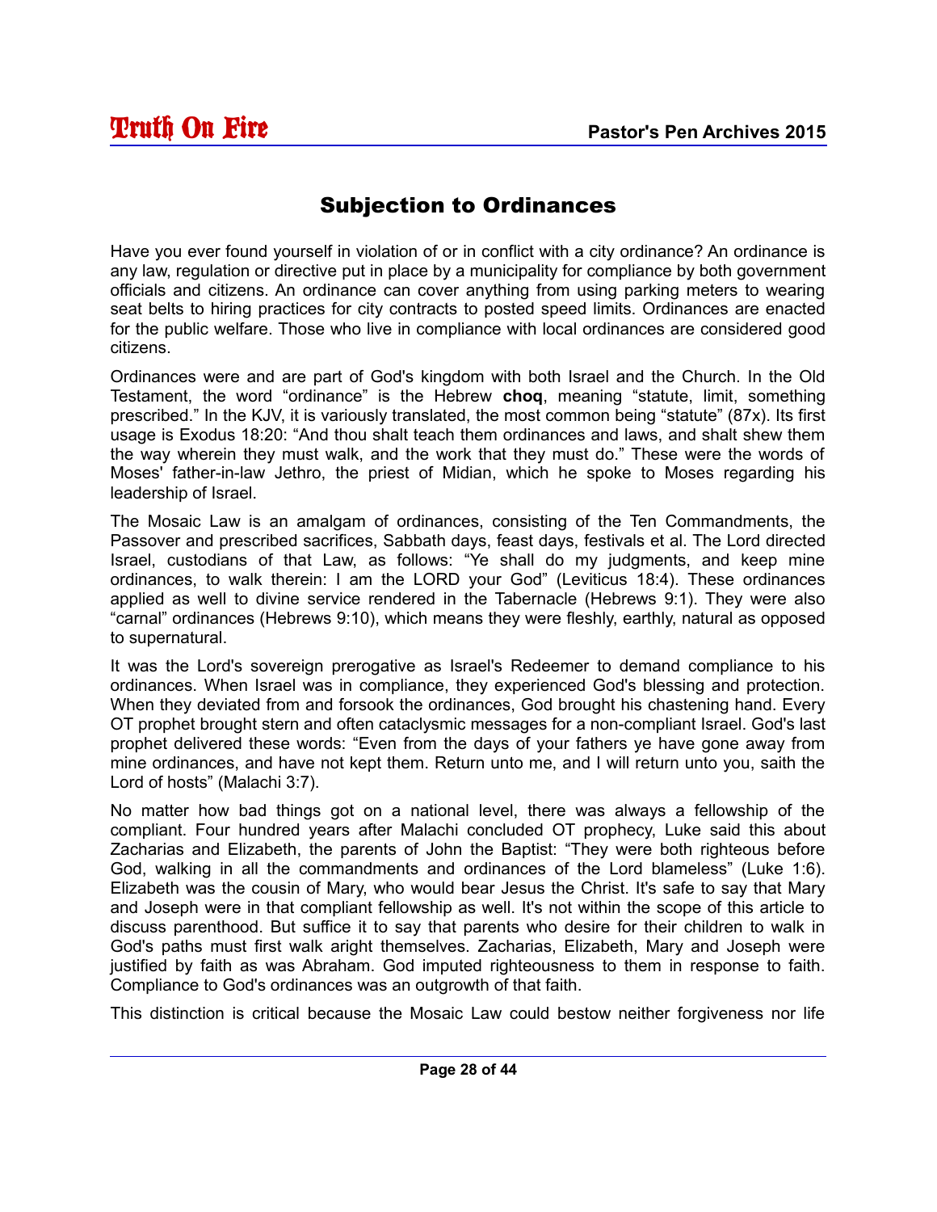## Subjection to Ordinances

Have you ever found yourself in violation of or in conflict with a city ordinance? An ordinance is any law, regulation or directive put in place by a municipality for compliance by both government officials and citizens. An ordinance can cover anything from using parking meters to wearing seat belts to hiring practices for city contracts to posted speed limits. Ordinances are enacted for the public welfare. Those who live in compliance with local ordinances are considered good citizens.

Ordinances were and are part of God's kingdom with both Israel and the Church. In the Old Testament, the word "ordinance" is the Hebrew **choq**, meaning "statute, limit, something prescribed." In the KJV, it is variously translated, the most common being "statute" (87x). Its first usage is Exodus 18:20: "And thou shalt teach them ordinances and laws, and shalt shew them the way wherein they must walk, and the work that they must do." These were the words of Moses' father-in-law Jethro, the priest of Midian, which he spoke to Moses regarding his leadership of Israel.

The Mosaic Law is an amalgam of ordinances, consisting of the Ten Commandments, the Passover and prescribed sacrifices, Sabbath days, feast days, festivals et al. The Lord directed Israel, custodians of that Law, as follows: "Ye shall do my judgments, and keep mine ordinances, to walk therein: I am the LORD your God" (Leviticus 18:4). These ordinances applied as well to divine service rendered in the Tabernacle (Hebrews 9:1). They were also "carnal" ordinances (Hebrews 9:10), which means they were fleshly, earthly, natural as opposed to supernatural.

It was the Lord's sovereign prerogative as Israel's Redeemer to demand compliance to his ordinances. When Israel was in compliance, they experienced God's blessing and protection. When they deviated from and forsook the ordinances, God brought his chastening hand. Every OT prophet brought stern and often cataclysmic messages for a non-compliant Israel. God's last prophet delivered these words: "Even from the days of your fathers ye have gone away from mine ordinances, and have not kept them. Return unto me, and I will return unto you, saith the Lord of hosts" (Malachi 3:7).

No matter how bad things got on a national level, there was always a fellowship of the compliant. Four hundred years after Malachi concluded OT prophecy, Luke said this about Zacharias and Elizabeth, the parents of John the Baptist: "They were both righteous before God, walking in all the commandments and ordinances of the Lord blameless" (Luke 1:6). Elizabeth was the cousin of Mary, who would bear Jesus the Christ. It's safe to say that Mary and Joseph were in that compliant fellowship as well. It's not within the scope of this article to discuss parenthood. But suffice it to say that parents who desire for their children to walk in God's paths must first walk aright themselves. Zacharias, Elizabeth, Mary and Joseph were justified by faith as was Abraham. God imputed righteousness to them in response to faith. Compliance to God's ordinances was an outgrowth of that faith.

This distinction is critical because the Mosaic Law could bestow neither forgiveness nor life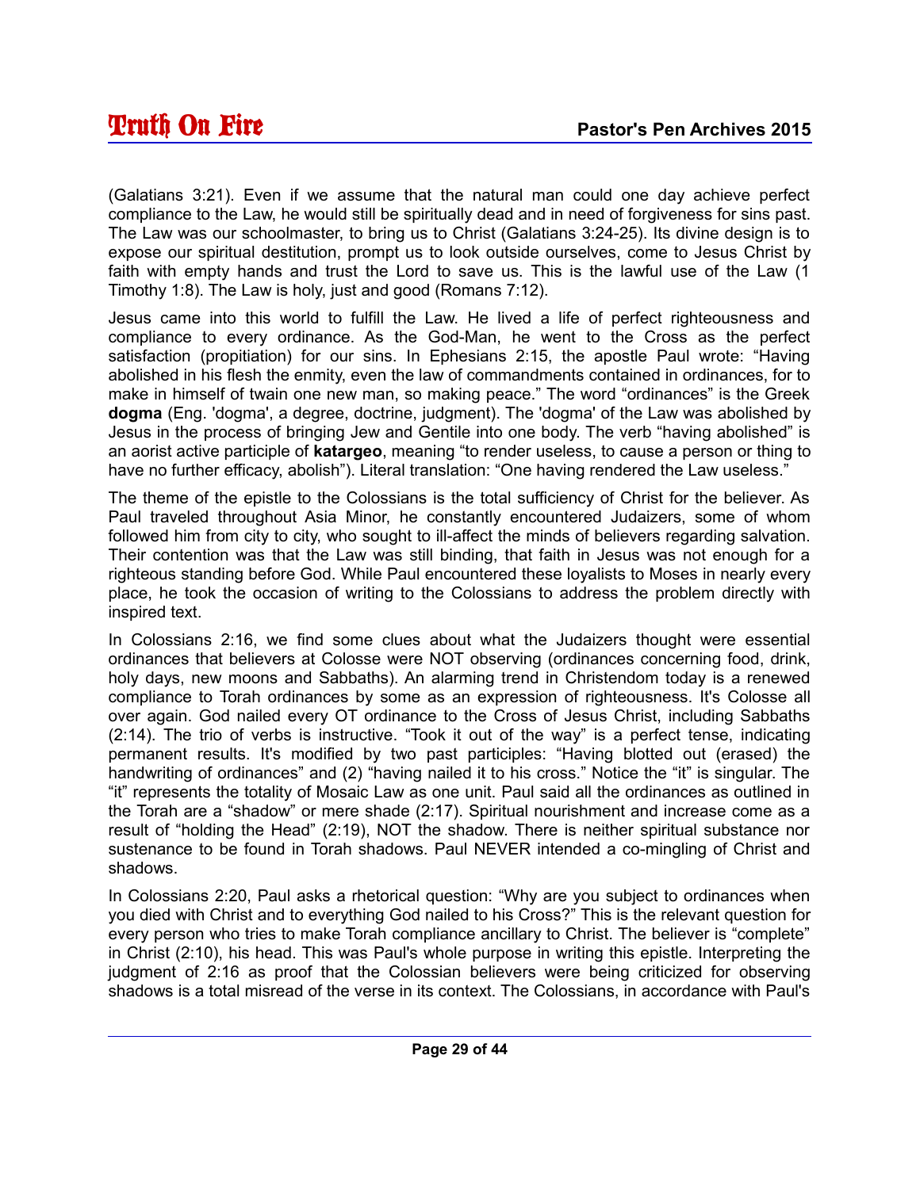(Galatians 3:21). Even if we assume that the natural man could one day achieve perfect compliance to the Law, he would still be spiritually dead and in need of forgiveness for sins past. The Law was our schoolmaster, to bring us to Christ (Galatians 3:24-25). Its divine design is to expose our spiritual destitution, prompt us to look outside ourselves, come to Jesus Christ by faith with empty hands and trust the Lord to save us. This is the lawful use of the Law (1 Timothy 1:8). The Law is holy, just and good (Romans 7:12).

Jesus came into this world to fulfill the Law. He lived a life of perfect righteousness and compliance to every ordinance. As the God-Man, he went to the Cross as the perfect satisfaction (propitiation) for our sins. In Ephesians 2:15, the apostle Paul wrote: "Having abolished in his flesh the enmity, even the law of commandments contained in ordinances, for to make in himself of twain one new man, so making peace." The word "ordinances" is the Greek **dogma** (Eng. 'dogma', a degree, doctrine, judgment). The 'dogma' of the Law was abolished by Jesus in the process of bringing Jew and Gentile into one body. The verb "having abolished" is an aorist active participle of **katargeo**, meaning "to render useless, to cause a person or thing to have no further efficacy, abolish"). Literal translation: "One having rendered the Law useless."

The theme of the epistle to the Colossians is the total sufficiency of Christ for the believer. As Paul traveled throughout Asia Minor, he constantly encountered Judaizers, some of whom followed him from city to city, who sought to ill-affect the minds of believers regarding salvation. Their contention was that the Law was still binding, that faith in Jesus was not enough for a righteous standing before God. While Paul encountered these loyalists to Moses in nearly every place, he took the occasion of writing to the Colossians to address the problem directly with inspired text.

In Colossians 2:16, we find some clues about what the Judaizers thought were essential ordinances that believers at Colosse were NOT observing (ordinances concerning food, drink, holy days, new moons and Sabbaths). An alarming trend in Christendom today is a renewed compliance to Torah ordinances by some as an expression of righteousness. It's Colosse all over again. God nailed every OT ordinance to the Cross of Jesus Christ, including Sabbaths (2:14). The trio of verbs is instructive. "Took it out of the way" is a perfect tense, indicating permanent results. It's modified by two past participles: "Having blotted out (erased) the handwriting of ordinances" and (2) "having nailed it to his cross." Notice the "it" is singular. The "it" represents the totality of Mosaic Law as one unit. Paul said all the ordinances as outlined in the Torah are a "shadow" or mere shade (2:17). Spiritual nourishment and increase come as a result of "holding the Head" (2:19), NOT the shadow. There is neither spiritual substance nor sustenance to be found in Torah shadows. Paul NEVER intended a co-mingling of Christ and shadows.

In Colossians 2:20, Paul asks a rhetorical question: "Why are you subject to ordinances when you died with Christ and to everything God nailed to his Cross?" This is the relevant question for every person who tries to make Torah compliance ancillary to Christ. The believer is "complete" in Christ (2:10), his head. This was Paul's whole purpose in writing this epistle. Interpreting the judgment of 2:16 as proof that the Colossian believers were being criticized for observing shadows is a total misread of the verse in its context. The Colossians, in accordance with Paul's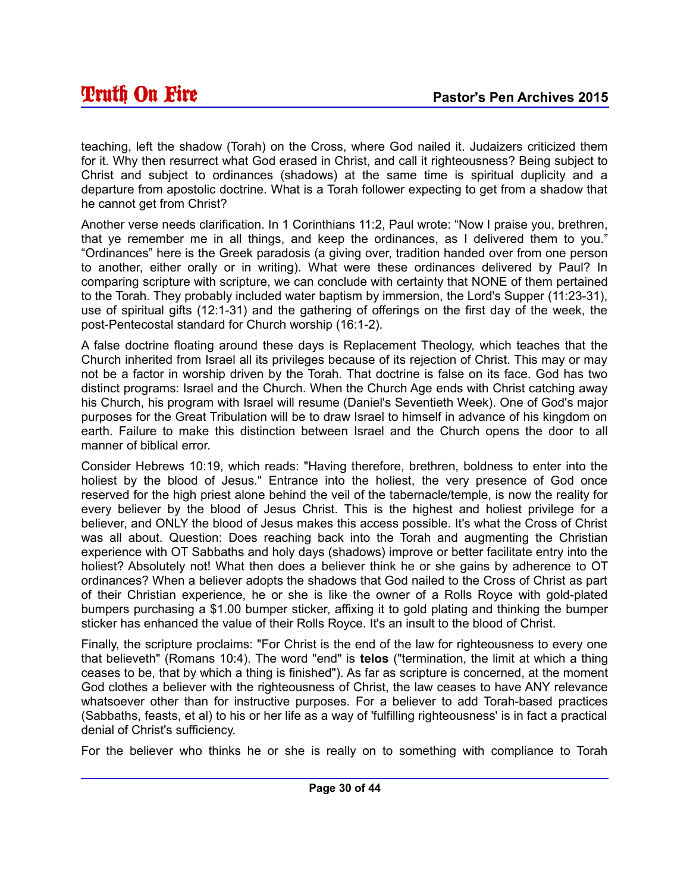teaching, left the shadow (Torah) on the Cross, where God nailed it. Judaizers criticized them for it. Why then resurrect what God erased in Christ, and call it righteousness? Being subject to Christ and subject to ordinances (shadows) at the same time is spiritual duplicity and a departure from apostolic doctrine. What is a Torah follower expecting to get from a shadow that he cannot get from Christ?

Another verse needs clarification. In 1 Corinthians 11:2, Paul wrote: "Now I praise you, brethren, that ye remember me in all things, and keep the ordinances, as I delivered them to you." "Ordinances" here is the Greek paradosis (a giving over, tradition handed over from one person to another, either orally or in writing). What were these ordinances delivered by Paul? In comparing scripture with scripture, we can conclude with certainty that NONE of them pertained to the Torah. They probably included water baptism by immersion, the Lord's Supper (11:23-31), use of spiritual gifts (12:1-31) and the gathering of offerings on the first day of the week, the post-Pentecostal standard for Church worship (16:1-2).

A false doctrine floating around these days is Replacement Theology, which teaches that the Church inherited from Israel all its privileges because of its rejection of Christ. This may or may not be a factor in worship driven by the Torah. That doctrine is false on its face. God has two distinct programs: Israel and the Church. When the Church Age ends with Christ catching away his Church, his program with Israel will resume (Daniel's Seventieth Week). One of God's major purposes for the Great Tribulation will be to draw Israel to himself in advance of his kingdom on earth. Failure to make this distinction between Israel and the Church opens the door to all manner of biblical error.

Consider Hebrews 10:19, which reads: "Having therefore, brethren, boldness to enter into the holiest by the blood of Jesus." Entrance into the holiest, the very presence of God once reserved for the high priest alone behind the veil of the tabernacle/temple, is now the reality for every believer by the blood of Jesus Christ. This is the highest and holiest privilege for a believer, and ONLY the blood of Jesus makes this access possible. It's what the Cross of Christ was all about. Question: Does reaching back into the Torah and augmenting the Christian experience with OT Sabbaths and holy days (shadows) improve or better facilitate entry into the holiest? Absolutely not! What then does a believer think he or she gains by adherence to OT ordinances? When a believer adopts the shadows that God nailed to the Cross of Christ as part of their Christian experience, he or she is like the owner of a Rolls Royce with gold-plated bumpers purchasing a $1.00 bumper sticker, affixing it to gold plating and thinking the bumper sticker has enhanced the value of their Rolls Royce. It's an insult to the blood of Christ.

Finally, the scripture proclaims: "For Christ is the end of the law for righteousness to every one that believeth" (Romans 10:4). The word "end" is **telos** ("termination, the limit at which a thing ceases to be, that by which a thing is finished"). As far as scripture is concerned, at the moment God clothes a believer with the righteousness of Christ, the law ceases to have ANY relevance whatsoever other than for instructive purposes. For a believer to add Torah-based practices (Sabbaths, feasts, et al) to his or her life as a way of 'fulfilling righteousness' is in fact a practical denial of Christ's sufficiency.

For the believer who thinks he or she is really on to something with compliance to Torah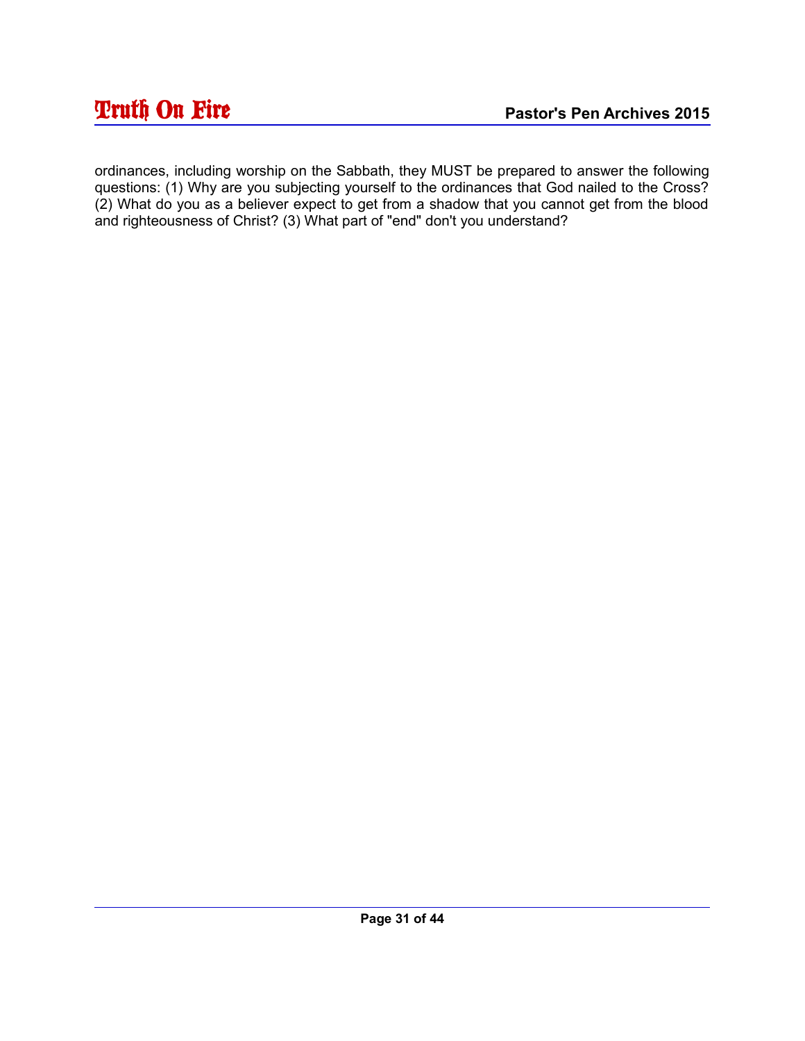ordinances, including worship on the Sabbath, they MUST be prepared to answer the following questions: (1) Why are you subjecting yourself to the ordinances that God nailed to the Cross? (2) What do you as a believer expect to get from a shadow that you cannot get from the blood and righteousness of Christ? (3) What part of "end" don't you understand?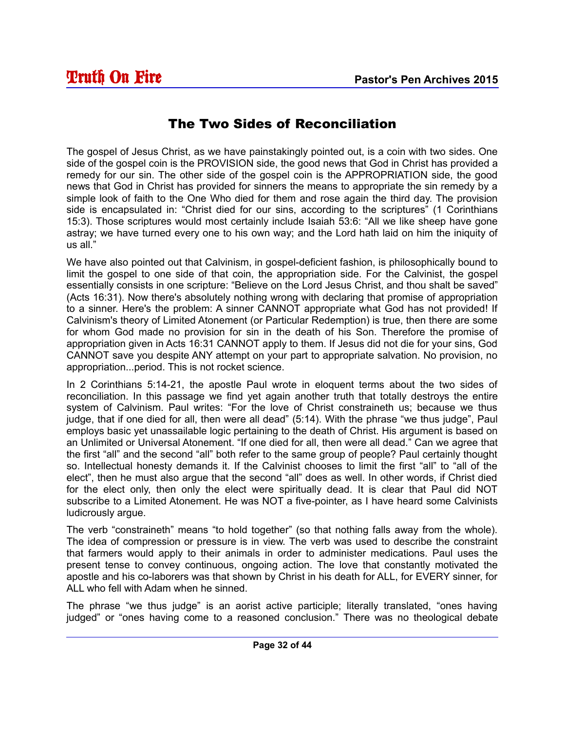# The Two Sides of Reconciliation

The gospel of Jesus Christ, as we have painstakingly pointed out, is a coin with two sides. One side of the gospel coin is the PROVISION side, the good news that God in Christ has provided a remedy for our sin. The other side of the gospel coin is the APPROPRIATION side, the good news that God in Christ has provided for sinners the means to appropriate the sin remedy by a simple look of faith to the One Who died for them and rose again the third day. The provision side is encapsulated in: "Christ died for our sins, according to the scriptures" (1 Corinthians 15:3). Those scriptures would most certainly include Isaiah 53:6: "All we like sheep have gone astray; we have turned every one to his own way; and the Lord hath laid on him the iniquity of us all."

We have also pointed out that Calvinism, in gospel-deficient fashion, is philosophically bound to limit the gospel to one side of that coin, the appropriation side. For the Calvinist, the gospel essentially consists in one scripture: "Believe on the Lord Jesus Christ, and thou shalt be saved" (Acts 16:31). Now there's absolutely nothing wrong with declaring that promise of appropriation to a sinner. Here's the problem: A sinner CANNOT appropriate what God has not provided! If Calvinism's theory of Limited Atonement (or Particular Redemption) is true, then there are some for whom God made no provision for sin in the death of his Son. Therefore the promise of appropriation given in Acts 16:31 CANNOT apply to them. If Jesus did not die for your sins, God CANNOT save you despite ANY attempt on your part to appropriate salvation. No provision, no appropriation...period. This is not rocket science.

In 2 Corinthians 5:14-21, the apostle Paul wrote in eloquent terms about the two sides of reconciliation. In this passage we find yet again another truth that totally destroys the entire system of Calvinism. Paul writes: "For the love of Christ constraineth us; because we thus judge, that if one died for all, then were all dead" (5:14). With the phrase "we thus judge", Paul employs basic yet unassailable logic pertaining to the death of Christ. His argument is based on an Unlimited or Universal Atonement. "If one died for all, then were all dead." Can we agree that the first "all" and the second "all" both refer to the same group of people? Paul certainly thought so. Intellectual honesty demands it. If the Calvinist chooses to limit the first "all" to "all of the elect", then he must also argue that the second "all" does as well. In other words, if Christ died for the elect only, then only the elect were spiritually dead. It is clear that Paul did NOT subscribe to a Limited Atonement. He was NOT a five-pointer, as I have heard some Calvinists ludicrously argue.

The verb "constraineth" means "to hold together" (so that nothing falls away from the whole). The idea of compression or pressure is in view. The verb was used to describe the constraint that farmers would apply to their animals in order to administer medications. Paul uses the present tense to convey continuous, ongoing action. The love that constantly motivated the apostle and his co-laborers was that shown by Christ in his death for ALL, for EVERY sinner, for ALL who fell with Adam when he sinned.

The phrase "we thus judge" is an aorist active participle; literally translated, "ones having judged" or "ones having come to a reasoned conclusion." There was no theological debate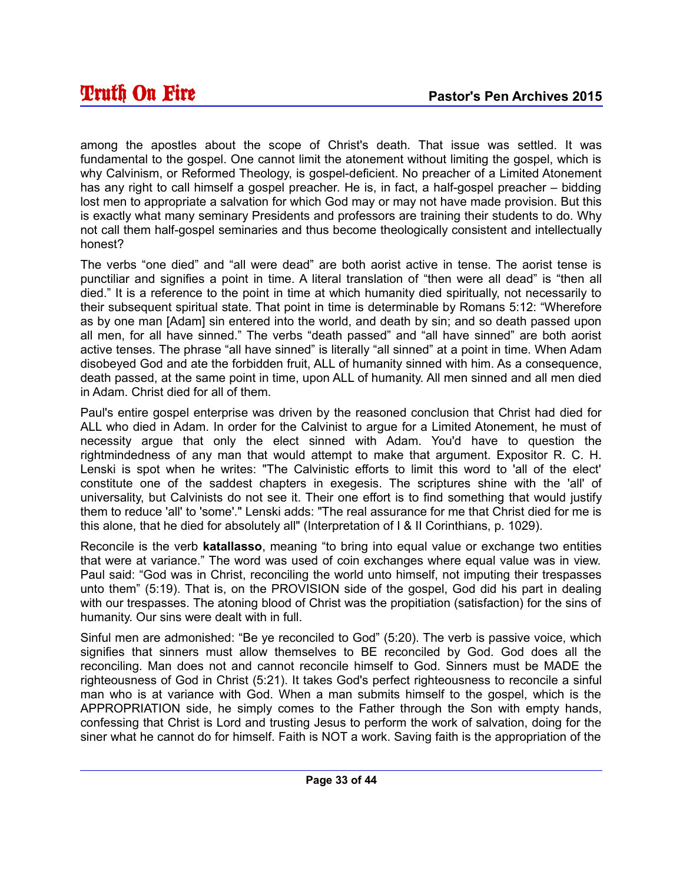among the apostles about the scope of Christ's death. That issue was settled. It was fundamental to the gospel. One cannot limit the atonement without limiting the gospel, which is why Calvinism, or Reformed Theology, is gospel-deficient. No preacher of a Limited Atonement has any right to call himself a gospel preacher. He is, in fact, a half-gospel preacher – bidding lost men to appropriate a salvation for which God may or may not have made provision. But this is exactly what many seminary Presidents and professors are training their students to do. Why not call them half-gospel seminaries and thus become theologically consistent and intellectually honest?

The verbs "one died" and "all were dead" are both aorist active in tense. The aorist tense is punctiliar and signifies a point in time. A literal translation of "then were all dead" is "then all died." It is a reference to the point in time at which humanity died spiritually, not necessarily to their subsequent spiritual state. That point in time is determinable by Romans 5:12: "Wherefore as by one man [Adam] sin entered into the world, and death by sin; and so death passed upon all men, for all have sinned." The verbs "death passed" and "all have sinned" are both aorist active tenses. The phrase "all have sinned" is literally "all sinned" at a point in time. When Adam disobeyed God and ate the forbidden fruit, ALL of humanity sinned with him. As a consequence, death passed, at the same point in time, upon ALL of humanity. All men sinned and all men died in Adam. Christ died for all of them.

Paul's entire gospel enterprise was driven by the reasoned conclusion that Christ had died for ALL who died in Adam. In order for the Calvinist to argue for a Limited Atonement, he must of necessity argue that only the elect sinned with Adam. You'd have to question the rightmindedness of any man that would attempt to make that argument. Expositor R. C. H. Lenski is spot when he writes: "The Calvinistic efforts to limit this word to 'all of the elect' constitute one of the saddest chapters in exegesis. The scriptures shine with the 'all' of universality, but Calvinists do not see it. Their one effort is to find something that would justify them to reduce 'all' to 'some'." Lenski adds: "The real assurance for me that Christ died for me is this alone, that he died for absolutely all" (Interpretation of I & II Corinthians, p. 1029).

Reconcile is the verb **katallasso**, meaning "to bring into equal value or exchange two entities that were at variance." The word was used of coin exchanges where equal value was in view. Paul said: "God was in Christ, reconciling the world unto himself, not imputing their trespasses unto them" (5:19). That is, on the PROVISION side of the gospel, God did his part in dealing with our trespasses. The atoning blood of Christ was the propitiation (satisfaction) for the sins of humanity. Our sins were dealt with in full.

Sinful men are admonished: "Be ye reconciled to God" (5:20). The verb is passive voice, which signifies that sinners must allow themselves to BE reconciled by God. God does all the reconciling. Man does not and cannot reconcile himself to God. Sinners must be MADE the righteousness of God in Christ (5:21). It takes God's perfect righteousness to reconcile a sinful man who is at variance with God. When a man submits himself to the gospel, which is the APPROPRIATION side, he simply comes to the Father through the Son with empty hands, confessing that Christ is Lord and trusting Jesus to perform the work of salvation, doing for the siner what he cannot do for himself. Faith is NOT a work. Saving faith is the appropriation of the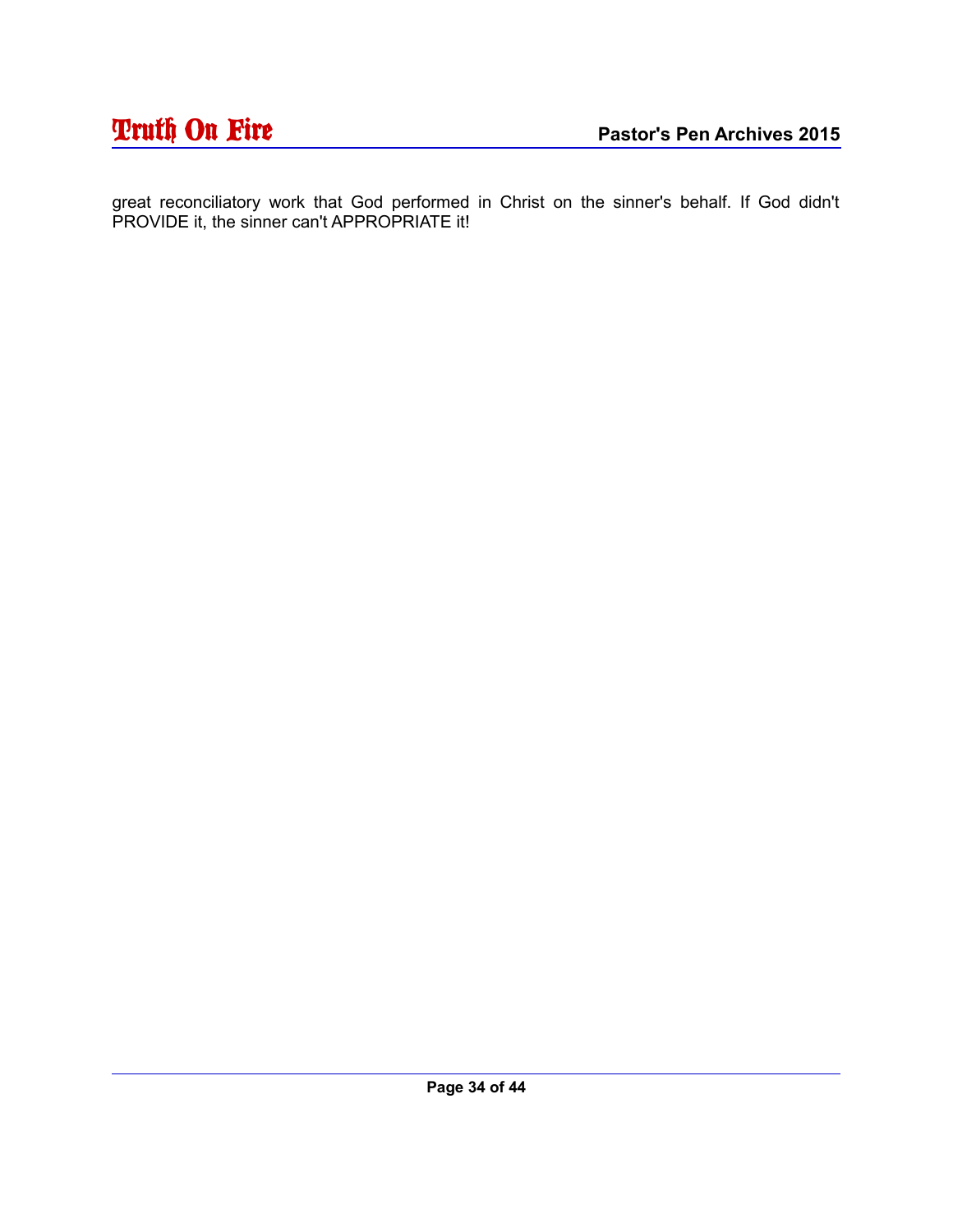great reconciliatory work that God performed in Christ on the sinner's behalf. If God didn't PROVIDE it, the sinner can't APPROPRIATE it!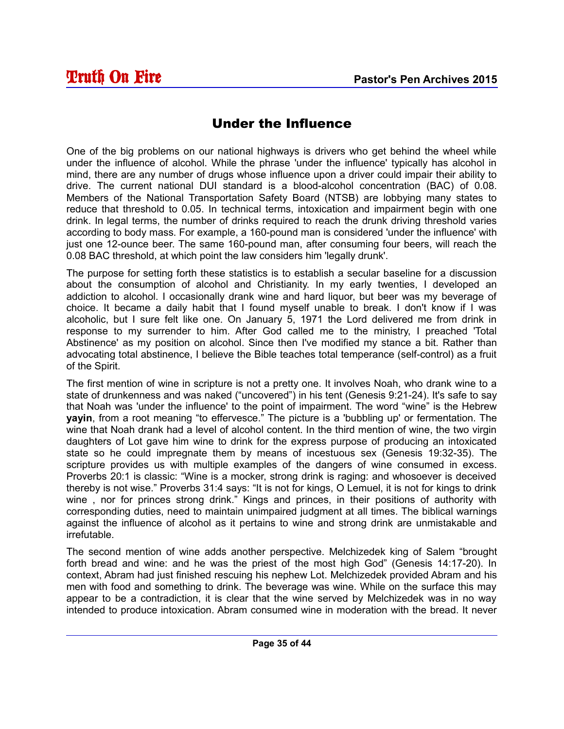## Under the Influence

One of the big problems on our national highways is drivers who get behind the wheel while under the influence of alcohol. While the phrase 'under the influence' typically has alcohol in mind, there are any number of drugs whose influence upon a driver could impair their ability to drive. The current national DUI standard is a blood-alcohol concentration (BAC) of 0.08. Members of the National Transportation Safety Board (NTSB) are lobbying many states to reduce that threshold to 0.05. In technical terms, intoxication and impairment begin with one drink. In legal terms, the number of drinks required to reach the drunk driving threshold varies according to body mass. For example, a 160-pound man is considered 'under the influence' with just one 12-ounce beer. The same 160-pound man, after consuming four beers, will reach the 0.08 BAC threshold, at which point the law considers him 'legally drunk'.

The purpose for setting forth these statistics is to establish a secular baseline for a discussion about the consumption of alcohol and Christianity. In my early twenties, I developed an addiction to alcohol. I occasionally drank wine and hard liquor, but beer was my beverage of choice. It became a daily habit that I found myself unable to break. I don't know if I was alcoholic, but I sure felt like one. On January 5, 1971 the Lord delivered me from drink in response to my surrender to him. After God called me to the ministry, I preached 'Total Abstinence' as my position on alcohol. Since then I've modified my stance a bit. Rather than advocating total abstinence, I believe the Bible teaches total temperance (self-control) as a fruit of the Spirit.

The first mention of wine in scripture is not a pretty one. It involves Noah, who drank wine to a state of drunkenness and was naked ("uncovered") in his tent (Genesis 9:21-24). It's safe to say that Noah was 'under the influence' to the point of impairment. The word "wine" is the Hebrew **yayin**, from a root meaning "to effervesce." The picture is a 'bubbling up' or fermentation. The wine that Noah drank had a level of alcohol content. In the third mention of wine, the two virgin daughters of Lot gave him wine to drink for the express purpose of producing an intoxicated state so he could impregnate them by means of incestuous sex (Genesis 19:32-35). The scripture provides us with multiple examples of the dangers of wine consumed in excess. Proverbs 20:1 is classic: "Wine is a mocker, strong drink is raging: and whosoever is deceived thereby is not wise." Proverbs 31:4 says: "It is not for kings, O Lemuel, it is not for kings to drink wine , nor for princes strong drink." Kings and princes, in their positions of authority with corresponding duties, need to maintain unimpaired judgment at all times. The biblical warnings against the influence of alcohol as it pertains to wine and strong drink are unmistakable and irrefutable.

The second mention of wine adds another perspective. Melchizedek king of Salem "brought forth bread and wine: and he was the priest of the most high God" (Genesis 14:17-20). In context, Abram had just finished rescuing his nephew Lot. Melchizedek provided Abram and his men with food and something to drink. The beverage was wine. While on the surface this may appear to be a contradiction, it is clear that the wine served by Melchizedek was in no way intended to produce intoxication. Abram consumed wine in moderation with the bread. It never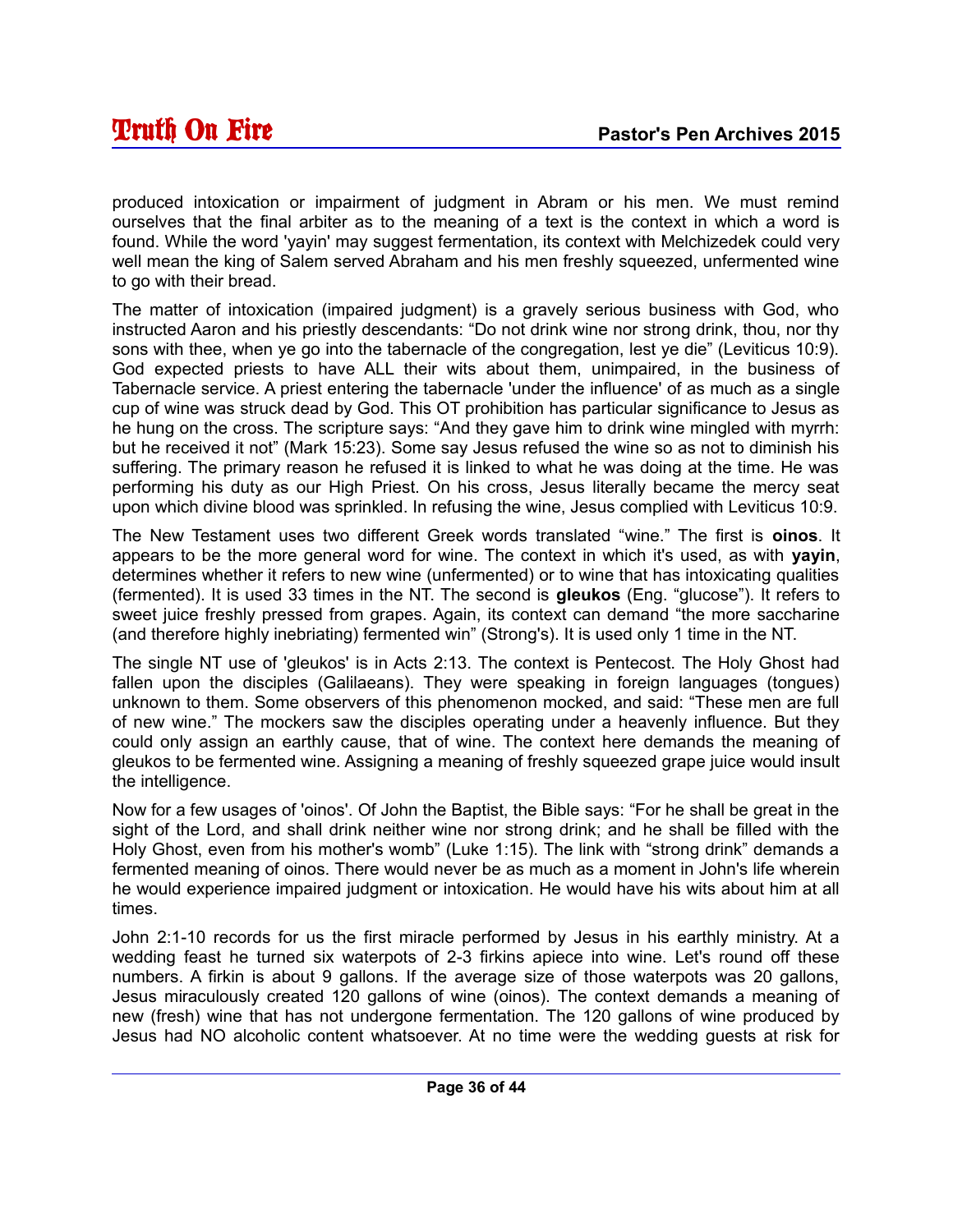produced intoxication or impairment of judgment in Abram or his men. We must remind ourselves that the final arbiter as to the meaning of a text is the context in which a word is found. While the word 'yayin' may suggest fermentation, its context with Melchizedek could very well mean the king of Salem served Abraham and his men freshly squeezed, unfermented wine to go with their bread.

The matter of intoxication (impaired judgment) is a gravely serious business with God, who instructed Aaron and his priestly descendants: "Do not drink wine nor strong drink, thou, nor thy sons with thee, when ye go into the tabernacle of the congregation, lest ye die" (Leviticus 10:9). God expected priests to have ALL their wits about them, unimpaired, in the business of Tabernacle service. A priest entering the tabernacle 'under the influence' of as much as a single cup of wine was struck dead by God. This OT prohibition has particular significance to Jesus as he hung on the cross. The scripture says: "And they gave him to drink wine mingled with myrrh: but he received it not" (Mark 15:23). Some say Jesus refused the wine so as not to diminish his suffering. The primary reason he refused it is linked to what he was doing at the time. He was performing his duty as our High Priest. On his cross, Jesus literally became the mercy seat upon which divine blood was sprinkled. In refusing the wine, Jesus complied with Leviticus 10:9.

The New Testament uses two different Greek words translated "wine." The first is **oinos**. It appears to be the more general word for wine. The context in which it's used, as with **yayin**, determines whether it refers to new wine (unfermented) or to wine that has intoxicating qualities (fermented). It is used 33 times in the NT. The second is **gleukos** (Eng. "glucose"). It refers to sweet juice freshly pressed from grapes. Again, its context can demand "the more saccharine (and therefore highly inebriating) fermented win" (Strong's). It is used only 1 time in the NT.

The single NT use of 'gleukos' is in Acts 2:13. The context is Pentecost. The Holy Ghost had fallen upon the disciples (Galilaeans). They were speaking in foreign languages (tongues) unknown to them. Some observers of this phenomenon mocked, and said: "These men are full of new wine." The mockers saw the disciples operating under a heavenly influence. But they could only assign an earthly cause, that of wine. The context here demands the meaning of gleukos to be fermented wine. Assigning a meaning of freshly squeezed grape juice would insult the intelligence.

Now for a few usages of 'oinos'. Of John the Baptist, the Bible says: "For he shall be great in the sight of the Lord, and shall drink neither wine nor strong drink; and he shall be filled with the Holy Ghost, even from his mother's womb" (Luke 1:15). The link with "strong drink" demands a fermented meaning of oinos. There would never be as much as a moment in John's life wherein he would experience impaired judgment or intoxication. He would have his wits about him at all times.

John 2:1-10 records for us the first miracle performed by Jesus in his earthly ministry. At a wedding feast he turned six waterpots of 2-3 firkins apiece into wine. Let's round off these numbers. A firkin is about 9 gallons. If the average size of those waterpots was 20 gallons, Jesus miraculously created 120 gallons of wine (oinos). The context demands a meaning of new (fresh) wine that has not undergone fermentation. The 120 gallons of wine produced by Jesus had NO alcoholic content whatsoever. At no time were the wedding guests at risk for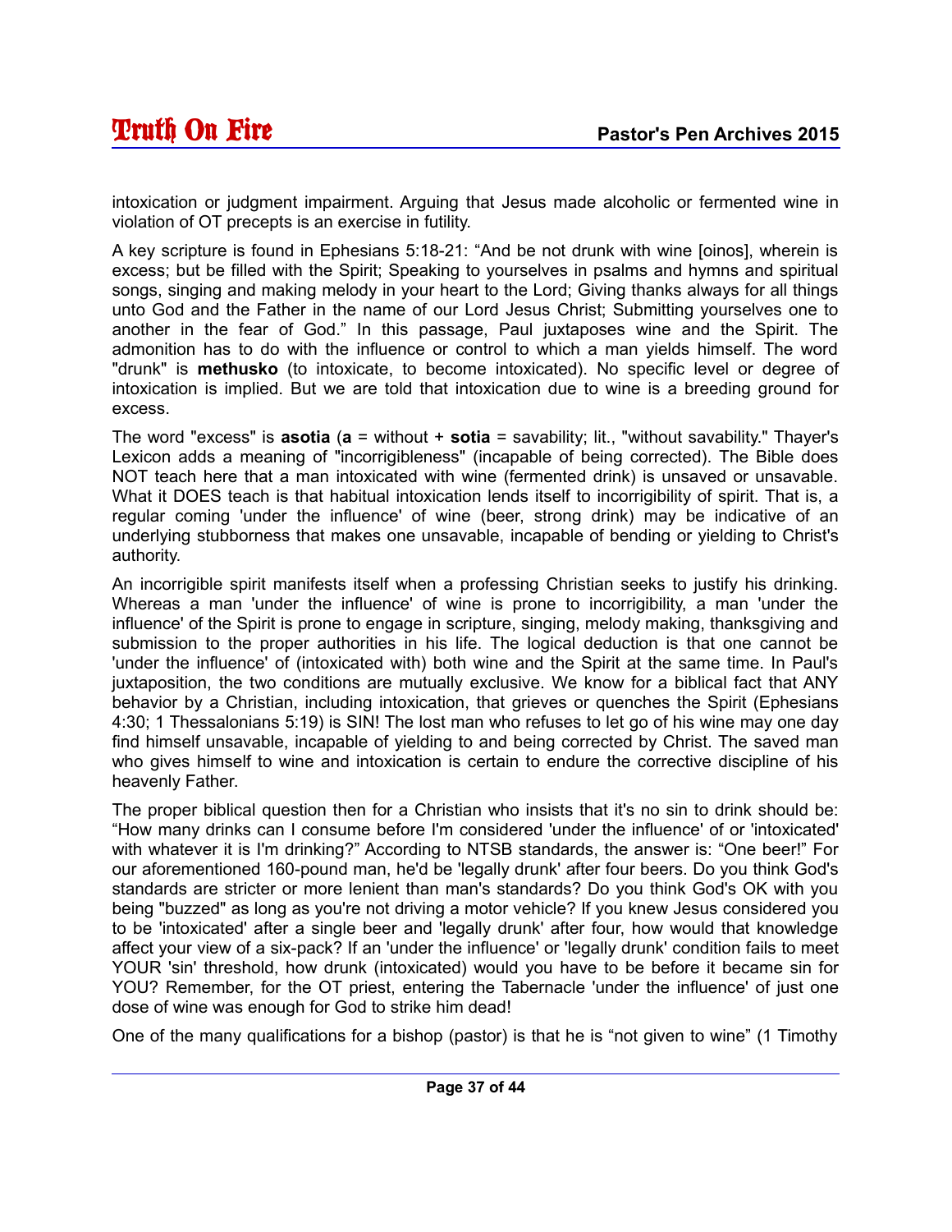intoxication or judgment impairment. Arguing that Jesus made alcoholic or fermented wine in violation of OT precepts is an exercise in futility.

A key scripture is found in Ephesians 5:18-21: “And be not drunk with wine [oinos], wherein is excess; but be filled with the Spirit; Speaking to yourselves in psalms and hymns and spiritual songs, singing and making melody in your heart to the Lord; Giving thanks always for all things unto God and the Father in the name of our Lord Jesus Christ; Submitting yourselves one to another in the fear of God.” In this passage, Paul juxtaposes wine and the Spirit. The admonition has to do with the influence or control to which a man yields himself. The word "drunk" is **methusko** (to intoxicate, to become intoxicated). No specific level or degree of intoxication is implied. But we are told that intoxication due to wine is a breeding ground for excess.

The word "excess" is **asotia** (**a** = without + **sotia** = savability; lit., "without savability." Thayer's Lexicon adds a meaning of "incorrigibleness" (incapable of being corrected). The Bible does NOT teach here that a man intoxicated with wine (fermented drink) is unsaved or unsavable. What it DOES teach is that habitual intoxication lends itself to incorrigibility of spirit. That is, a regular coming 'under the influence' of wine (beer, strong drink) may be indicative of an underlying stubbornness that makes one unsavable, incapable of bending or yielding to Christ's authority.

An incorrigible spirit manifests itself when a professing Christian seeks to justify his drinking. Whereas a man 'under the influence' of wine is prone to incorrigibility, a man 'under the influence' of the Spirit is prone to engage in scripture, singing, melody making, thanksgiving and submission to the proper authorities in his life. The logical deduction is that one cannot be 'under the influence' of (intoxicated with) both wine and the Spirit at the same time. In Paul's juxtaposition, the two conditions are mutually exclusive. We know for a biblical fact that ANY behavior by a Christian, including intoxication, that grieves or quenches the Spirit (Ephesians 4:30; 1 Thessalonians 5:19) is SIN! The lost man who refuses to let go of his wine may one day find himself unsavable, incapable of yielding to and being corrected by Christ. The saved man who gives himself to wine and intoxication is certain to endure the corrective discipline of his heavenly Father.

The proper biblical question then for a Christian who insists that it's no sin to drink should be: “How many drinks can I consume before I'm considered 'under the influence' of or 'intoxicated' with whatever it is I'm drinking?” According to NTSB standards, the answer is: “One beer!” For our aforementioned 160-pound man, he'd be 'legally drunk' after four beers. Do you think God's standards are stricter or more lenient than man's standards? Do you think God's OK with you being "buzzed" as long as you're not driving a motor vehicle? If you knew Jesus considered you to be 'intoxicated' after a single beer and 'legally drunk' after four, how would that knowledge affect your view of a six-pack? If an 'under the influence' or 'legally drunk' condition fails to meet YOUR 'sin' threshold, how drunk (intoxicated) would you have to be before it became sin for YOU? Remember, for the OT priest, entering the Tabernacle 'under the influence' of just one dose of wine was enough for God to strike him dead!

One of the many qualifications for a bishop (pastor) is that he is “not given to wine” (1 Timothy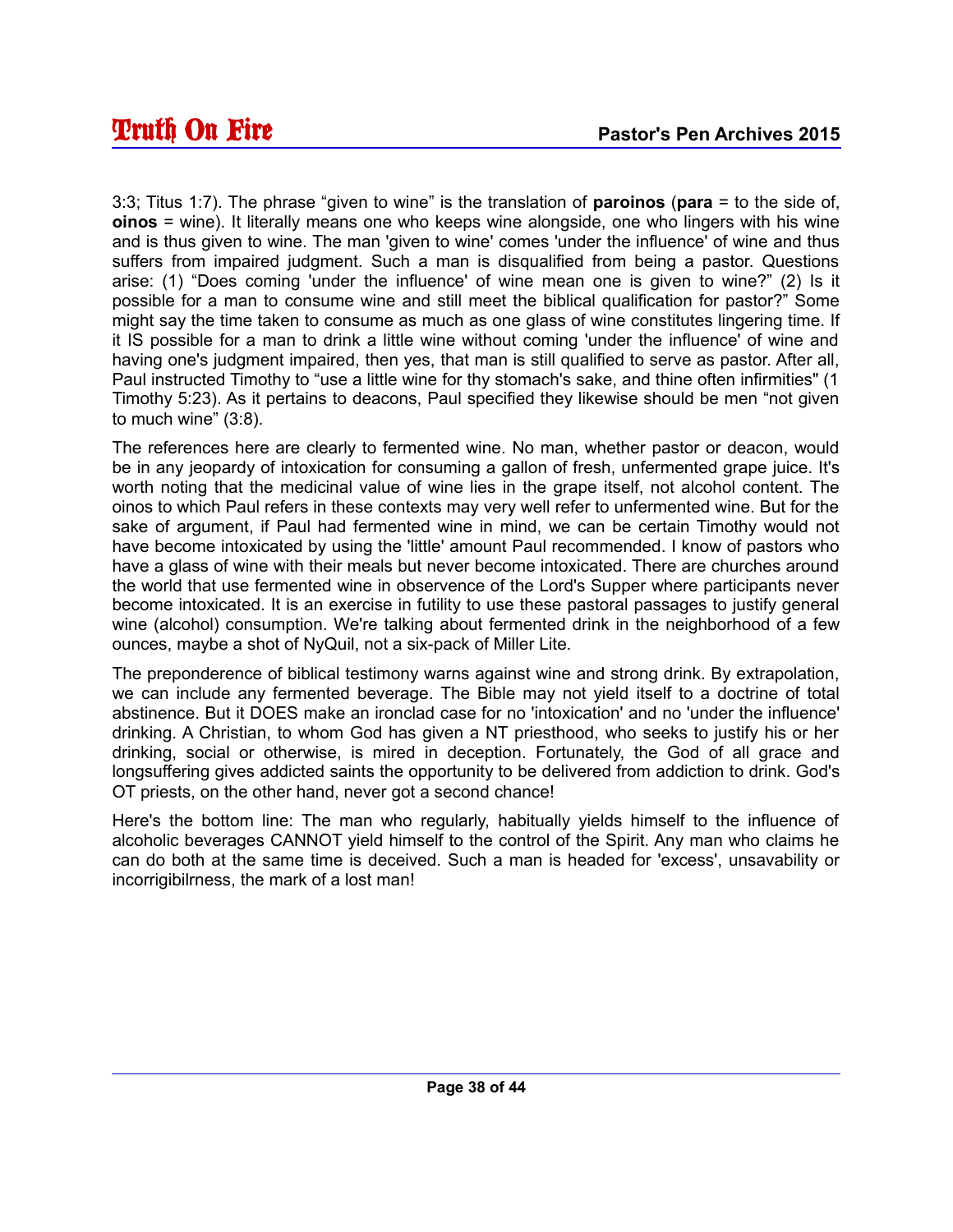3:3; Titus 1:7). The phrase “given to wine” is the translation of **paroinos** (**para** = to the side of, **oinos** = wine). It literally means one who keeps wine alongside, one who lingers with his wine and is thus given to wine. The man 'given to wine' comes 'under the influence' of wine and thus suffers from impaired judgment. Such a man is disqualified from being a pastor. Questions arise: (1) “Does coming 'under the influence' of wine mean one is given to wine?” (2) Is it possible for a man to consume wine and still meet the biblical qualification for pastor?” Some might say the time taken to consume as much as one glass of wine constitutes lingering time. If it IS possible for a man to drink a little wine without coming 'under the influence' of wine and having one's judgment impaired, then yes, that man is still qualified to serve as pastor. After all, Paul instructed Timothy to “use a little wine for thy stomach's sake, and thine often infirmities" (1 Timothy 5:23). As it pertains to deacons, Paul specified they likewise should be men “not given to much wine” (3:8).

The references here are clearly to fermented wine. No man, whether pastor or deacon, would be in any jeopardy of intoxication for consuming a gallon of fresh, unfermented grape juice. It's worth noting that the medicinal value of wine lies in the grape itself, not alcohol content. The oinos to which Paul refers in these contexts may very well refer to unfermented wine. But for the sake of argument, if Paul had fermented wine in mind, we can be certain Timothy would not have become intoxicated by using the 'little' amount Paul recommended. I know of pastors who have a glass of wine with their meals but never become intoxicated. There are churches around the world that use fermented wine in observence of the Lord's Supper where participants never become intoxicated. It is an exercise in futility to use these pastoral passages to justify general wine (alcohol) consumption. We're talking about fermented drink in the neighborhood of a few ounces, maybe a shot of NyQuil, not a six-pack of Miller Lite.

The preponderence of biblical testimony warns against wine and strong drink. By extrapolation, we can include any fermented beverage. The Bible may not yield itself to a doctrine of total abstinence. But it DOES make an ironclad case for no 'intoxication' and no 'under the influence' drinking. A Christian, to whom God has given a NT priesthood, who seeks to justify his or her drinking, social or otherwise, is mired in deception. Fortunately, the God of all grace and longsuffering gives addicted saints the opportunity to be delivered from addiction to drink. God's OT priests, on the other hand, never got a second chance!

Here's the bottom line: The man who regularly, habitually yields himself to the influence of alcoholic beverages CANNOT yield himself to the control of the Spirit. Any man who claims he can do both at the same time is deceived. Such a man is headed for 'excess', unsavability or incorrigibilrness, the mark of a lost man!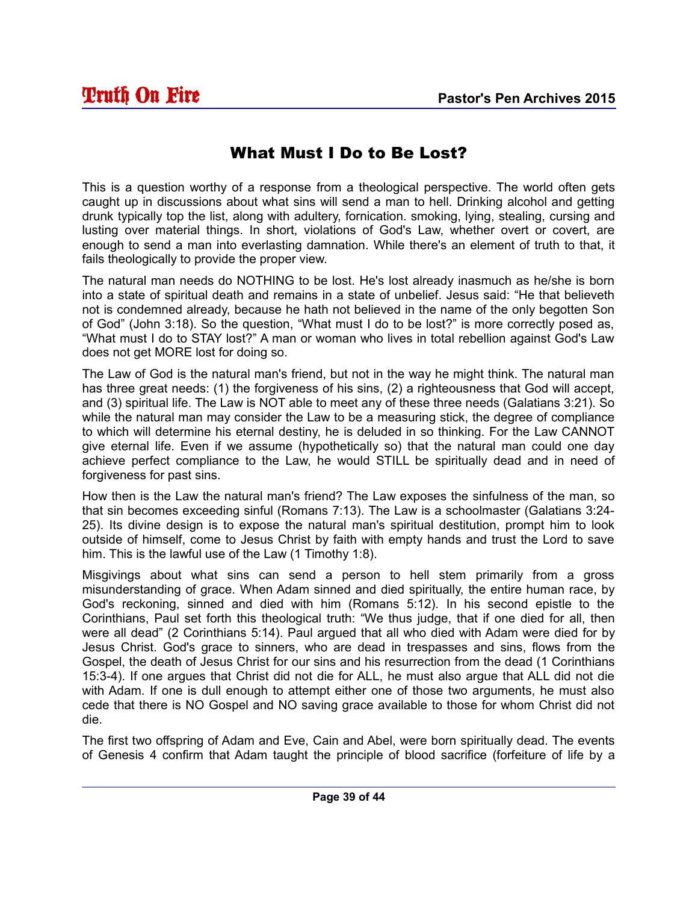# What Must I Do to Be Lost?

This is a question worthy of a response from a theological perspective. The world often gets caught up in discussions about what sins will send a man to hell. Drinking alcohol and getting drunk typically top the list, along with adultery, fornication. smoking, lying, stealing, cursing and lusting over material things. In short, violations of God's Law, whether overt or covert, are enough to send a man into everlasting damnation. While there's an element of truth to that, it fails theologically to provide the proper view.

The natural man needs do NOTHING to be lost. He's lost already inasmuch as he/she is born into a state of spiritual death and remains in a state of unbelief. Jesus said: "He that believeth not is condemned already, because he hath not believed in the name of the only begotten Son of God" (John 3:18). So the question, "What must I do to be lost?" is more correctly posed as, "What must I do to STAY lost?" A man or woman who lives in total rebellion against God's Law does not get MORE lost for doing so.

The Law of God is the natural man's friend, but not in the way he might think. The natural man has three great needs: (1) the forgiveness of his sins, (2) a righteousness that God will accept, and (3) spiritual life. The Law is NOT able to meet any of these three needs (Galatians 3:21). So while the natural man may consider the Law to be a measuring stick, the degree of compliance to which will determine his eternal destiny, he is deluded in so thinking. For the Law CANNOT give eternal life. Even if we assume (hypothetically so) that the natural man could one day achieve perfect compliance to the Law, he would STILL be spiritually dead and in need of forgiveness for past sins.

How then is the Law the natural man's friend? The Law exposes the sinfulness of the man, so that sin becomes exceeding sinful (Romans 7:13). The Law is a schoolmaster (Galatians 3:24-25). Its divine design is to expose the natural man's spiritual destitution, prompt him to look outside of himself, come to Jesus Christ by faith with empty hands and trust the Lord to save him. This is the lawful use of the Law (1 Timothy 1:8).

Misgivings about what sins can send a person to hell stem primarily from a gross misunderstanding of grace. When Adam sinned and died spiritually, the entire human race, by God's reckoning, sinned and died with him (Romans 5:12). In his second epistle to the Corinthians, Paul set forth this theological truth: "We thus judge, that if one died for all, then were all dead" (2 Corinthians 5:14). Paul argued that all who died with Adam were died for by Jesus Christ. God's grace to sinners, who are dead in trespasses and sins, flows from the Gospel, the death of Jesus Christ for our sins and his resurrection from the dead (1 Corinthians 15:3-4). If one argues that Christ did not die for ALL, he must also argue that ALL did not die with Adam. If one is dull enough to attempt either one of those two arguments, he must also cede that there is NO Gospel and NO saving grace available to those for whom Christ did not die.

The first two offspring of Adam and Eve, Cain and Abel, were born spiritually dead. The events of Genesis 4 confirm that Adam taught the principle of blood sacrifice (forfeiture of life by a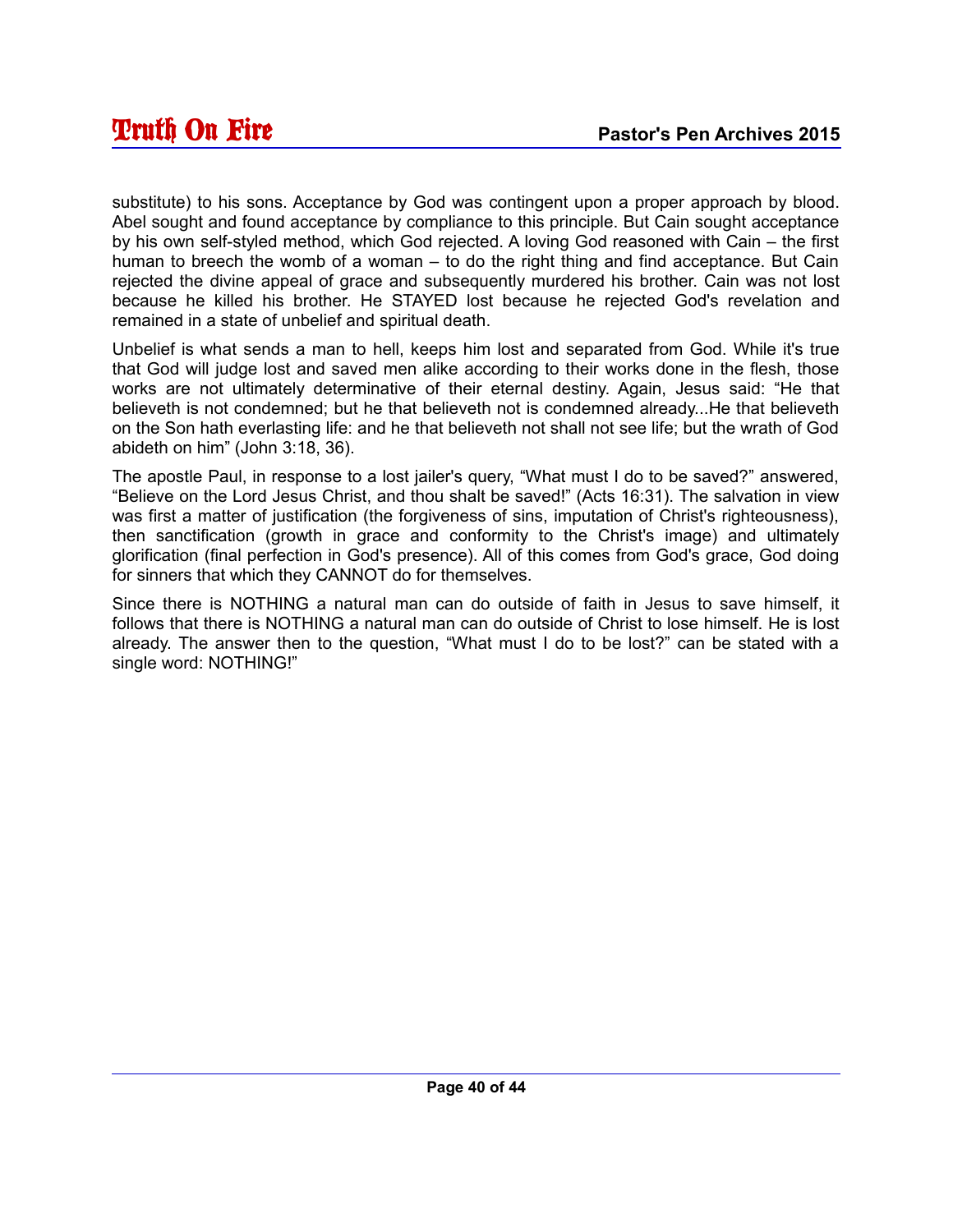substitute) to his sons. Acceptance by God was contingent upon a proper approach by blood. Abel sought and found acceptance by compliance to this principle. But Cain sought acceptance by his own self-styled method, which God rejected. A loving God reasoned with Cain – the first human to breech the womb of a woman – to do the right thing and find acceptance. But Cain rejected the divine appeal of grace and subsequently murdered his brother. Cain was not lost because he killed his brother. He STAYED lost because he rejected God's revelation and remained in a state of unbelief and spiritual death.

Unbelief is what sends a man to hell, keeps him lost and separated from God. While it's true that God will judge lost and saved men alike according to their works done in the flesh, those works are not ultimately determinative of their eternal destiny. Again, Jesus said: "He that believeth is not condemned; but he that believeth not is condemned already...He that believeth on the Son hath everlasting life: and he that believeth not shall not see life; but the wrath of God abideth on him" (John 3:18, 36).

The apostle Paul, in response to a lost jailer's query, "What must I do to be saved?" answered, "Believe on the Lord Jesus Christ, and thou shalt be saved!" (Acts 16:31). The salvation in view was first a matter of justification (the forgiveness of sins, imputation of Christ's righteousness), then sanctification (growth in grace and conformity to the Christ's image) and ultimately glorification (final perfection in God's presence). All of this comes from God's grace, God doing for sinners that which they CANNOT do for themselves.

Since there is NOTHING a natural man can do outside of faith in Jesus to save himself, it follows that there is NOTHING a natural man can do outside of Christ to lose himself. He is lost already. The answer then to the question, "What must I do to be lost?" can be stated with a single word: NOTHING!"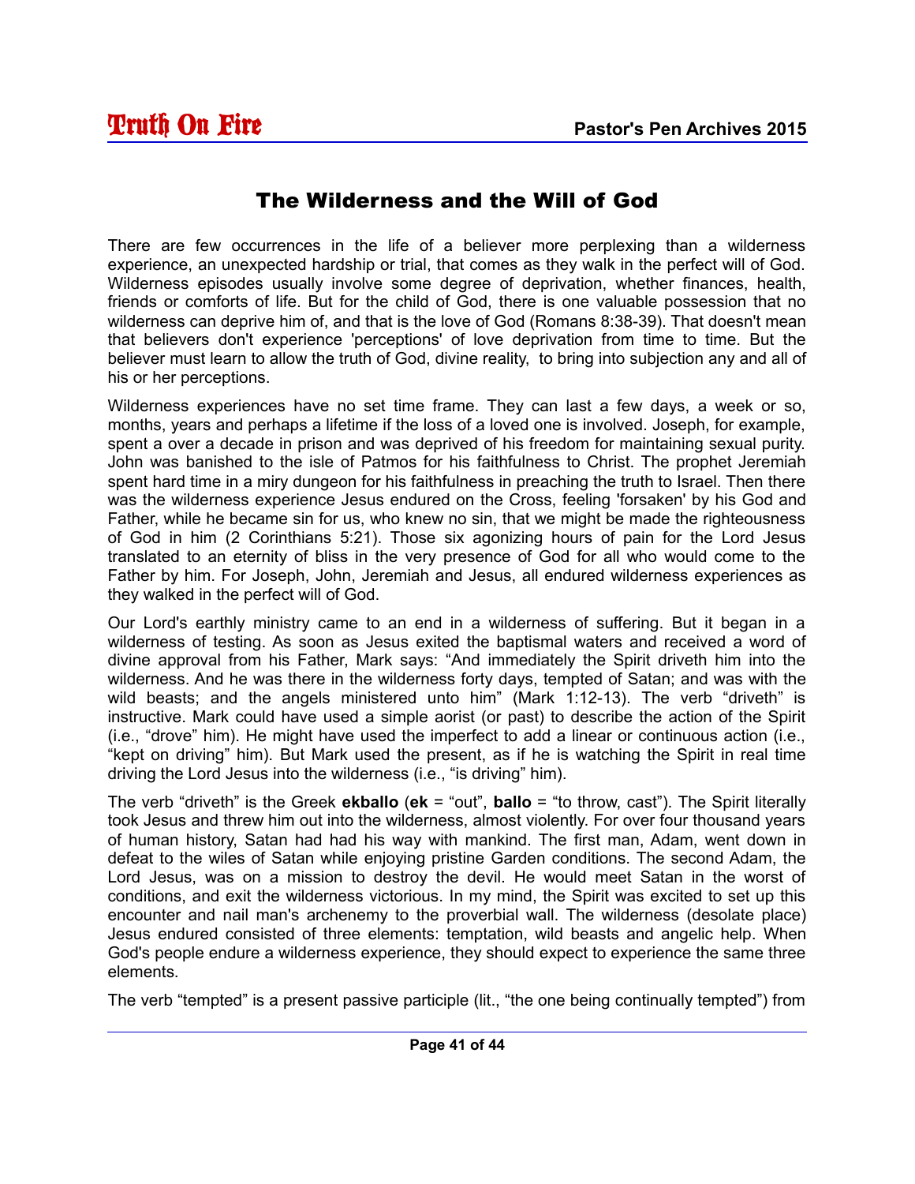# The Wilderness and the Will of God

There are few occurrences in the life of a believer more perplexing than a wilderness experience, an unexpected hardship or trial, that comes as they walk in the perfect will of God. Wilderness episodes usually involve some degree of deprivation, whether finances, health, friends or comforts of life. But for the child of God, there is one valuable possession that no wilderness can deprive him of, and that is the love of God (Romans 8:38-39). That doesn't mean that believers don't experience 'perceptions' of love deprivation from time to time. But the believer must learn to allow the truth of God, divine reality, to bring into subjection any and all of his or her perceptions.

Wilderness experiences have no set time frame. They can last a few days, a week or so, months, years and perhaps a lifetime if the loss of a loved one is involved. Joseph, for example, spent a over a decade in prison and was deprived of his freedom for maintaining sexual purity. John was banished to the isle of Patmos for his faithfulness to Christ. The prophet Jeremiah spent hard time in a miry dungeon for his faithfulness in preaching the truth to Israel. Then there was the wilderness experience Jesus endured on the Cross, feeling 'forsaken' by his God and Father, while he became sin for us, who knew no sin, that we might be made the righteousness of God in him (2 Corinthians 5:21). Those six agonizing hours of pain for the Lord Jesus translated to an eternity of bliss in the very presence of God for all who would come to the Father by him. For Joseph, John, Jeremiah and Jesus, all endured wilderness experiences as they walked in the perfect will of God.

Our Lord's earthly ministry came to an end in a wilderness of suffering. But it began in a wilderness of testing. As soon as Jesus exited the baptismal waters and received a word of divine approval from his Father, Mark says: "And immediately the Spirit driveth him into the wilderness. And he was there in the wilderness forty days, tempted of Satan; and was with the wild beasts; and the angels ministered unto him" (Mark 1:12-13). The verb "driveth" is instructive. Mark could have used a simple aorist (or past) to describe the action of the Spirit (i.e., "drove" him). He might have used the imperfect to add a linear or continuous action (i.e., "kept on driving" him). But Mark used the present, as if he is watching the Spirit in real time driving the Lord Jesus into the wilderness (i.e., "is driving" him).

The verb "driveth" is the Greek **ekballo** (**ek** = "out", **ballo** = "to throw, cast"). The Spirit literally took Jesus and threw him out into the wilderness, almost violently. For over four thousand years of human history, Satan had had his way with mankind. The first man, Adam, went down in defeat to the wiles of Satan while enjoying pristine Garden conditions. The second Adam, the Lord Jesus, was on a mission to destroy the devil. He would meet Satan in the worst of conditions, and exit the wilderness victorious. In my mind, the Spirit was excited to set up this encounter and nail man's archenemy to the proverbial wall. The wilderness (desolate place) Jesus endured consisted of three elements: temptation, wild beasts and angelic help. When God's people endure a wilderness experience, they should expect to experience the same three elements.

The verb "tempted" is a present passive participle (lit., "the one being continually tempted") from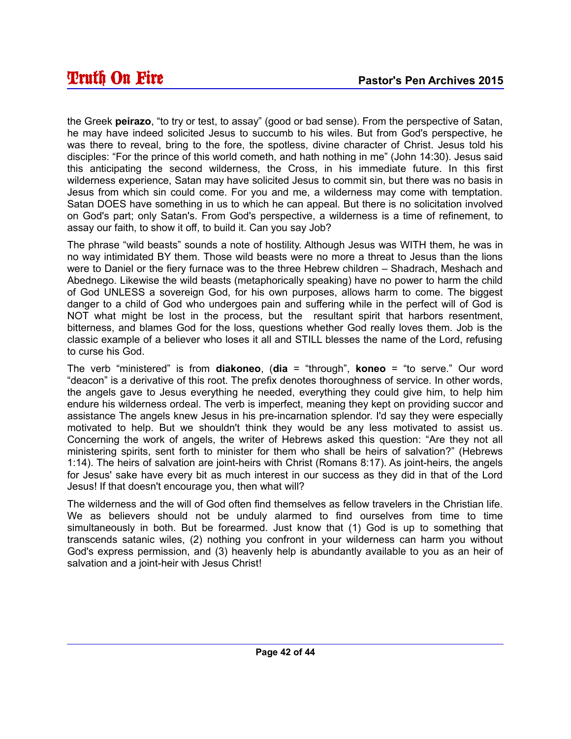the Greek **peirazo**, "to try or test, to assay" (good or bad sense). From the perspective of Satan, he may have indeed solicited Jesus to succumb to his wiles. But from God's perspective, he was there to reveal, bring to the fore, the spotless, divine character of Christ. Jesus told his disciples: "For the prince of this world cometh, and hath nothing in me" (John 14:30). Jesus said this anticipating the second wilderness, the Cross, in his immediate future. In this first wilderness experience, Satan may have solicited Jesus to commit sin, but there was no basis in Jesus from which sin could come. For you and me, a wilderness may come with temptation. Satan DOES have something in us to which he can appeal. But there is no solicitation involved on God's part; only Satan's. From God's perspective, a wilderness is a time of refinement, to assay our faith, to show it off, to build it. Can you say Job?

The phrase "wild beasts" sounds a note of hostility. Although Jesus was WITH them, he was in no way intimidated BY them. Those wild beasts were no more a threat to Jesus than the lions were to Daniel or the fiery furnace was to the three Hebrew children – Shadrach, Meshach and Abednego. Likewise the wild beasts (metaphorically speaking) have no power to harm the child of God UNLESS a sovereign God, for his own purposes, allows harm to come. The biggest danger to a child of God who undergoes pain and suffering while in the perfect will of God is NOT what might be lost in the process, but the resultant spirit that harbors resentment, bitterness, and blames God for the loss, questions whether God really loves them. Job is the classic example of a believer who loses it all and STILL blesses the name of the Lord, refusing to curse his God.

The verb "ministered" is from **diakoneo**, (**dia** = "through", **koneo** = "to serve." Our word "deacon" is a derivative of this root. The prefix denotes thoroughness of service. In other words, the angels gave to Jesus everything he needed, everything they could give him, to help him endure his wilderness ordeal. The verb is imperfect, meaning they kept on providing succor and assistance The angels knew Jesus in his pre-incarnation splendor. I'd say they were especially motivated to help. But we shouldn't think they would be any less motivated to assist us. Concerning the work of angels, the writer of Hebrews asked this question: "Are they not all ministering spirits, sent forth to minister for them who shall be heirs of salvation?" (Hebrews 1:14). The heirs of salvation are joint-heirs with Christ (Romans 8:17). As joint-heirs, the angels for Jesus' sake have every bit as much interest in our success as they did in that of the Lord Jesus! If that doesn't encourage you, then what will?

The wilderness and the will of God often find themselves as fellow travelers in the Christian life. We as believers should not be unduly alarmed to find ourselves from time to time simultaneously in both. But be forearmed. Just know that (1) God is up to something that transcends satanic wiles, (2) nothing you confront in your wilderness can harm you without God's express permission, and (3) heavenly help is abundantly available to you as an heir of salvation and a joint-heir with Jesus Christ!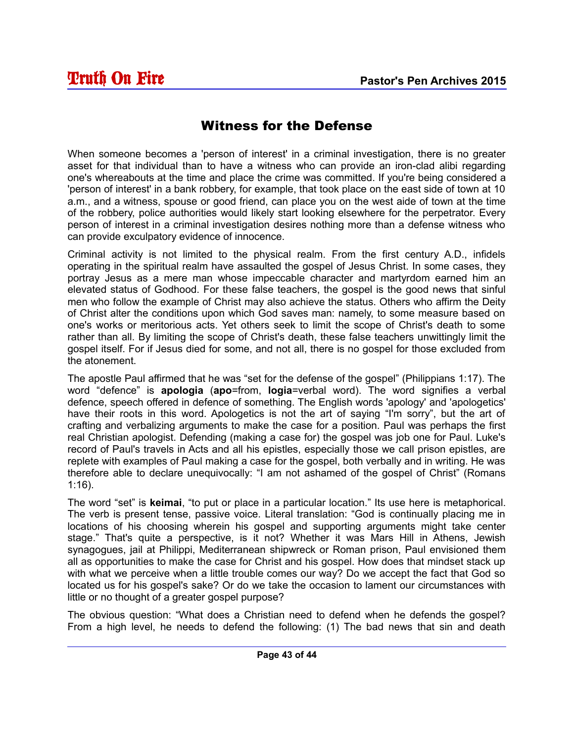## Witness for the Defense

When someone becomes a 'person of interest' in a criminal investigation, there is no greater asset for that individual than to have a witness who can provide an iron-clad alibi regarding one's whereabouts at the time and place the crime was committed. If you're being considered a 'person of interest' in a bank robbery, for example, that took place on the east side of town at 10 a.m., and a witness, spouse or good friend, can place you on the west aide of town at the time of the robbery, police authorities would likely start looking elsewhere for the perpetrator. Every person of interest in a criminal investigation desires nothing more than a defense witness who can provide exculpatory evidence of innocence.

Criminal activity is not limited to the physical realm. From the first century A.D., infidels operating in the spiritual realm have assaulted the gospel of Jesus Christ. In some cases, they portray Jesus as a mere man whose impeccable character and martyrdom earned him an elevated status of Godhood. For these false teachers, the gospel is the good news that sinful men who follow the example of Christ may also achieve the status. Others who affirm the Deity of Christ alter the conditions upon which God saves man: namely, to some measure based on one's works or meritorious acts. Yet others seek to limit the scope of Christ's death to some rather than all. By limiting the scope of Christ's death, these false teachers unwittingly limit the gospel itself. For if Jesus died for some, and not all, there is no gospel for those excluded from the atonement.

The apostle Paul affirmed that he was “set for the defense of the gospel” (Philippians 1:17). The word “defence” is **apologia** (**apo**=from, **logia**=verbal word). The word signifies a verbal defence, speech offered in defence of something. The English words 'apology' and 'apologetics' have their roots in this word. Apologetics is not the art of saying “I'm sorry”, but the art of crafting and verbalizing arguments to make the case for a position. Paul was perhaps the first real Christian apologist. Defending (making a case for) the gospel was job one for Paul. Luke's record of Paul's travels in Acts and all his epistles, especially those we call prison epistles, are replete with examples of Paul making a case for the gospel, both verbally and in writing. He was therefore able to declare unequivocally: “I am not ashamed of the gospel of Christ” (Romans 1:16).

The word “set” is **keimai**, “to put or place in a particular location.” Its use here is metaphorical. The verb is present tense, passive voice. Literal translation: “God is continually placing me in locations of his choosing wherein his gospel and supporting arguments might take center stage.” That's quite a perspective, is it not? Whether it was Mars Hill in Athens, Jewish synagogues, jail at Philippi, Mediterranean shipwreck or Roman prison, Paul envisioned them all as opportunities to make the case for Christ and his gospel. How does that mindset stack up with what we perceive when a little trouble comes our way? Do we accept the fact that God so located us for his gospel's sake? Or do we take the occasion to lament our circumstances with little or no thought of a greater gospel purpose?

The obvious question: “What does a Christian need to defend when he defends the gospel? From a high level, he needs to defend the following: (1) The bad news that sin and death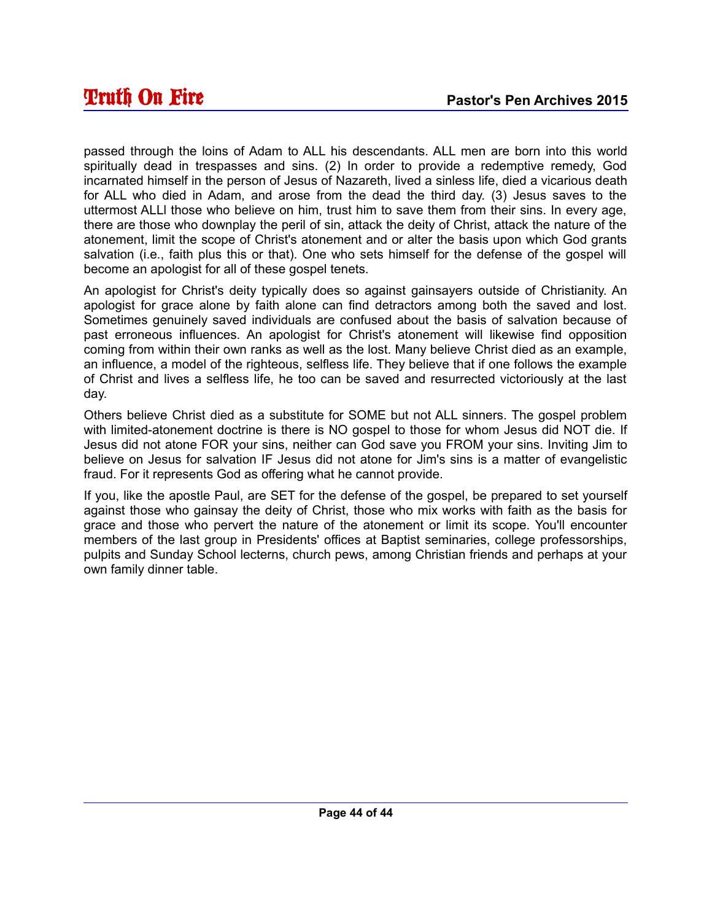passed through the loins of Adam to ALL his descendants. ALL men are born into this world spiritually dead in trespasses and sins. (2) In order to provide a redemptive remedy, God incarnated himself in the person of Jesus of Nazareth, lived a sinless life, died a vicarious death for ALL who died in Adam, and arose from the dead the third day. (3) Jesus saves to the uttermost ALLl those who believe on him, trust him to save them from their sins. In every age, there are those who downplay the peril of sin, attack the deity of Christ, attack the nature of the atonement, limit the scope of Christ's atonement and or alter the basis upon which God grants salvation (i.e., faith plus this or that). One who sets himself for the defense of the gospel will become an apologist for all of these gospel tenets.

An apologist for Christ's deity typically does so against gainsayers outside of Christianity. An apologist for grace alone by faith alone can find detractors among both the saved and lost. Sometimes genuinely saved individuals are confused about the basis of salvation because of past erroneous influences. An apologist for Christ's atonement will likewise find opposition coming from within their own ranks as well as the lost. Many believe Christ died as an example, an influence, a model of the righteous, selfless life. They believe that if one follows the example of Christ and lives a selfless life, he too can be saved and resurrected victoriously at the last day.

Others believe Christ died as a substitute for SOME but not ALL sinners. The gospel problem with limited-atonement doctrine is there is NO gospel to those for whom Jesus did NOT die. If Jesus did not atone FOR your sins, neither can God save you FROM your sins. Inviting Jim to believe on Jesus for salvation IF Jesus did not atone for Jim's sins is a matter of evangelistic fraud. For it represents God as offering what he cannot provide.

If you, like the apostle Paul, are SET for the defense of the gospel, be prepared to set yourself against those who gainsay the deity of Christ, those who mix works with faith as the basis for grace and those who pervert the nature of the atonement or limit its scope. You'll encounter members of the last group in Presidents' offices at Baptist seminaries, college professorships, pulpits and Sunday School lecterns, church pews, among Christian friends and perhaps at your own family dinner table.